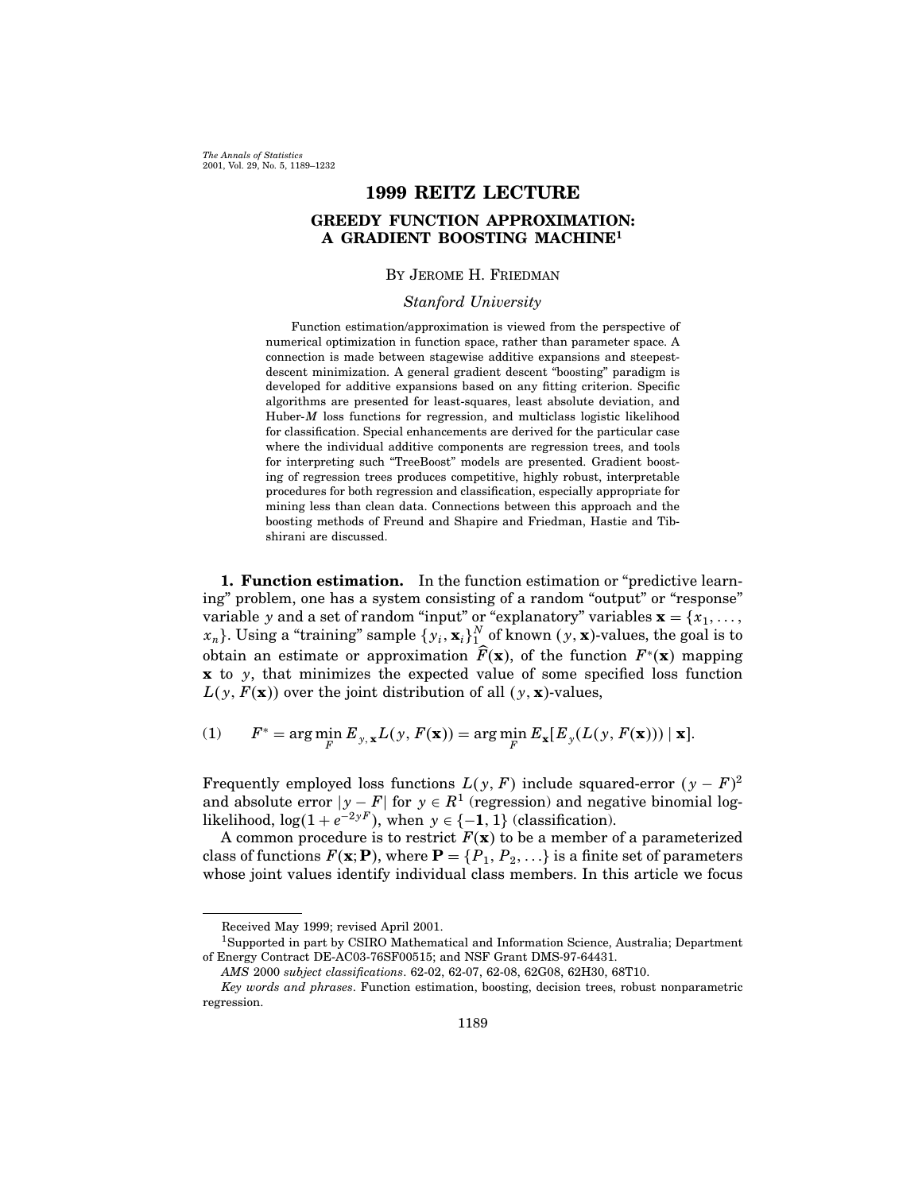# 1999 REITZ LECTURE

## GREEDY FUNCTION APPROXIMATION: A GRADIENT BOOSTING MACHINE[1]

By Jerome H. Friedman

*Stanford University*

Function estimation/approximation is viewed from the perspective of numerical optimization in function space, rather than parameter space. A connection is made between stagewise additive expansions and steepest-descent minimization. A general gradient descent "boosting" paradigm is developed for additive expansions based on any fitting criterion. Specific algorithms are presented for least-squares, least absolute deviation, and Huber-*M* loss functions for regression, and multiclass logistic likelihood for classification. Special enhancements are derived for the particular case where the individual additive components are regression trees, and tools for interpreting such "TreeBoost" models are presented. Gradient boosting of regression trees produces competitive, highly robust, interpretable procedures for both regression and classification, especially appropriate for mining less than clean data. Connections between this approach and the boosting methods of Freund and Shapire and Friedman, Hastie and Tibshirani are discussed.

**1. Function estimation.** In the function estimation or "predictive learning" problem, one has a system consisting of a random "output" or "response" variable $y$ and a set of random "input" or "explanatory" variables $\mathbf{x} = \{x_1, \ldots, x_n\}$. Using a "training" sample $\{y_i, \mathbf{x}_i\}_1^N$ of known $(y, \mathbf{x})$-values, the goal is to obtain an estimate or approximation $\widehat{F}(\mathbf{x})$, of the function $F^*(\mathbf{x})$ mapping $\mathbf{x}$ to $y$, that minimizes the expected value of some specified loss function $L(y, F(\mathbf{x}))$ over the joint distribution of all $(y, \mathbf{x})$-values,

$$F^* = \arg\min_F E_{y,\mathbf{x}} L(y, F(\mathbf{x})) = \arg\min_F E_{\mathbf{x}}[E_y(L(y, F(\mathbf{x}))) \mid \mathbf{x}]. \tag{1}$$

Frequently employed loss functions $L(y, F)$ include squared-error $(y - F)^2$ and absolute error $|y - F|$ for $y \in R^1$ (regression) and negative binomial log-likelihood, $\log(1 + e^{-2yF})$, when $y \in \{-1, 1\}$ (classification).

A common procedure is to restrict $F(\mathbf{x})$ to be a member of a parameterized class of functions $F(\mathbf{x}; \mathbf{P})$, where $\mathbf{P} = \{P_1, P_2, \ldots\}$ is a finite set of parameters whose joint values identify individual class members. In this article we focus

---

Received May 1999; revised April 2001.

[1]Supported in part by CSIRO Mathematical and Information Science, Australia; Department of Energy Contract DE-AC03-76SF00515; and NSF Grant DMS-97-64431.

*AMS* 2000 *subject classifications*. 62-02, 62-07, 62-08, 62G08, 62H30, 68T10.

*Key words and phrases*. Function estimation, boosting, decision trees, robust nonparametric regression.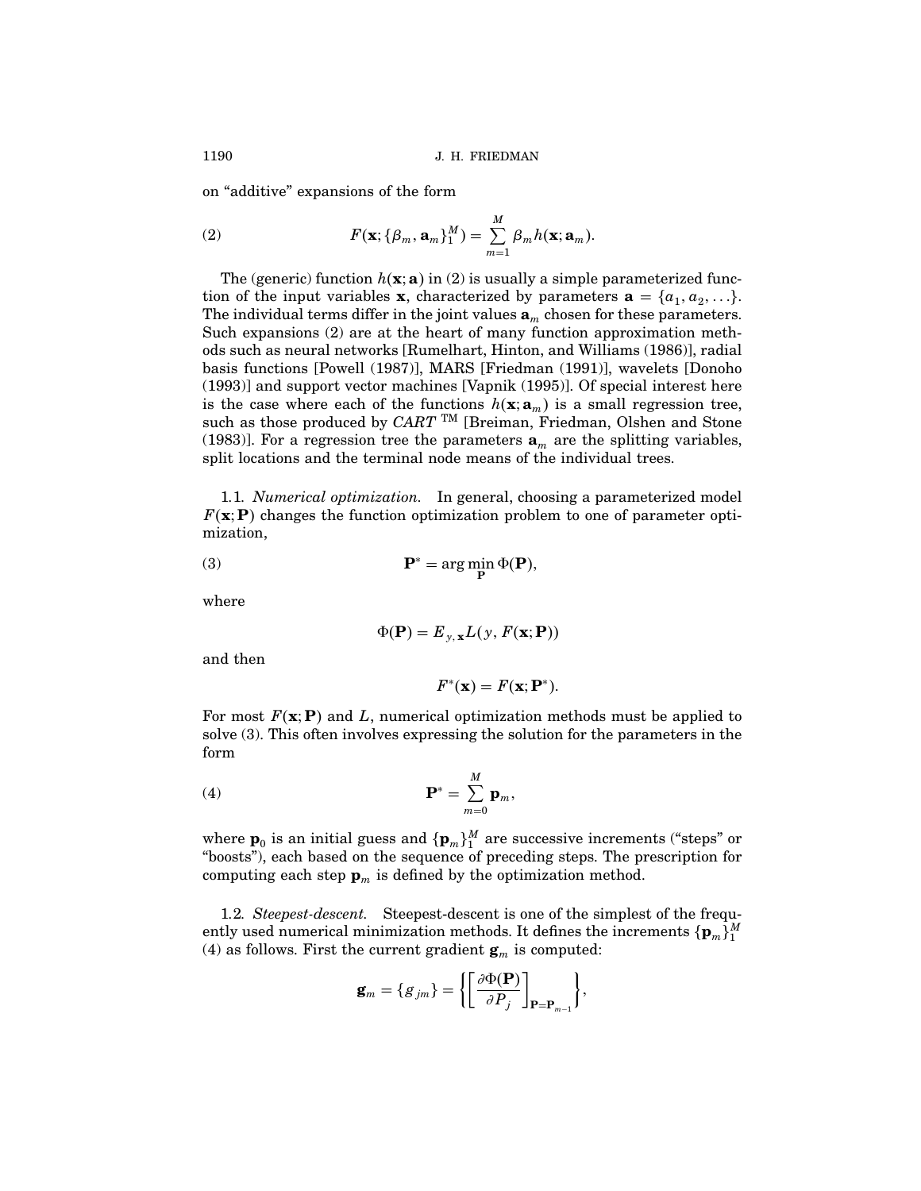on "additive" expansions of the form

$$F(\mathbf{x}; \{\beta_m, \mathbf{a}_m\}_1^M) = \sum_{m=1}^{M} \beta_m h(\mathbf{x}; \mathbf{a}_m). \tag{2}$$

The (generic) function $h(\mathbf{x}; \mathbf{a})$ in (2) is usually a simple parameterized function of the input variables $\mathbf{x}$, characterized by parameters $\mathbf{a} = \{a_1, a_2, \ldots\}$. The individual terms differ in the joint values $\mathbf{a}_m$ chosen for these parameters. Such expansions (2) are at the heart of many function approximation methods such as neural networks [Rumelhart, Hinton, and Williams (1986)], radial basis functions [Powell (1987)], MARS [Friedman (1991)], wavelets [Donoho (1993)] and support vector machines [Vapnik (1995)]. Of special interest here is the case where each of the functions $h(\mathbf{x}; \mathbf{a}_m)$ is a small regression tree, such as those produced by *CART* ™ [Breiman, Friedman, Olshen and Stone (1983)]. For a regression tree the parameters $\mathbf{a}_m$ are the splitting variables, split locations and the terminal node means of the individual trees.

1.1. *Numerical optimization.* In general, choosing a parameterized model $F(\mathbf{x}; \mathbf{P})$ changes the function optimization problem to one of parameter optimization,

$$\mathbf{P}^* = \arg\min_{\mathbf{P}} \Phi(\mathbf{P}), \tag{3}$$

where

$$\Phi(\mathbf{P}) = E_{y,\mathbf{x}} L(y, F(\mathbf{x}; \mathbf{P}))$$

and then

$$F^*(\mathbf{x}) = F(\mathbf{x}; \mathbf{P}^*).$$

For most $F(\mathbf{x}; \mathbf{P})$ and $L$, numerical optimization methods must be applied to solve (3). This often involves expressing the solution for the parameters in the form

$$\mathbf{P}^* = \sum_{m=0}^{M} \mathbf{p}_m, \tag{4}$$

where $\mathbf{p}_0$ is an initial guess and $\{\mathbf{p}_m\}_1^M$ are successive increments ("steps" or "boosts"), each based on the sequence of preceding steps. The prescription for computing each step $\mathbf{p}_m$ is defined by the optimization method.

1.2. *Steepest-descent.* Steepest-descent is one of the simplest of the frequently used numerical minimization methods. It defines the increments $\{\mathbf{p}_m\}_1^M$ (4) as follows. First the current gradient $\mathbf{g}_m$ is computed:

$$\mathbf{g}_m = \{g_{jm}\} = \left\{ \left[ \frac{\partial \Phi(\mathbf{P})}{\partial P_j} \right]_{\mathbf{P} = \mathbf{P}_{m-1}} \right\},$$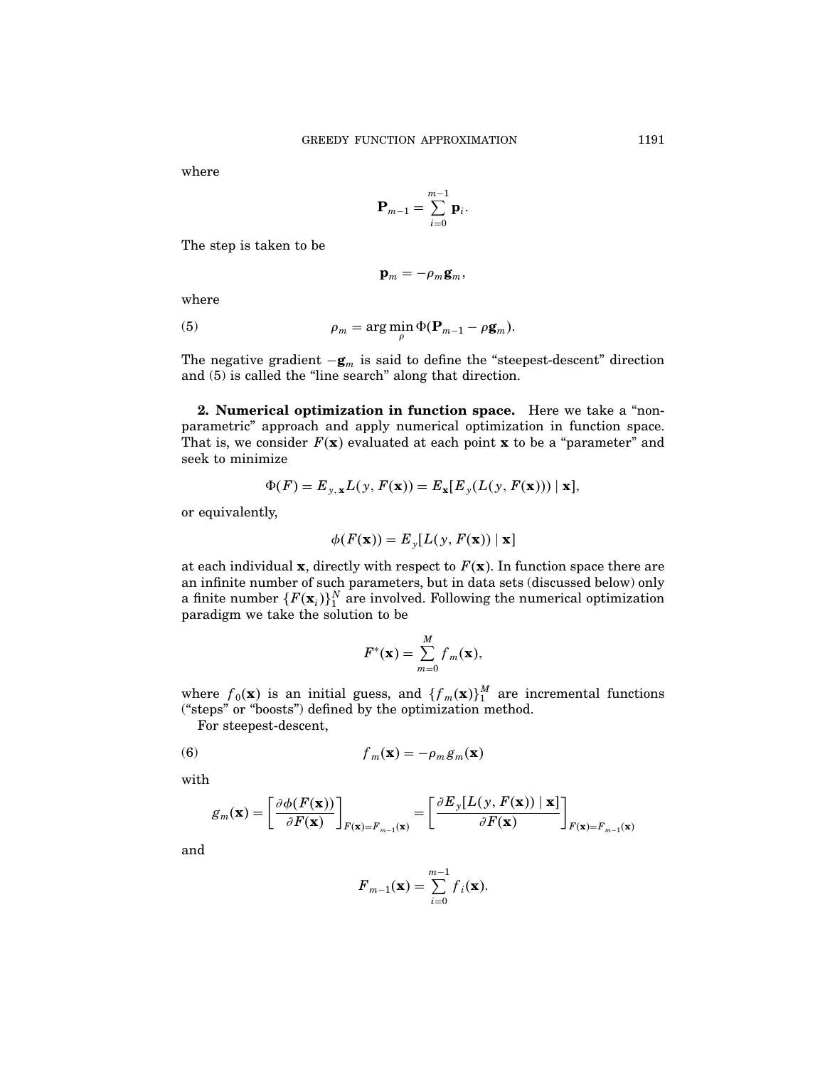where

$$\mathbf{P}_{m-1} = \sum_{i=0}^{m-1} \mathbf{p}_i.$$

The step is taken to be

$$\mathbf{p}_m = -\rho_m \mathbf{g}_m,$$

where

$$\rho_m = \arg\min_{\rho} \Phi(\mathbf{P}_{m-1} - \rho \mathbf{g}_m). \tag{5}$$

The negative gradient $-\mathbf{g}_m$ is said to define the "steepest-descent" direction and (5) is called the "line search" along that direction.

**2. Numerical optimization in function space.** Here we take a "nonparametric" approach and apply numerical optimization in function space. That is, we consider $F(\mathbf{x})$ evaluated at each point $\mathbf{x}$ to be a "parameter" and seek to minimize

$$\Phi(F) = E_{y,\mathbf{x}} L(y, F(\mathbf{x})) = E_{\mathbf{x}}[E_y(L(y, F(\mathbf{x}))) \mid \mathbf{x}],$$

or equivalently,

$$\phi(F(\mathbf{x})) = E_y[L(y, F(\mathbf{x})) \mid \mathbf{x}]$$

at each individual $\mathbf{x}$, directly with respect to $F(\mathbf{x})$. In function space there are an infinite number of such parameters, but in data sets (discussed below) only a finite number $\{F(\mathbf{x}_i)\}_1^N$ are involved. Following the numerical optimization paradigm we take the solution to be

$$F^*(\mathbf{x}) = \sum_{m=0}^{M} f_m(\mathbf{x}),$$

where $f_0(\mathbf{x})$ is an initial guess, and $\{f_m(\mathbf{x})\}_1^M$ are incremental functions ("steps" or "boosts") defined by the optimization method.

For steepest-descent,

$$f_m(\mathbf{x}) = -\rho_m g_m(\mathbf{x}) \tag{6}$$

with

$$g_m(\mathbf{x}) = \left[\frac{\partial \phi(F(\mathbf{x}))}{\partial F(\mathbf{x})}\right]_{F(\mathbf{x})=F_{m-1}(\mathbf{x})} = \left[\frac{\partial E_y[L(y, F(\mathbf{x})) \mid \mathbf{x}]}{\partial F(\mathbf{x})}\right]_{F(\mathbf{x})=F_{m-1}(\mathbf{x})}$$

and

$$F_{m-1}(\mathbf{x}) = \sum_{i=0}^{m-1} f_i(\mathbf{x}).$$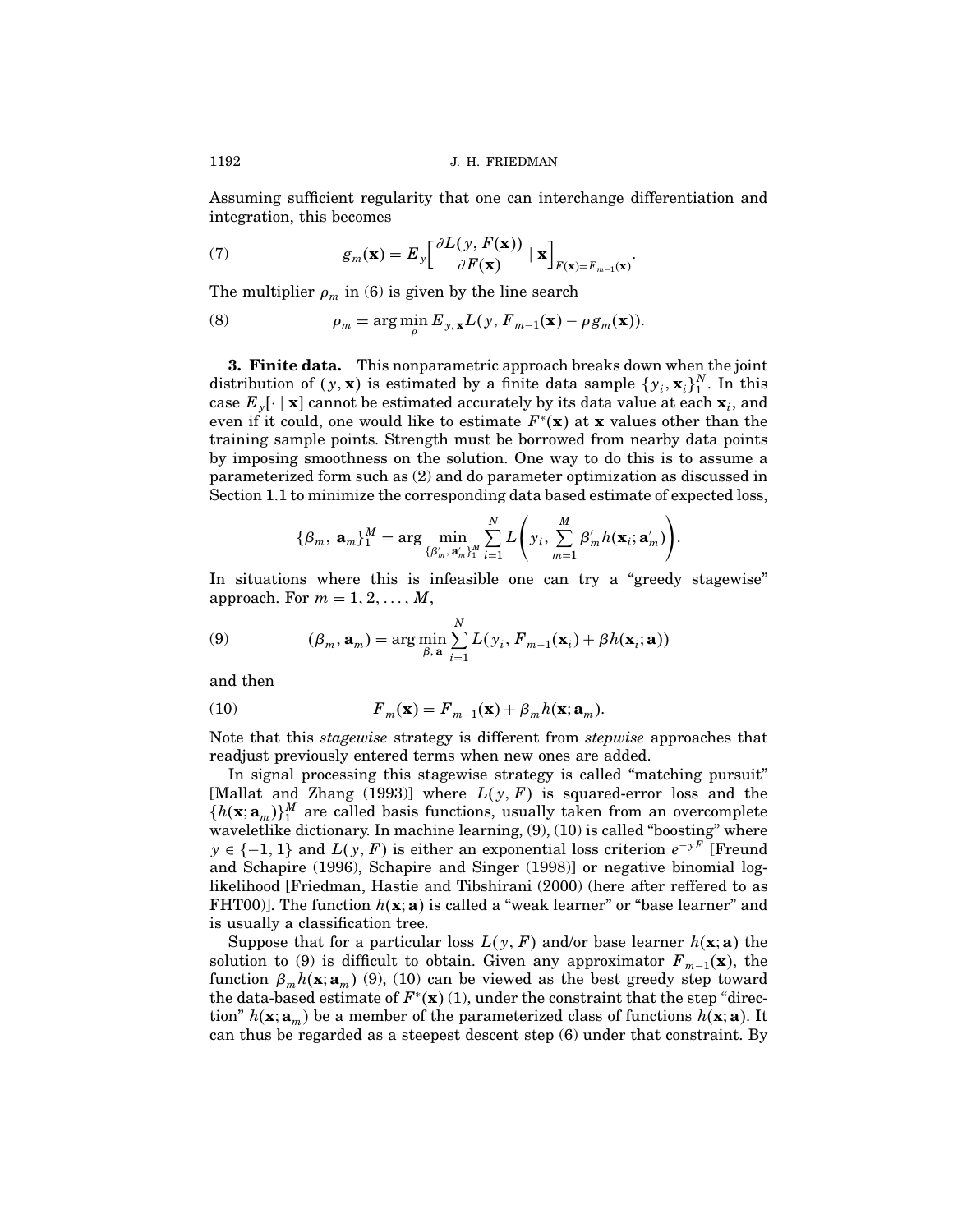Assuming sufficient regularity that one can interchange differentiation and integration, this becomes

$$g_m(\mathbf{x}) = E_y\left[\frac{\partial L(y, F(\mathbf{x}))}{\partial F(\mathbf{x})} \mid \mathbf{x}\right]_{F(\mathbf{x})=F_{m-1}(\mathbf{x})}. \tag{7}$$

The multiplier $\rho_m$ in (6) is given by the line search

$$\rho_m = \arg\min_{\rho} E_{y,\mathbf{x}} L(y, F_{m-1}(\mathbf{x}) - \rho g_m(\mathbf{x})). \tag{8}$$

**3. Finite data.** This nonparametric approach breaks down when the joint distribution of $(y, \mathbf{x})$ is estimated by a finite data sample $\{y_i, \mathbf{x}_i\}_1^N$. In this case $E_y[\cdot \mid \mathbf{x}]$ cannot be estimated accurately by its data value at each $\mathbf{x}_i$, and even if it could, one would like to estimate $F^*(\mathbf{x})$ at $\mathbf{x}$ values other than the training sample points. Strength must be borrowed from nearby data points by imposing smoothness on the solution. One way to do this is to assume a parameterized form such as (2) and do parameter optimization as discussed in Section 1.1 to minimize the corresponding data based estimate of expected loss,

$$\{\beta_m, \mathbf{a}_m\}_1^M = \arg\min_{\{\beta'_m, \mathbf{a}'_m\}_1^M} \sum_{i=1}^N L\left(y_i, \sum_{m=1}^M \beta'_m h(\mathbf{x}_i; \mathbf{a}'_m)\right).$$

In situations where this is infeasible one can try a "greedy stagewise" approach. For $m = 1, 2, \ldots, M$,

$$(\beta_m, \mathbf{a}_m) = \arg\min_{\beta, \mathbf{a}} \sum_{i=1}^N L(y_i, F_{m-1}(\mathbf{x}_i) + \beta h(\mathbf{x}_i; \mathbf{a})) \tag{9}$$

and then

$$F_m(\mathbf{x}) = F_{m-1}(\mathbf{x}) + \beta_m h(\mathbf{x}; \mathbf{a}_m). \tag{10}$$

Note that this *stagewise* strategy is different from *stepwise* approaches that readjust previously entered terms when new ones are added.

In signal processing this stagewise strategy is called "matching pursuit" [Mallat and Zhang (1993)] where $L(y, F)$ is squared-error loss and the $\{h(\mathbf{x}; \mathbf{a}_m)\}_1^M$ are called basis functions, usually taken from an overcomplete waveletlike dictionary. In machine learning, (9), (10) is called "boosting" where $y \in \{-1, 1\}$ and $L(y, F)$ is either an exponential loss criterion $e^{-yF}$ [Freund and Schapire (1996), Schapire and Singer (1998)] or negative binomial log-likelihood [Friedman, Hastie and Tibshirani (2000) (here after reffered to as FHT00)]. The function $h(\mathbf{x}; \mathbf{a})$ is called a "weak learner" or "base learner" and is usually a classification tree.

Suppose that for a particular loss $L(y, F)$ and/or base learner $h(\mathbf{x}; \mathbf{a})$ the solution to (9) is difficult to obtain. Given any approximator $F_{m-1}(\mathbf{x})$, the function $\beta_m h(\mathbf{x}; \mathbf{a}_m)$ (9), (10) can be viewed as the best greedy step toward the data-based estimate of $F^*(\mathbf{x})$ (1), under the constraint that the step "direction" $h(\mathbf{x}; \mathbf{a}_m)$ be a member of the parameterized class of functions $h(\mathbf{x}; \mathbf{a})$. It can thus be regarded as a steepest descent step (6) under that constraint. By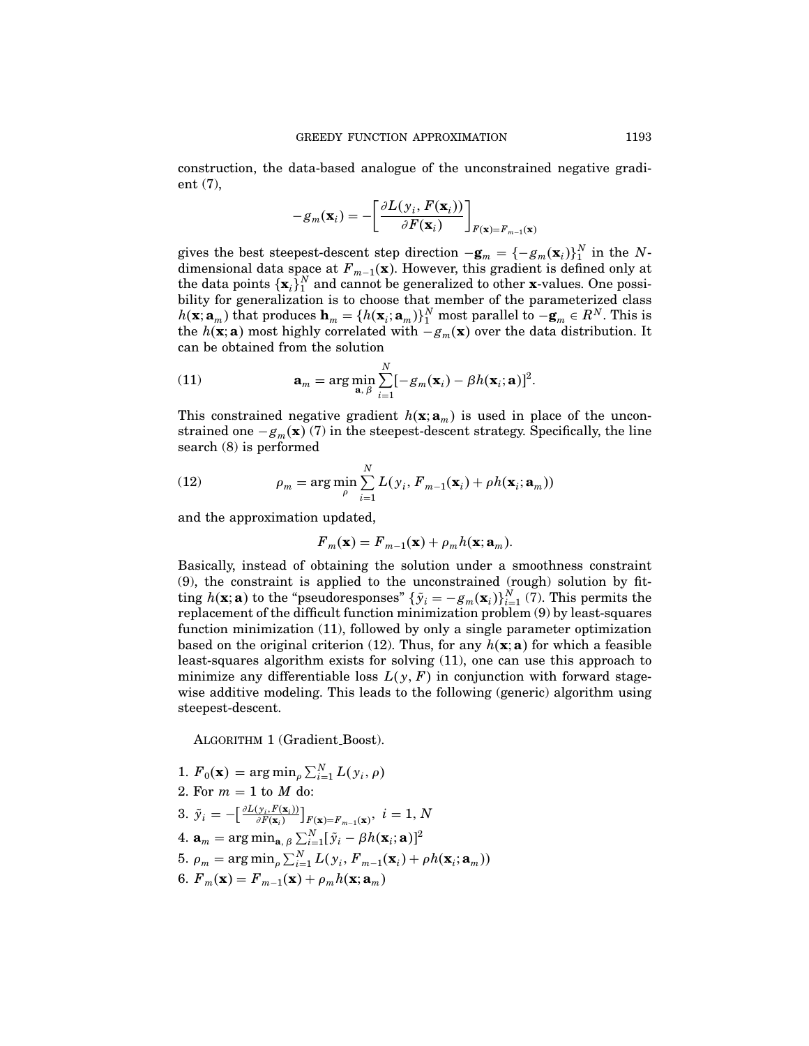construction, the data-based analogue of the unconstrained negative gradient (7),

$$-g_m(\mathbf{x}_i) = -\left[\frac{\partial L(y_i, F(\mathbf{x}_i))}{\partial F(\mathbf{x}_i)}\right]_{F(\mathbf{x})=F_{m-1}(\mathbf{x})}$$

gives the best steepest-descent step direction $-\mathbf{g}_m = \{-g_m(\mathbf{x}_i)\}_1^N$ in the $N$-dimensional data space at $F_{m-1}(\mathbf{x})$. However, this gradient is defined only at the data points $\{\mathbf{x}_i\}_1^N$ and cannot be generalized to other $\mathbf{x}$-values. One possibility for generalization is to choose that member of the parameterized class $h(\mathbf{x}; \mathbf{a}_m)$ that produces $\mathbf{h}_m = \{h(\mathbf{x}_i; \mathbf{a}_m)\}_1^N$ most parallel to $-\mathbf{g}_m \in R^N$. This is the $h(\mathbf{x}; \mathbf{a})$ most highly correlated with $-g_m(\mathbf{x})$ over the data distribution. It can be obtained from the solution

$$\mathbf{a}_m = \arg\min_{\mathbf{a}, \beta} \sum_{i=1}^N [-g_m(\mathbf{x}_i) - \beta h(\mathbf{x}_i; \mathbf{a})]^2. \tag{11}$$

This constrained negative gradient $h(\mathbf{x}; \mathbf{a}_m)$ is used in place of the unconstrained one $-g_m(\mathbf{x})$ (7) in the steepest-descent strategy. Specifically, the line search (8) is performed

$$\rho_m = \arg\min_{\rho} \sum_{i=1}^N L(y_i, F_{m-1}(\mathbf{x}_i) + \rho h(\mathbf{x}_i; \mathbf{a}_m)) \tag{12}$$

and the approximation updated,

$$F_m(\mathbf{x}) = F_{m-1}(\mathbf{x}) + \rho_m h(\mathbf{x}; \mathbf{a}_m).$$

Basically, instead of obtaining the solution under a smoothness constraint (9), the constraint is applied to the unconstrained (rough) solution by fitting $h(\mathbf{x}; \mathbf{a})$ to the "pseudoresponses" $\{\tilde{y}_i = -g_m(\mathbf{x}_i)\}_{i=1}^N$ (7). This permits the replacement of the difficult function minimization problem (9) by least-squares function minimization (11), followed by only a single parameter optimization based on the original criterion (12). Thus, for any $h(\mathbf{x}; \mathbf{a})$ for which a feasible least-squares algorithm exists for solving (11), one can use this approach to minimize any differentiable loss $L(y, F)$ in conjunction with forward stagewise additive modeling. This leads to the following (generic) algorithm using steepest-descent.

ALGORITHM 1 (Gradient_Boost).

1. $F_0(\mathbf{x}) = \arg\min_\rho \sum_{i=1}^N L(y_i, \rho)$
2. For $m = 1$ to $M$ do:
3. $\tilde{y}_i = -\left[\frac{\partial L(y_i, F(\mathbf{x}_i))}{\partial F(\mathbf{x}_i)}\right]_{F(\mathbf{x})=F_{m-1}(\mathbf{x})}, \; i = 1, N$
4. $\mathbf{a}_m = \arg\min_{\mathbf{a}, \beta} \sum_{i=1}^N [\tilde{y}_i - \beta h(\mathbf{x}_i; \mathbf{a})]^2$
5. $\rho_m = \arg\min_\rho \sum_{i=1}^N L(y_i, F_{m-1}(\mathbf{x}_i) + \rho h(\mathbf{x}_i; \mathbf{a}_m))$
6. $F_m(\mathbf{x}) = F_{m-1}(\mathbf{x}) + \rho_m h(\mathbf{x}; \mathbf{a}_m)$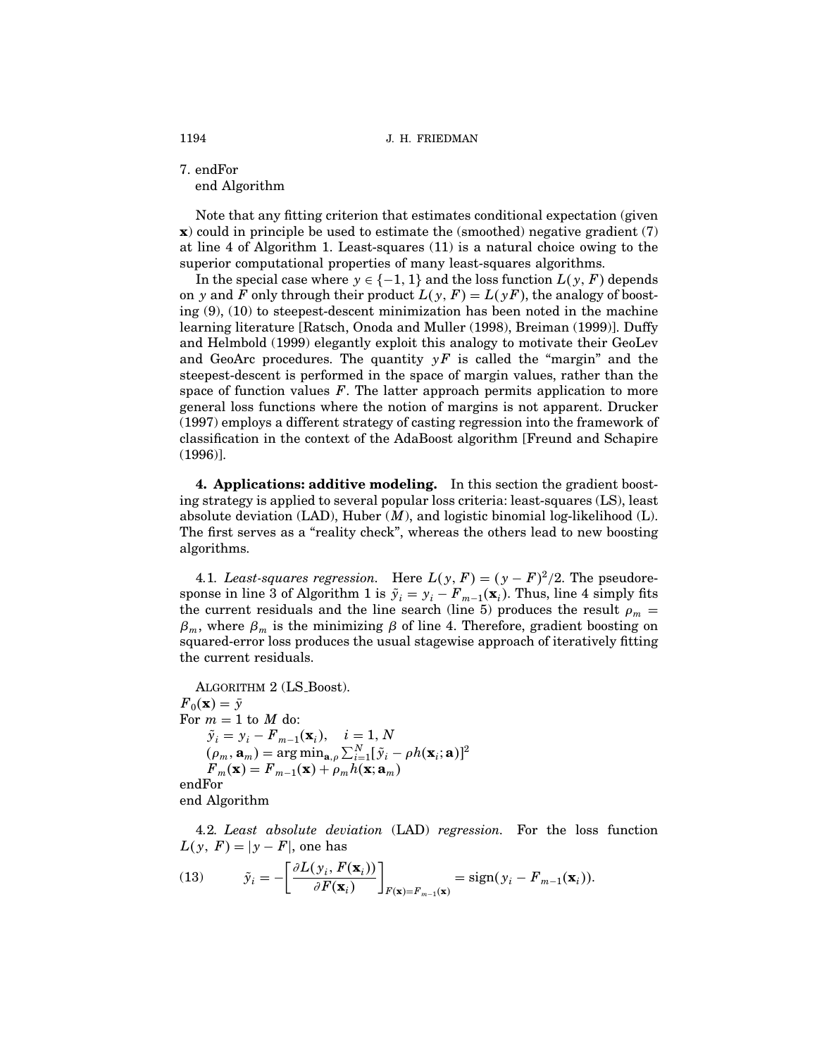7. endFor
   end Algorithm

Note that any fitting criterion that estimates conditional expectation (given $\mathbf{x}$) could in principle be used to estimate the (smoothed) negative gradient (7) at line 4 of Algorithm 1. Least-squares (11) is a natural choice owing to the superior computational properties of many least-squares algorithms.

In the special case where $y \in \{-1, 1\}$ and the loss function $L(y, F)$ depends on $y$ and $F$ only through their product $L(y, F) = L(yF)$, the analogy of boosting (9), (10) to steepest-descent minimization has been noted in the machine learning literature [Ratsch, Onoda and Muller (1998), Breiman (1999)]. Duffy and Helmbold (1999) elegantly exploit this analogy to motivate their GeoLev and GeoArc procedures. The quantity $yF$ is called the "margin" and the steepest-descent is performed in the space of margin values, rather than the space of function values $F$. The latter approach permits application to more general loss functions where the notion of margins is not apparent. Drucker (1997) employs a different strategy of casting regression into the framework of classification in the context of the AdaBoost algorithm [Freund and Schapire (1996)].

## 4. Applications: additive modeling.

In this section the gradient boosting strategy is applied to several popular loss criteria: least-squares (LS), least absolute deviation (LAD), Huber ($M$), and logistic binomial log-likelihood (L). The first serves as a "reality check", whereas the others lead to new boosting algorithms.

### 4.1. *Least-squares regression.*

Here $L(y, F) = (y - F)^2/2$. The pseudoresponse in line 3 of Algorithm 1 is $\tilde{y}_i = y_i - F_{m-1}(\mathbf{x}_i)$. Thus, line 4 simply fits the current residuals and the line search (line 5) produces the result $\rho_m = \beta_m$, where $\beta_m$ is the minimizing $\beta$ of line 4. Therefore, gradient boosting on squared-error loss produces the usual stagewise approach of iteratively fitting the current residuals.

ALGORITHM 2 (LS_Boost).
$F_0(\mathbf{x}) = \bar{y}$
For $m = 1$ to $M$ do:
  $\tilde{y}_i = y_i - F_{m-1}(\mathbf{x}_i), \quad i = 1, N$
  $(\rho_m, \mathbf{a}_m) = \arg\min_{\mathbf{a}, \rho} \sum_{i=1}^{N} [\tilde{y}_i - \rho h(\mathbf{x}_i; \mathbf{a})]^2$
  $F_m(\mathbf{x}) = F_{m-1}(\mathbf{x}) + \rho_m h(\mathbf{x}; \mathbf{a}_m)$
endFor
end Algorithm

### 4.2. *Least absolute deviation* (LAD) *regression.*

For the loss function $L(y, F) = |y - F|$, one has

$$\tilde{y}_i = -\left[\frac{\partial L(y_i, F(\mathbf{x}_i))}{\partial F(\mathbf{x}_i)}\right]_{F(\mathbf{x}) = F_{m-1}(\mathbf{x})} = \operatorname{sign}(y_i - F_{m-1}(\mathbf{x}_i)). \tag{13}$$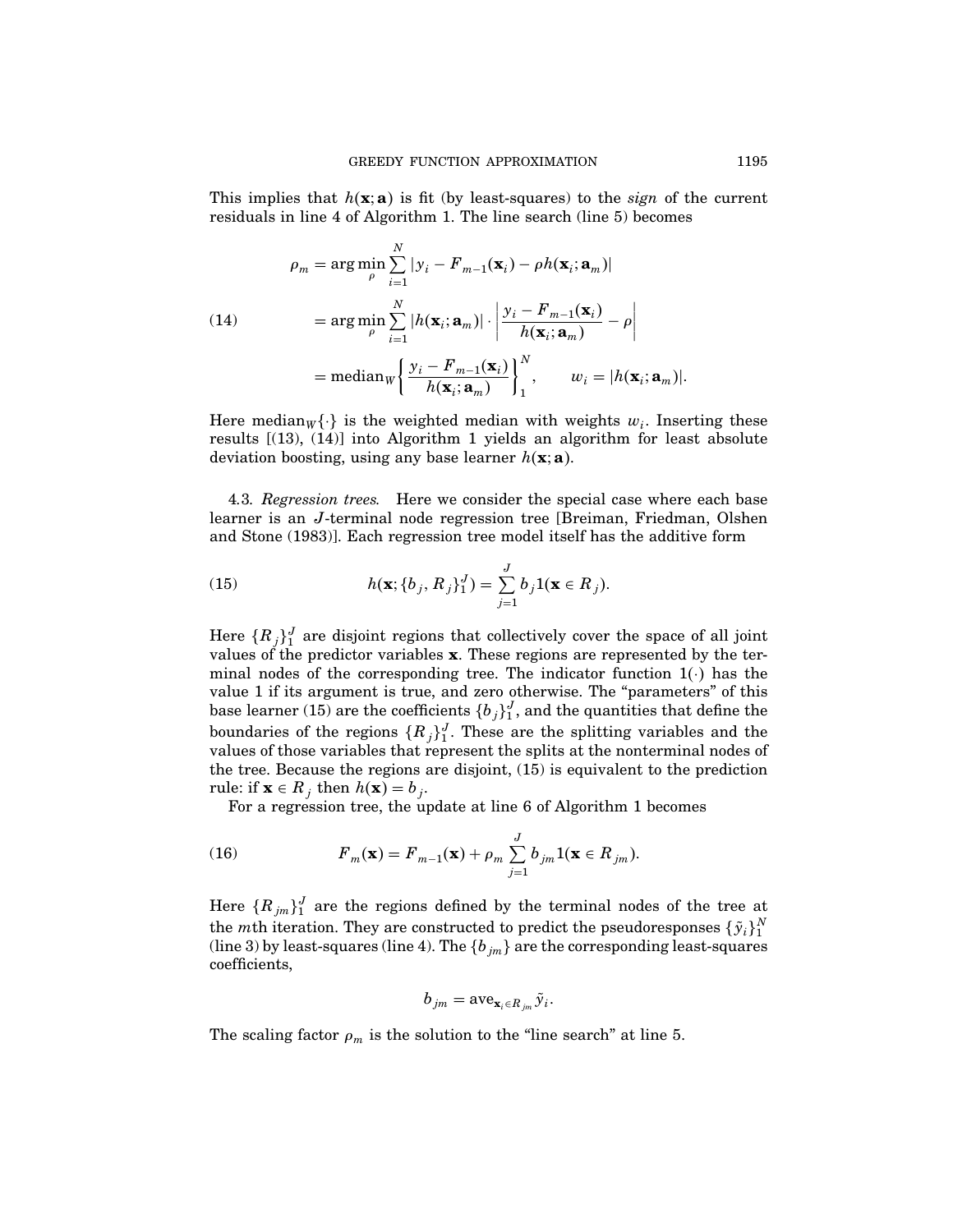This implies that $h(\mathbf{x}; \mathbf{a})$ is fit (by least-squares) to the *sign* of the current residuals in line 4 of Algorithm 1. The line search (line 5) becomes

$$
\begin{aligned}
\rho_m &= \arg\min_{\rho} \sum_{i=1}^{N} |y_i - F_{m-1}(\mathbf{x}_i) - \rho h(\mathbf{x}_i; \mathbf{a}_m)| \\
&= \arg\min_{\rho} \sum_{i=1}^{N} |h(\mathbf{x}_i; \mathbf{a}_m)| \cdot \left| \frac{y_i - F_{m-1}(\mathbf{x}_i)}{h(\mathbf{x}_i; \mathbf{a}_m)} - \rho \right| \\
&= \text{median}_W \left\{ \frac{y_i - F_{m-1}(\mathbf{x}_i)}{h(\mathbf{x}_i; \mathbf{a}_m)} \right\}_1^N, \qquad w_i = |h(\mathbf{x}_i; \mathbf{a}_m)|.
\end{aligned} \tag{14}
$$

Here $\text{median}_W\{\cdot\}$ is the weighted median with weights $w_i$. Inserting these results [(13), (14)] into Algorithm 1 yields an algorithm for least absolute deviation boosting, using any base learner $h(\mathbf{x}; \mathbf{a})$.

4.3. *Regression trees.* Here we consider the special case where each base learner is an $J$-terminal node regression tree [Breiman, Friedman, Olshen and Stone (1983)]. Each regression tree model itself has the additive form

$$
h(\mathbf{x}; \{b_j, R_j\}_1^J) = \sum_{j=1}^{J} b_j 1(\mathbf{x} \in R_j). \tag{15}
$$

Here $\{R_j\}_1^J$ are disjoint regions that collectively cover the space of all joint values of the predictor variables $\mathbf{x}$. These regions are represented by the terminal nodes of the corresponding tree. The indicator function $1(\cdot)$ has the value 1 if its argument is true, and zero otherwise. The "parameters" of this base learner (15) are the coefficients $\{b_j\}_1^J$, and the quantities that define the boundaries of the regions $\{R_j\}_1^J$. These are the splitting variables and the values of those variables that represent the splits at the nonterminal nodes of the tree. Because the regions are disjoint, (15) is equivalent to the prediction rule: if $\mathbf{x} \in R_j$ then $h(\mathbf{x}) = b_j$.

For a regression tree, the update at line 6 of Algorithm 1 becomes

$$
F_m(\mathbf{x}) = F_{m-1}(\mathbf{x}) + \rho_m \sum_{j=1}^{J} b_{jm} 1(\mathbf{x} \in R_{jm}). \tag{16}
$$

Here $\{R_{jm}\}_1^J$ are the regions defined by the terminal nodes of the tree at the $m$th iteration. They are constructed to predict the pseudoresponses $\{\tilde{y}_i\}_1^N$ (line 3) by least-squares (line 4). The $\{b_{jm}\}$ are the corresponding least-squares coefficients,

$$
b_{jm} = \text{ave}_{\mathbf{x}_i \in R_{jm}} \tilde{y}_i.
$$

The scaling factor $\rho_m$ is the solution to the "line search" at line 5.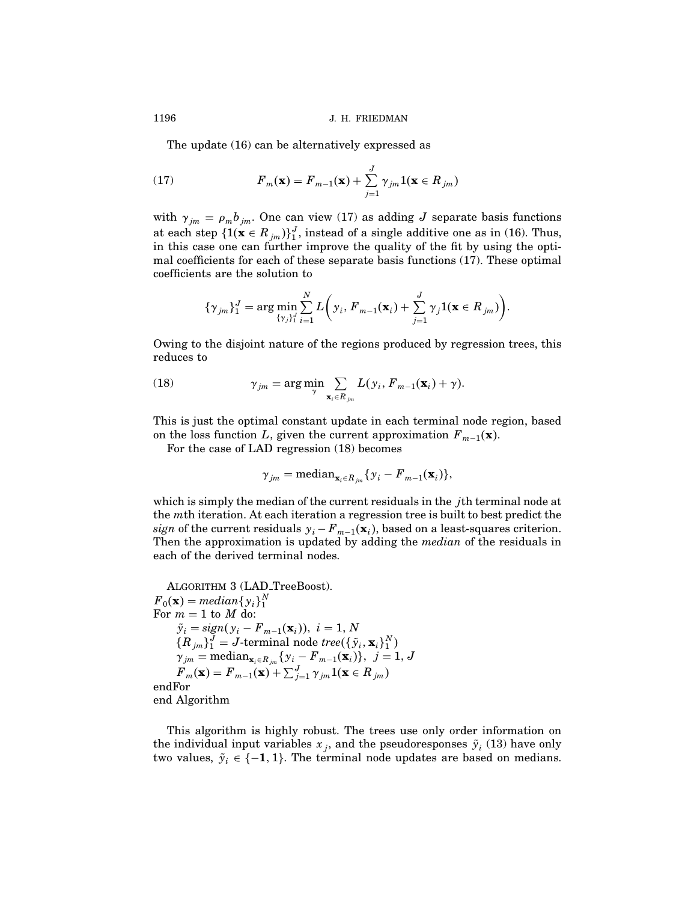The update (16) can be alternatively expressed as

$$F_m(\mathbf{x}) = F_{m-1}(\mathbf{x}) + \sum_{j=1}^{J} \gamma_{jm} 1(\mathbf{x} \in R_{jm}) \tag{17}$$

with $\gamma_{jm} = \rho_m b_{jm}$. One can view (17) as adding $J$ separate basis functions at each step $\{1(\mathbf{x} \in R_{jm})\}_1^J$, instead of a single additive one as in (16). Thus, in this case one can further improve the quality of the fit by using the optimal coefficients for each of these separate basis functions (17). These optimal coefficients are the solution to

$$\{\gamma_{jm}\}_1^J = \arg\min_{\{\gamma_j\}_1^J} \sum_{i=1}^{N} L\left(y_i, F_{m-1}(\mathbf{x}_i) + \sum_{j=1}^{J} \gamma_j 1(\mathbf{x} \in R_{jm})\right).$$

Owing to the disjoint nature of the regions produced by regression trees, this reduces to

$$\gamma_{jm} = \arg\min_{\gamma} \sum_{\mathbf{x}_i \in R_{jm}} L(y_i, F_{m-1}(\mathbf{x}_i) + \gamma). \tag{18}$$

This is just the optimal constant update in each terminal node region, based on the loss function $L$, given the current approximation $F_{m-1}(\mathbf{x})$.

For the case of LAD regression (18) becomes

$$\gamma_{jm} = \text{median}_{\mathbf{x}_i \in R_{jm}} \{y_i - F_{m-1}(\mathbf{x}_i)\},$$

which is simply the median of the current residuals in the $j$th terminal node at the $m$th iteration. At each iteration a regression tree is built to best predict the *sign* of the current residuals $y_i - F_{m-1}(\mathbf{x}_i)$, based on a least-squares criterion. Then the approximation is updated by adding the *median* of the residuals in each of the derived terminal nodes.

ALGORITHM 3 (LAD_TreeBoost).

$F_0(\mathbf{x}) = median\{y_i\}_1^N$

For $m = 1$ to $M$ do:

$\quad \tilde{y}_i = sign(y_i - F_{m-1}(\mathbf{x}_i)),\ i = 1, N$

$\quad \{R_{jm}\}_1^J = J$-terminal node $tree(\{\tilde{y}_i, \mathbf{x}_i\}_1^N)$

$\quad \gamma_{jm} = \text{median}_{\mathbf{x}_i \in R_{jm}} \{y_i - F_{m-1}(\mathbf{x}_i)\},\ j = 1, J$

$\quad F_m(\mathbf{x}) = F_{m-1}(\mathbf{x}) + \sum_{j=1}^{J} \gamma_{jm} 1(\mathbf{x} \in R_{jm})$

endFor

end Algorithm

This algorithm is highly robust. The trees use only order information on the individual input variables $x_j$, and the pseudoresponses $\tilde{y}_i$ (13) have only two values, $\tilde{y}_i \in \{-1, 1\}$. The terminal node updates are based on medians.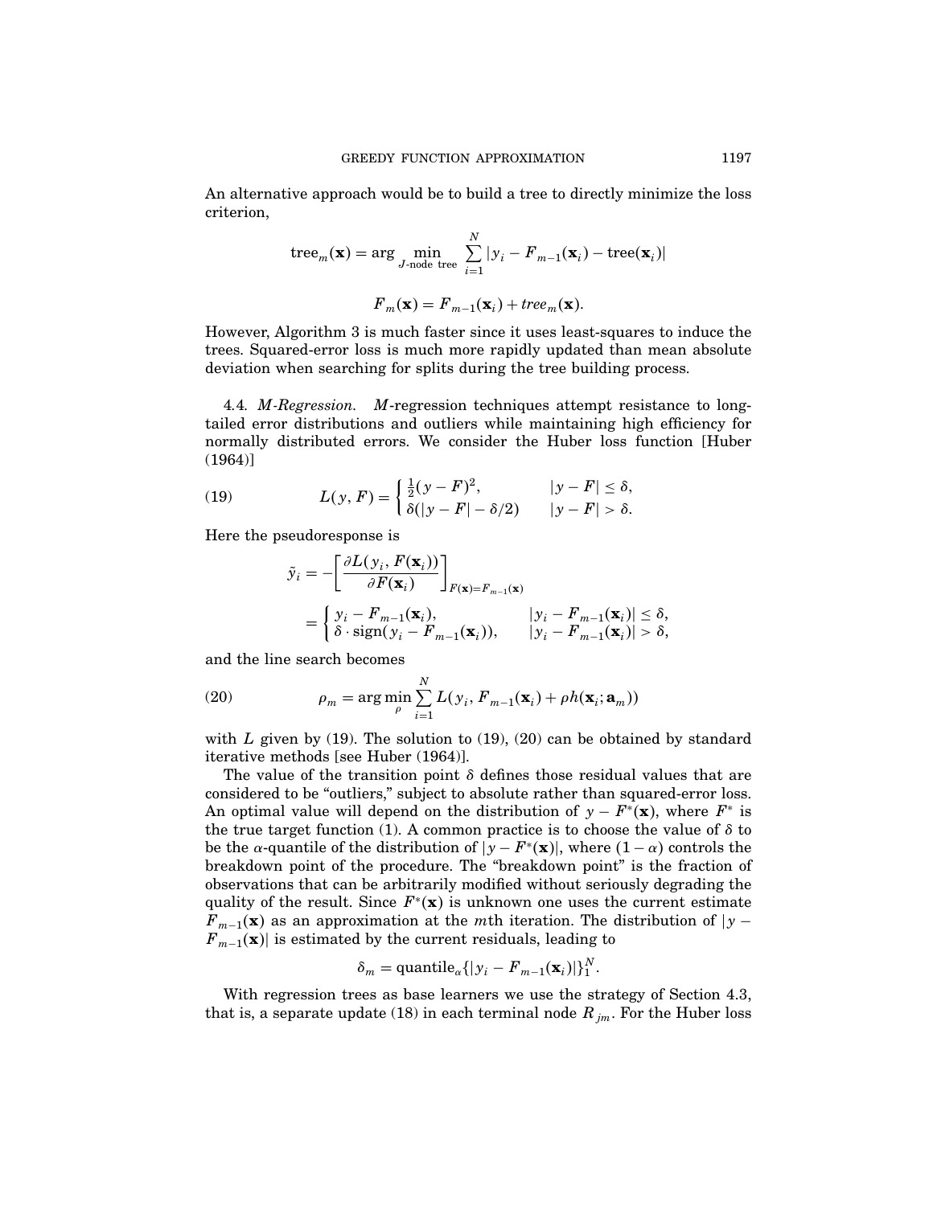An alternative approach would be to build a tree to directly minimize the loss criterion,

$$\text{tree}_m(\mathbf{x}) = \arg \min_{J\text{-node tree}} \sum_{i=1}^{N} |y_i - F_{m-1}(\mathbf{x}_i) - \text{tree}(\mathbf{x}_i)|$$

$$F_m(\mathbf{x}) = F_{m-1}(\mathbf{x}_i) + tree_m(\mathbf{x}).$$

However, Algorithm 3 is much faster since it uses least-squares to induce the trees. Squared-error loss is much more rapidly updated than mean absolute deviation when searching for splits during the tree building process.

4.4. *M-Regression.* $M$-regression techniques attempt resistance to long-tailed error distributions and outliers while maintaining high efficiency for normally distributed errors. We consider the Huber loss function [Huber (1964)]

$$L(y, F) = \begin{cases} \frac{1}{2}(y - F)^2, & |y - F| \le \delta, \\ \delta(|y - F| - \delta/2) & |y - F| > \delta. \end{cases} \tag{19}$$

Here the pseudoresponse is

$$\begin{aligned} \tilde{y}_i &= -\left[\frac{\partial L(y_i, F(\mathbf{x}_i))}{\partial F(\mathbf{x}_i)}\right]_{F(\mathbf{x}) = F_{m-1}(\mathbf{x})} \\ &= \begin{cases} y_i - F_{m-1}(\mathbf{x}_i), & |y_i - F_{m-1}(\mathbf{x}_i)| \le \delta, \\ \delta \cdot \text{sign}(y_i - F_{m-1}(\mathbf{x}_i)), & |y_i - F_{m-1}(\mathbf{x}_i)| > \delta, \end{cases} \end{aligned}$$

and the line search becomes

$$\rho_m = \arg \min_{\rho} \sum_{i=1}^{N} L(y_i, F_{m-1}(\mathbf{x}_i) + \rho h(\mathbf{x}_i; \mathbf{a}_m)) \tag{20}$$

with $L$ given by (19). The solution to (19), (20) can be obtained by standard iterative methods [see Huber (1964)].

The value of the transition point $\delta$ defines those residual values that are considered to be "outliers," subject to absolute rather than squared-error loss. An optimal value will depend on the distribution of $y - F^*(\mathbf{x})$, where $F^*$ is the true target function (1). A common practice is to choose the value of $\delta$ to be the $\alpha$-quantile of the distribution of $|y - F^*(\mathbf{x})|$, where $(1 - \alpha)$ controls the breakdown point of the procedure. The "breakdown point" is the fraction of observations that can be arbitrarily modified without seriously degrading the quality of the result. Since $F^*(\mathbf{x})$ is unknown one uses the current estimate $F_{m-1}(\mathbf{x})$ as an approximation at the $m$th iteration. The distribution of $|y - F_{m-1}(\mathbf{x})|$ is estimated by the current residuals, leading to

$$\delta_m = \text{quantile}_{\alpha}\{|y_i - F_{m-1}(\mathbf{x}_i)|\}_1^N.$$

With regression trees as base learners we use the strategy of Section 4.3, that is, a separate update (18) in each terminal node $R_{jm}$. For the Huber loss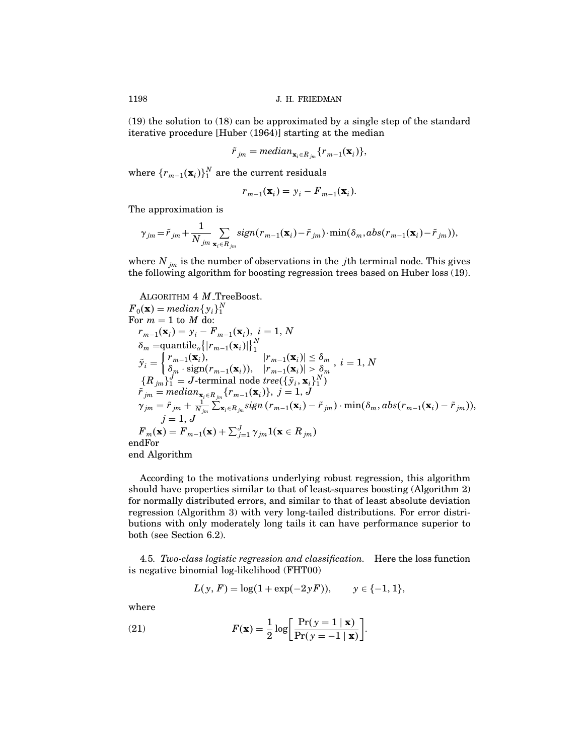(19) the solution to (18) can be approximated by a single step of the standard iterative procedure [Huber (1964)] starting at the median

$$\tilde{r}_{jm} = median_{\mathbf{x}_i \in R_{jm}} \{r_{m-1}(\mathbf{x}_i)\},$$

where $\{r_{m-1}(\mathbf{x}_i)\}_1^N$ are the current residuals

$$r_{m-1}(\mathbf{x}_i) = y_i - F_{m-1}(\mathbf{x}_i).$$

The approximation is

$$\gamma_{jm} = \tilde{r}_{jm} + \frac{1}{N_{jm}} \sum_{\mathbf{x}_i \in R_{jm}} sign(r_{m-1}(\mathbf{x}_i) - \tilde{r}_{jm}) \cdot \min(\delta_m, abs(r_{m-1}(\mathbf{x}_i) - \tilde{r}_{jm})),$$

where $N_{jm}$ is the number of observations in the $j$th terminal node. This gives the following algorithm for boosting regression trees based on Huber loss (19).

ALGORITHM 4 *M*\_TreeBoost.

$F_0(\mathbf{x}) = median\{y_i\}_1^N$

For $m = 1$ to $M$ do:

$\quad r_{m-1}(\mathbf{x}_i) = y_i - F_{m-1}(\mathbf{x}_i),\ i = 1, N$

$\quad \delta_m = \text{quantile}_\alpha \{|r_{m-1}(\mathbf{x}_i)|\}_1^N$

$\quad \tilde{y}_i = \begin{cases} r_{m-1}(\mathbf{x}_i), & |r_{m-1}(\mathbf{x}_i)| \le \delta_m \\ \delta_m \cdot \text{sign}(r_{m-1}(\mathbf{x}_i)), & |r_{m-1}(\mathbf{x}_i)| > \delta_m \end{cases},\ i = 1, N$

$\quad \{R_{jm}\}_1^J = J\text{-terminal node } tree(\{\tilde{y}_i, \mathbf{x}_i\}_1^N)$

$\quad \tilde{r}_{jm} = median_{\mathbf{x}_i \in R_{jm}} \{r_{m-1}(\mathbf{x}_i)\},\ j = 1, J$

$\quad \gamma_{jm} = \tilde{r}_{jm} + \frac{1}{N_{jm}} \sum_{\mathbf{x}_i \in R_{jm}} sign(r_{m-1}(\mathbf{x}_i) - \tilde{r}_{jm}) \cdot \min(\delta_m, abs(r_{m-1}(\mathbf{x}_i) - \tilde{r}_{jm})),$

$\qquad j = 1, J$

$\quad F_m(\mathbf{x}) = F_{m-1}(\mathbf{x}) + \sum_{j=1}^J \gamma_{jm} 1(\mathbf{x} \in R_{jm})$

endFor

end Algorithm

According to the motivations underlying robust regression, this algorithm should have properties similar to that of least-squares boosting (Algorithm 2) for normally distributed errors, and similar to that of least absolute deviation regression (Algorithm 3) with very long-tailed distributions. For error distributions with only moderately long tails it can have performance superior to both (see Section 6.2).

4.5. *Two-class logistic regression and classification.* Here the loss function is negative binomial log-likelihood (FHT00)

$$L(y, F) = \log(1 + \exp(-2yF)), \qquad y \in \{-1, 1\},$$

where

$$F(\mathbf{x}) = \frac{1}{2} \log\left[\frac{\Pr(y = 1 \mid \mathbf{x})}{\Pr(y = -1 \mid \mathbf{x})}\right]. \tag{21}$$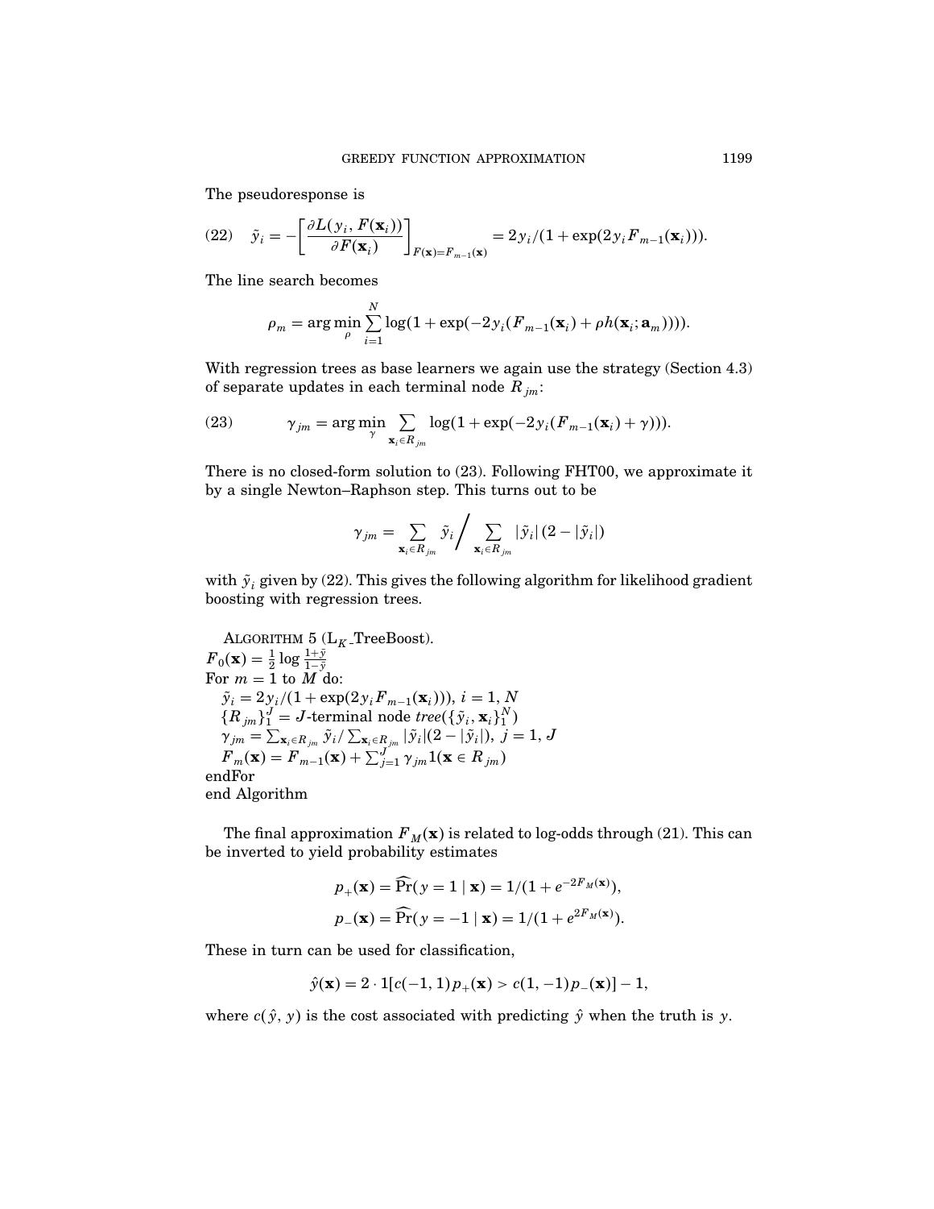The pseudoresponse is

$$\tilde{y}_i = -\left[\frac{\partial L(y_i, F(\mathbf{x}_i))}{\partial F(\mathbf{x}_i)}\right]_{F(\mathbf{x})=F_{m-1}(\mathbf{x})} = 2y_i/(1+\exp(2y_i F_{m-1}(\mathbf{x}_i))). \tag{22}$$

The line search becomes

$$\rho_m = \arg\min_{\rho} \sum_{i=1}^{N} \log(1+\exp(-2y_i(F_{m-1}(\mathbf{x}_i)+\rho h(\mathbf{x}_i; \mathbf{a}_m)))).$$

With regression trees as base learners we again use the strategy (Section 4.3) of separate updates in each terminal node $R_{jm}$:

$$\gamma_{jm} = \arg\min_{\gamma} \sum_{\mathbf{x}_i \in R_{jm}} \log(1+\exp(-2y_i(F_{m-1}(\mathbf{x}_i)+\gamma))). \tag{23}$$

There is no closed-form solution to (23). Following FHT00, we approximate it by a single Newton–Raphson step. This turns out to be

$$\gamma_{jm} = \sum_{\mathbf{x}_i \in R_{jm}} \tilde{y}_i \Bigg/ \sum_{\mathbf{x}_i \in R_{jm}} |\tilde{y}_i|\,(2-|\tilde{y}_i|)$$

with $\tilde{y}_i$ given by (22). This gives the following algorithm for likelihood gradient boosting with regression trees.

ALGORITHM 5 ($\text{L}_K$_TreeBoost).
$F_0(\mathbf{x}) = \frac{1}{2}\log\frac{1+\bar{y}}{1-\bar{y}}$
For $m = 1$ to $M$ do:
  $\tilde{y}_i = 2y_i/(1+\exp(2y_i F_{m-1}(\mathbf{x}_i)))$, $i = 1, N$
  $\{R_{jm}\}_1^J = J$-terminal node $tree(\{\tilde{y}_i, \mathbf{x}_i\}_1^N)$
  $\gamma_{jm} = \sum_{\mathbf{x}_i \in R_{jm}} \tilde{y}_i / \sum_{\mathbf{x}_i \in R_{jm}} |\tilde{y}_i|(2-|\tilde{y}_i|)$, $j = 1, J$
  $F_m(\mathbf{x}) = F_{m-1}(\mathbf{x}) + \sum_{j=1}^{J} \gamma_{jm} 1(\mathbf{x} \in R_{jm})$
endFor
end Algorithm

The final approximation $F_M(\mathbf{x})$ is related to log-odds through (21). This can be inverted to yield probability estimates

$$p_+(\mathbf{x}) = \widehat{\Pr}(y = 1 \mid \mathbf{x}) = 1/(1+e^{-2F_M(\mathbf{x})}),$$
$$p_-(\mathbf{x}) = \widehat{\Pr}(y = -1 \mid \mathbf{x}) = 1/(1+e^{2F_M(\mathbf{x})}).$$

These in turn can be used for classification,

$$\hat{y}(\mathbf{x}) = 2 \cdot 1[c(-1,1)p_+(\mathbf{x}) > c(1,-1)p_-(\mathbf{x})] - 1,$$

where $c(\hat{y}, y)$ is the cost associated with predicting $\hat{y}$ when the truth is $y$.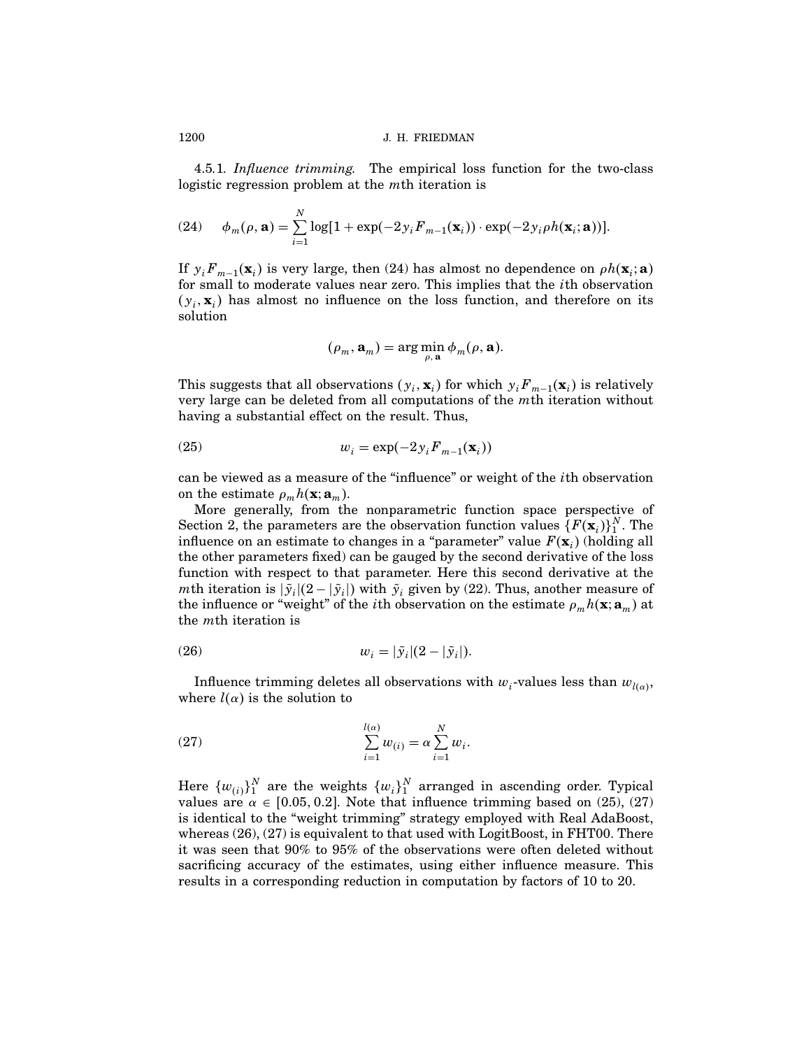4.5.1. *Influence trimming.* The empirical loss function for the two-class logistic regression problem at the $m$th iteration is

$$\phi_m(\rho, \mathbf{a}) = \sum_{i=1}^{N} \log[1 + \exp(-2y_i F_{m-1}(\mathbf{x}_i)) \cdot \exp(-2y_i \rho h(\mathbf{x}_i; \mathbf{a}))]. \tag{24}$$

If $y_i F_{m-1}(\mathbf{x}_i)$ is very large, then (24) has almost no dependence on $\rho h(\mathbf{x}_i; \mathbf{a})$ for small to moderate values near zero. This implies that the $i$th observation $(y_i, \mathbf{x}_i)$ has almost no influence on the loss function, and therefore on its solution

$$(\rho_m, \mathbf{a}_m) = \arg\min_{\rho, \mathbf{a}} \phi_m(\rho, \mathbf{a}).$$

This suggests that all observations $(y_i, \mathbf{x}_i)$ for which $y_i F_{m-1}(\mathbf{x}_i)$ is relatively very large can be deleted from all computations of the $m$th iteration without having a substantial effect on the result. Thus,

$$w_i = \exp(-2y_i F_{m-1}(\mathbf{x}_i)) \tag{25}$$

can be viewed as a measure of the "influence" or weight of the $i$th observation on the estimate $\rho_m h(\mathbf{x}; \mathbf{a}_m)$.

More generally, from the nonparametric function space perspective of Section 2, the parameters are the observation function values $\{F(\mathbf{x}_i)\}_1^N$. The influence on an estimate to changes in a "parameter" value $F(\mathbf{x}_i)$ (holding all the other parameters fixed) can be gauged by the second derivative of the loss function with respect to that parameter. Here this second derivative at the $m$th iteration is $|\tilde{y}_i|(2 - |\tilde{y}_i|)$ with $\tilde{y}_i$ given by (22). Thus, another measure of the influence or "weight" of the $i$th observation on the estimate $\rho_m h(\mathbf{x}; \mathbf{a}_m)$ at the $m$th iteration is

$$w_i = |\tilde{y}_i|(2 - |\tilde{y}_i|). \tag{26}$$

Influence trimming deletes all observations with $w_i$-values less than $w_{l(\alpha)}$, where $l(\alpha)$ is the solution to

$$\sum_{i=1}^{l(\alpha)} w_{(i)} = \alpha \sum_{i=1}^{N} w_i. \tag{27}$$

Here $\{w_{(i)}\}_1^N$ are the weights $\{w_i\}_1^N$ arranged in ascending order. Typical values are $\alpha \in [0.05, 0.2]$. Note that influence trimming based on (25), (27) is identical to the "weight trimming" strategy employed with Real AdaBoost, whereas (26), (27) is equivalent to that used with LogitBoost, in FHT00. There it was seen that 90% to 95% of the observations were often deleted without sacrificing accuracy of the estimates, using either influence measure. This results in a corresponding reduction in computation by factors of 10 to 20.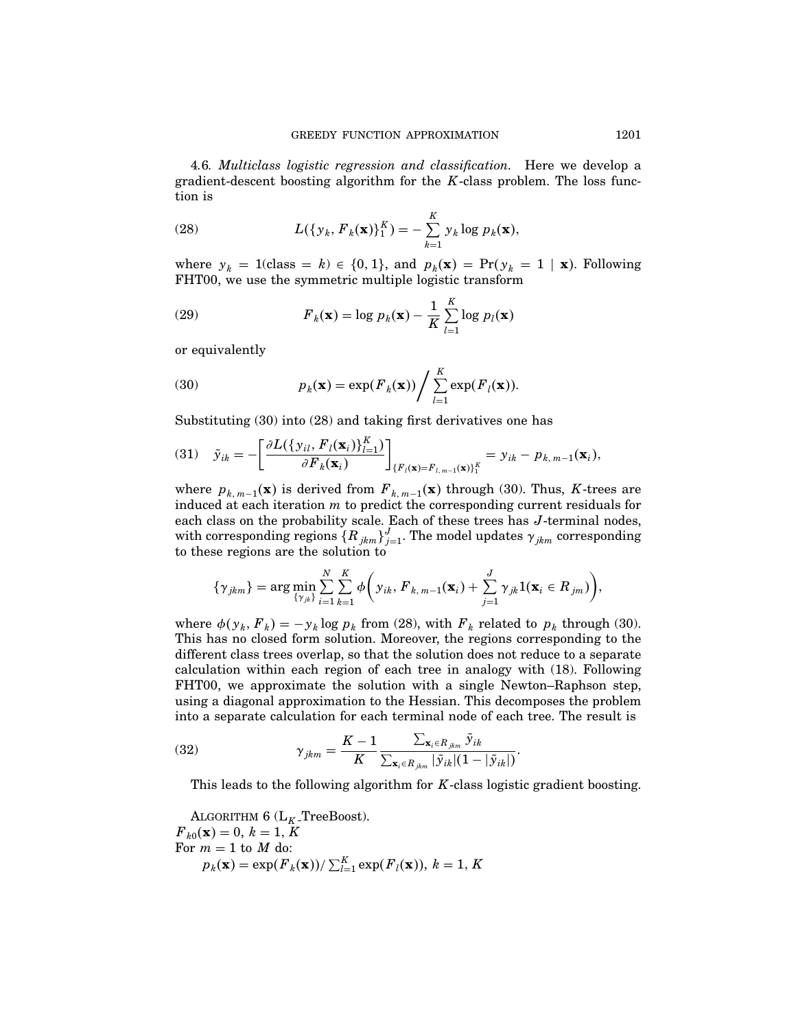4.6. *Multiclass logistic regression and classification.* Here we develop a gradient-descent boosting algorithm for the $K$-class problem. The loss function is

$$L(\{y_k, F_k(\mathbf{x})\}_1^K) = -\sum_{k=1}^{K} y_k \log p_k(\mathbf{x}), \tag{28}$$

where $y_k = 1(\text{class} = k) \in \{0, 1\}$, and $p_k(\mathbf{x}) = \Pr(y_k = 1 \mid \mathbf{x})$. Following FHT00, we use the symmetric multiple logistic transform

$$F_k(\mathbf{x}) = \log p_k(\mathbf{x}) - \frac{1}{K}\sum_{l=1}^{K} \log p_l(\mathbf{x}) \tag{29}$$

or equivalently

$$p_k(\mathbf{x}) = \exp(F_k(\mathbf{x})) \Big/ \sum_{l=1}^{K} \exp(F_l(\mathbf{x})). \tag{30}$$

Substituting (30) into (28) and taking first derivatives one has

$$\tilde{y}_{ik} = -\left[\frac{\partial L(\{y_{il}, F_l(\mathbf{x}_i)\}_{l=1}^K)}{\partial F_k(\mathbf{x}_i)}\right]_{\{F_l(\mathbf{x}) = F_{l,m-1}(\mathbf{x})\}_1^K} = y_{ik} - p_{k,m-1}(\mathbf{x}_i), \tag{31}$$

where $p_{k,m-1}(\mathbf{x})$ is derived from $F_{k,m-1}(\mathbf{x})$ through (30). Thus, $K$-trees are induced at each iteration $m$ to predict the corresponding current residuals for each class on the probability scale. Each of these trees has $J$-terminal nodes, with corresponding regions $\{R_{jkm}\}_{j=1}^J$. The model updates $\gamma_{jkm}$ corresponding to these regions are the solution to

$$\{\gamma_{jkm}\} = \arg\min_{\{\gamma_{jk}\}} \sum_{i=1}^{N}\sum_{k=1}^{K} \phi\left(y_{ik}, F_{k,m-1}(\mathbf{x}_i) + \sum_{j=1}^{J} \gamma_{jk} 1(\mathbf{x}_i \in R_{jm})\right),$$

where $\phi(y_k, F_k) = -y_k \log p_k$ from (28), with $F_k$ related to $p_k$ through (30). This has no closed form solution. Moreover, the regions corresponding to the different class trees overlap, so that the solution does not reduce to a separate calculation within each region of each tree in analogy with (18). Following FHT00, we approximate the solution with a single Newton–Raphson step, using a diagonal approximation to the Hessian. This decomposes the problem into a separate calculation for each terminal node of each tree. The result is

$$\gamma_{jkm} = \frac{K-1}{K} \frac{\sum_{\mathbf{x}_i \in R_{jkm}} \tilde{y}_{ik}}{\sum_{\mathbf{x}_i \in R_{jkm}} |\tilde{y}_{ik}|(1 - |\tilde{y}_{ik}|)}. \tag{32}$$

This leads to the following algorithm for $K$-class logistic gradient boosting.

ALGORITHM 6 ($L_K$_TreeBoost).
$F_{k0}(\mathbf{x}) = 0$, $k = 1, K$
For $m = 1$ to $M$ do:
  $p_k(\mathbf{x}) = \exp(F_k(\mathbf{x}))/\sum_{l=1}^{K} \exp(F_l(\mathbf{x}))$, $k = 1, K$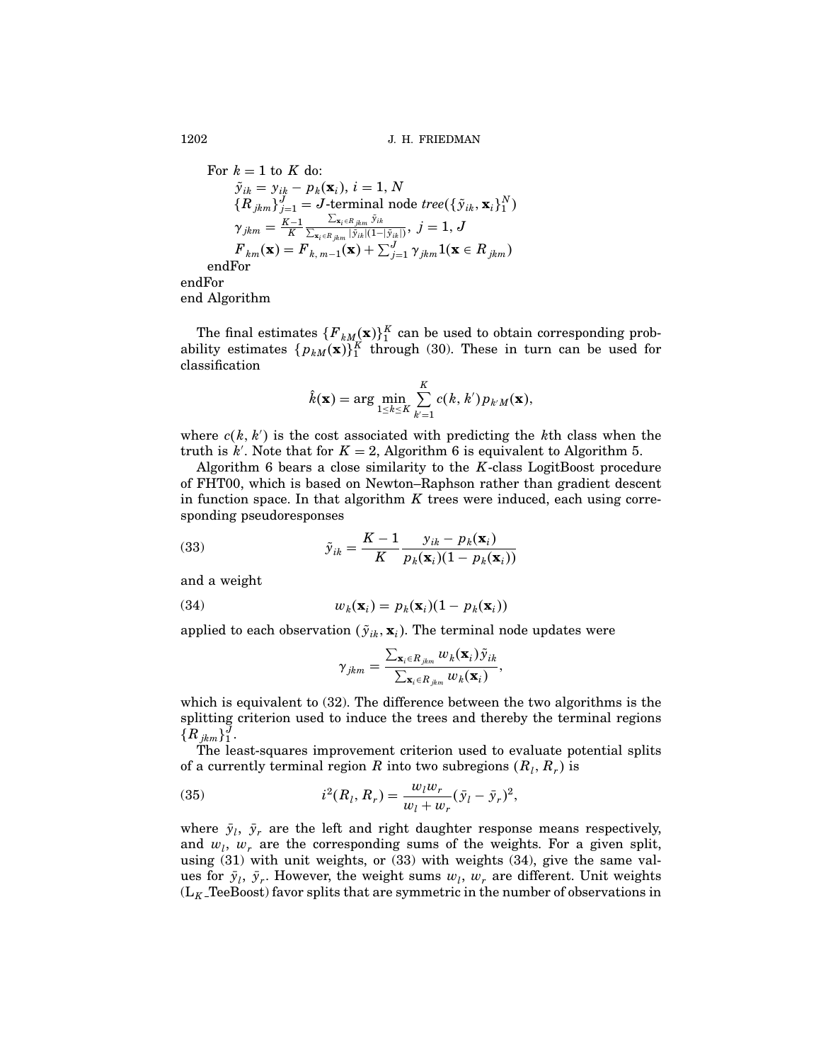For $k = 1$ to $K$ do:

$\tilde{y}_{ik} = y_{ik} - p_k(\mathbf{x}_i),\ i = 1, N$

$\{R_{jkm}\}_{j=1}^{J} = J$-terminal node $tree(\{\tilde{y}_{ik}, \mathbf{x}_i\}_1^N)$

$\gamma_{jkm} = \frac{K-1}{K} \frac{\sum_{\mathbf{x}_i \in R_{jkm}} \tilde{y}_{ik}}{\sum_{\mathbf{x}_i \in R_{jkm}} |\tilde{y}_{ik}|(1 - |\tilde{y}_{ik}|)},\ j = 1, J$

$F_{km}(\mathbf{x}) = F_{k,m-1}(\mathbf{x}) + \sum_{j=1}^{J} \gamma_{jkm} 1(\mathbf{x} \in R_{jkm})$

endFor

endFor

end Algorithm

The final estimates $\{F_{kM}(\mathbf{x})\}_1^K$ can be used to obtain corresponding probability estimates $\{p_{kM}(\mathbf{x})\}_1^K$ through (30). These in turn can be used for classification

$$\hat{k}(\mathbf{x}) = \arg\min_{1 \le k \le K} \sum_{k'=1}^{K} c(k, k') p_{k'M}(\mathbf{x}),$$

where $c(k, k')$ is the cost associated with predicting the $k$th class when the truth is $k'$. Note that for $K = 2$, Algorithm 6 is equivalent to Algorithm 5.

Algorithm 6 bears a close similarity to the $K$-class LogitBoost procedure of FHT00, which is based on Newton–Raphson rather than gradient descent in function space. In that algorithm $K$ trees were induced, each using corresponding pseudoresponses

$$\tilde{y}_{ik} = \frac{K-1}{K} \frac{y_{ik} - p_k(\mathbf{x}_i)}{p_k(\mathbf{x}_i)(1 - p_k(\mathbf{x}_i))} \tag{33}$$

and a weight

$$w_k(\mathbf{x}_i) = p_k(\mathbf{x}_i)(1 - p_k(\mathbf{x}_i)) \tag{34}$$

applied to each observation $(\tilde{y}_{ik}, \mathbf{x}_i)$. The terminal node updates were

$$\gamma_{jkm} = \frac{\sum_{\mathbf{x}_i \in R_{jkm}} w_k(\mathbf{x}_i) \tilde{y}_{ik}}{\sum_{\mathbf{x}_i \in R_{jkm}} w_k(\mathbf{x}_i)},$$

which is equivalent to (32). The difference between the two algorithms is the splitting criterion used to induce the trees and thereby the terminal regions $\{R_{jkm}\}_1^J$.

The least-squares improvement criterion used to evaluate potential splits of a currently terminal region $R$ into two subregions $(R_l, R_r)$ is

$$i^2(R_l, R_r) = \frac{w_l w_r}{w_l + w_r} (\bar{y}_l - \bar{y}_r)^2, \tag{35}$$

where $\bar{y}_l$, $\bar{y}_r$ are the left and right daughter response means respectively, and $w_l$, $w_r$ are the corresponding sums of the weights. For a given split, using (31) with unit weights, or (33) with weights (34), give the same values for $\bar{y}_l$, $\bar{y}_r$. However, the weight sums $w_l$, $w_r$ are different. Unit weights ($L_K$_TeeBoost) favor splits that are symmetric in the number of observations in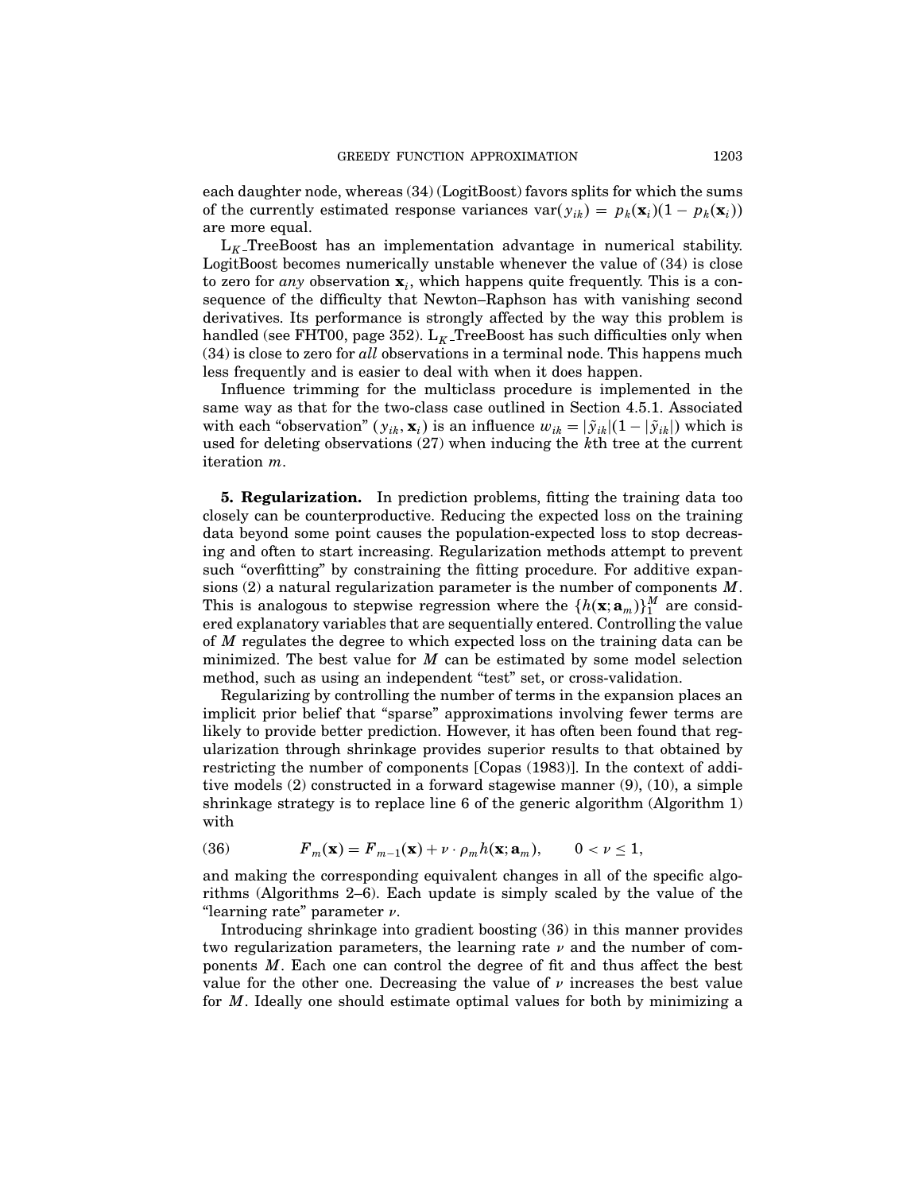each daughter node, whereas (34) (LogitBoost) favors splits for which the sums of the currently estimated response variances $\text{var}(y_{ik}) = p_k(\mathbf{x}_i)(1 - p_k(\mathbf{x}_i))$ are more equal.

$L_K$\_TreeBoost has an implementation advantage in numerical stability. LogitBoost becomes numerically unstable whenever the value of (34) is close to zero for *any* observation $\mathbf{x}_i$, which happens quite frequently. This is a consequence of the difficulty that Newton–Raphson has with vanishing second derivatives. Its performance is strongly affected by the way this problem is handled (see FHT00, page 352). $L_K$\_TreeBoost has such difficulties only when (34) is close to zero for *all* observations in a terminal node. This happens much less frequently and is easier to deal with when it does happen.

Influence trimming for the multiclass procedure is implemented in the same way as that for the two-class case outlined in Section 4.5.1. Associated with each "observation" $(y_{ik}, \mathbf{x}_i)$ is an influence $w_{ik} = |\tilde{y}_{ik}|(1 - |\tilde{y}_{ik}|)$ which is used for deleting observations (27) when inducing the $k$th tree at the current iteration $m$.

**5. Regularization.** In prediction problems, fitting the training data too closely can be counterproductive. Reducing the expected loss on the training data beyond some point causes the population-expected loss to stop decreasing and often to start increasing. Regularization methods attempt to prevent such "overfitting" by constraining the fitting procedure. For additive expansions (2) a natural regularization parameter is the number of components $M$. This is analogous to stepwise regression where the $\{h(\mathbf{x}; \mathbf{a}_m)\}_1^M$ are considered explanatory variables that are sequentially entered. Controlling the value of $M$ regulates the degree to which expected loss on the training data can be minimized. The best value for $M$ can be estimated by some model selection method, such as using an independent "test" set, or cross-validation.

Regularizing by controlling the number of terms in the expansion places an implicit prior belief that "sparse" approximations involving fewer terms are likely to provide better prediction. However, it has often been found that regularization through shrinkage provides superior results to that obtained by restricting the number of components [Copas (1983)]. In the context of additive models (2) constructed in a forward stagewise manner (9), (10), a simple shrinkage strategy is to replace line 6 of the generic algorithm (Algorithm 1) with

$$F_m(\mathbf{x}) = F_{m-1}(\mathbf{x}) + \nu \cdot \rho_m h(\mathbf{x}; \mathbf{a}_m), \qquad 0 < \nu \leq 1, \tag{36}$$

and making the corresponding equivalent changes in all of the specific algorithms (Algorithms 2–6). Each update is simply scaled by the value of the "learning rate" parameter $\nu$.

Introducing shrinkage into gradient boosting (36) in this manner provides two regularization parameters, the learning rate $\nu$ and the number of components $M$. Each one can control the degree of fit and thus affect the best value for the other one. Decreasing the value of $\nu$ increases the best value for $M$. Ideally one should estimate optimal values for both by minimizing a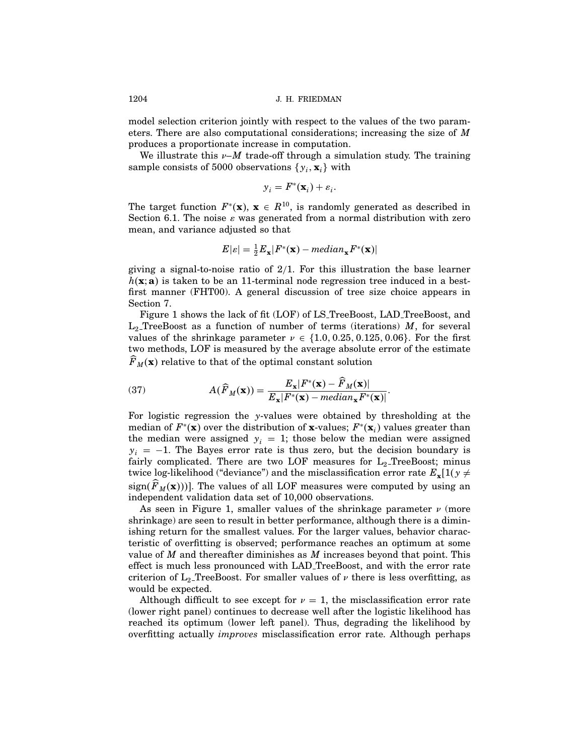model selection criterion jointly with respect to the values of the two parameters. There are also computational considerations; increasing the size of $M$ produces a proportionate increase in computation.

We illustrate this $\nu$–$M$ trade-off through a simulation study. The training sample consists of 5000 observations $\{y_i, \mathbf{x}_i\}$ with

$$y_i = F^*(\mathbf{x}_i) + \varepsilon_i.$$

The target function $F^*(\mathbf{x})$, $\mathbf{x} \in R^{10}$, is randomly generated as described in Section 6.1. The noise $\varepsilon$ was generated from a normal distribution with zero mean, and variance adjusted so that

$$E|\varepsilon| = \tfrac{1}{2} E_{\mathbf{x}} |F^*(\mathbf{x}) - \mathit{median}_{\mathbf{x}} F^*(\mathbf{x})|$$

giving a signal-to-noise ratio of 2/1. For this illustration the base learner $h(\mathbf{x}; \mathbf{a})$ is taken to be an 11-terminal node regression tree induced in a best-first manner (FHT00). A general discussion of tree size choice appears in Section 7.

Figure 1 shows the lack of fit (LOF) of LS_TreeBoost, LAD_TreeBoost, and $\text{L}_2$_TreeBoost as a function of number of terms (iterations) $M$, for several values of the shrinkage parameter $\nu \in \{1.0, 0.25, 0.125, 0.06\}$. For the first two methods, LOF is measured by the average absolute error of the estimate $\widehat{F}_M(\mathbf{x})$ relative to that of the optimal constant solution

$$A(\widehat{F}_M(\mathbf{x})) = \frac{E_{\mathbf{x}} |F^*(\mathbf{x}) - \widehat{F}_M(\mathbf{x})|}{E_{\mathbf{x}} |F^*(\mathbf{x}) - \mathit{median}_{\mathbf{x}} F^*(\mathbf{x})|}. \tag{37}$$

For logistic regression the $y$-values were obtained by thresholding at the median of $F^*(\mathbf{x})$ over the distribution of $\mathbf{x}$-values; $F^*(\mathbf{x}_i)$ values greater than the median were assigned $y_i = 1$; those below the median were assigned $y_i = -1$. The Bayes error rate is thus zero, but the decision boundary is fairly complicated. There are two LOF measures for $\text{L}_2$_TreeBoost; minus twice log-likelihood ("deviance") and the misclassification error rate $E_{\mathbf{x}}[1(y \neq \text{sign}(\widehat{F}_M(\mathbf{x})))]$. The values of all LOF measures were computed by using an independent validation data set of 10,000 observations.

As seen in Figure 1, smaller values of the shrinkage parameter $\nu$ (more shrinkage) are seen to result in better performance, although there is a diminishing return for the smallest values. For the larger values, behavior characteristic of overfitting is observed; performance reaches an optimum at some value of $M$ and thereafter diminishes as $M$ increases beyond that point. This effect is much less pronounced with LAD_TreeBoost, and with the error rate criterion of $\text{L}_2$_TreeBoost. For smaller values of $\nu$ there is less overfitting, as would be expected.

Although difficult to see except for $\nu = 1$, the misclassification error rate (lower right panel) continues to decrease well after the logistic likelihood has reached its optimum (lower left panel). Thus, degrading the likelihood by overfitting actually *improves* misclassification error rate. Although perhaps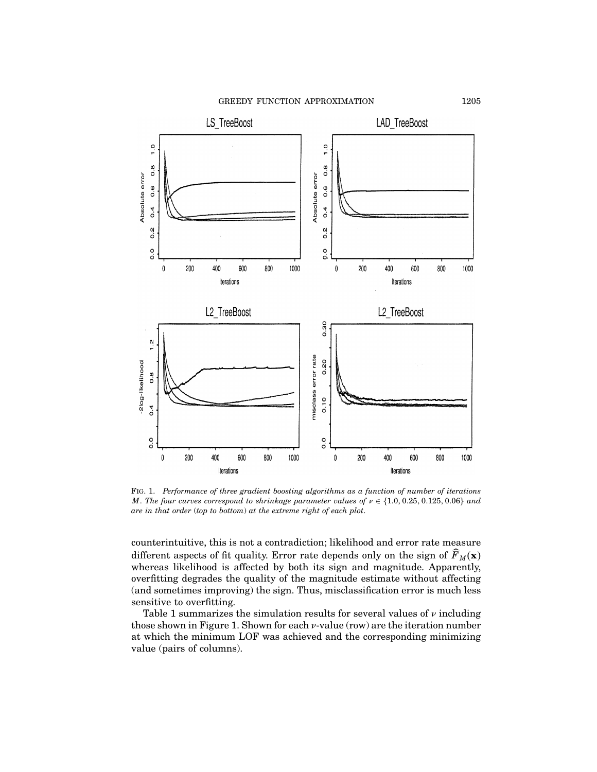FIG. 1. *Performance of three gradient boosting algorithms as a function of number of iterations $M$. The four curves correspond to shrinkage parameter values of $\nu \in \{1.0, 0.25, 0.125, 0.06\}$ and are in that order (top to bottom) at the extreme right of each plot.*

counterintuitive, this is not a contradiction; likelihood and error rate measure different aspects of fit quality. Error rate depends only on the sign of $\widehat{F}_M(\mathbf{x})$ whereas likelihood is affected by both its sign and magnitude. Apparently, overfitting degrades the quality of the magnitude estimate without affecting (and sometimes improving) the sign. Thus, misclassification error is much less sensitive to overfitting.

Table 1 summarizes the simulation results for several values of $\nu$ including those shown in Figure 1. Shown for each $\nu$-value (row) are the iteration number at which the minimum LOF was achieved and the corresponding minimizing value (pairs of columns).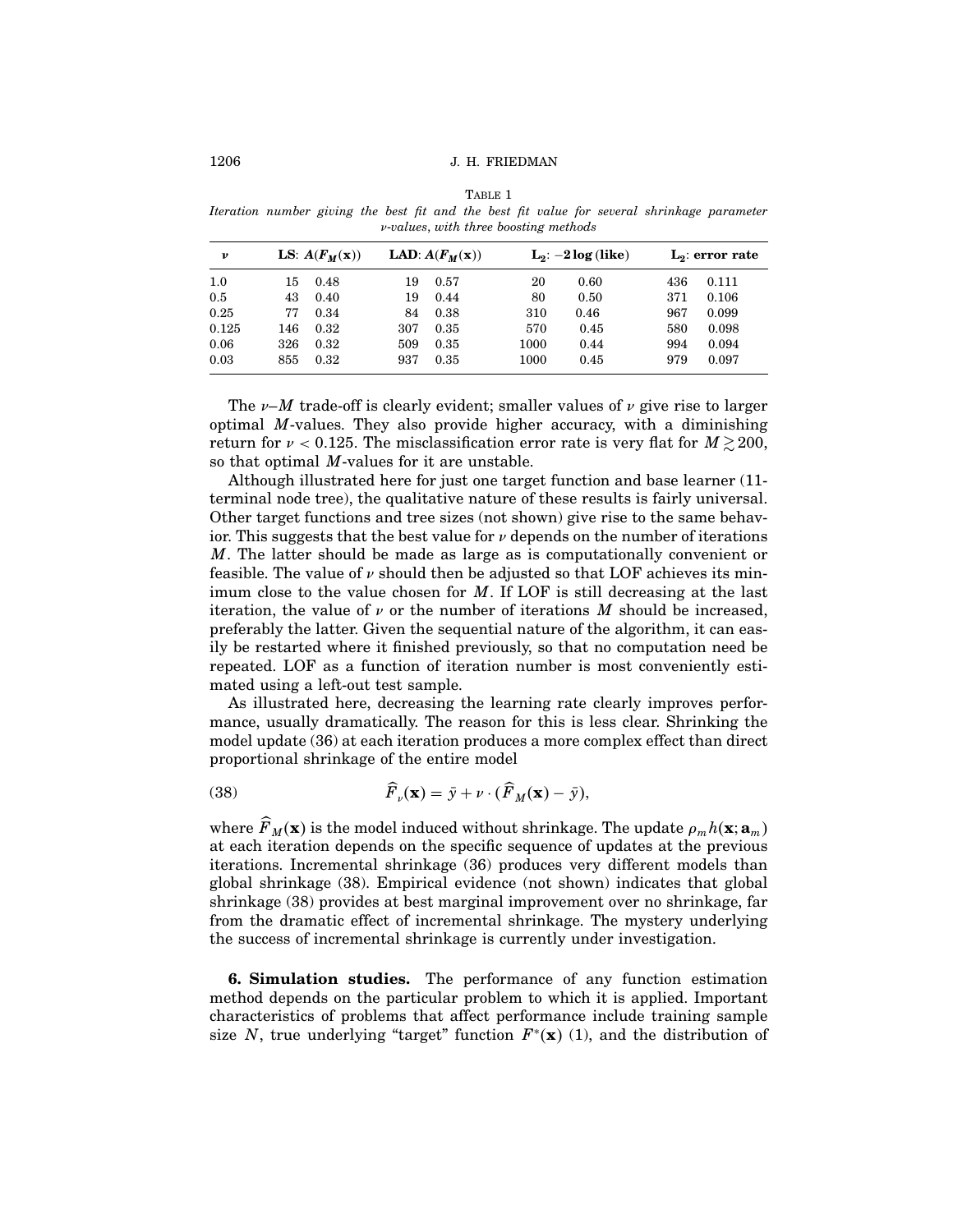TABLE 1

*Iteration number giving the best fit and the best fit value for several shrinkage parameter ν-values, with three boosting methods*

| $\nu$ | **LS**: $A(F_M(\mathbf{x}))$ | | **LAD**: $A(F_M(\mathbf{x}))$ | | $\mathbf{L_2}$: $-2\log(\text{like})$ | | $\mathbf{L_2}$: **error rate** | |
|---|---|---|---|---|---|---|---|---|
| 1.0 | 15 | 0.48 | 19 | 0.57 | 20 | 0.60 | 436 | 0.111 |
| 0.5 | 43 | 0.40 | 19 | 0.44 | 80 | 0.50 | 371 | 0.106 |
| 0.25 | 77 | 0.34 | 84 | 0.38 | 310 | 0.46 | 967 | 0.099 |
| 0.125 | 146 | 0.32 | 307 | 0.35 | 570 | 0.45 | 580 | 0.098 |
| 0.06 | 326 | 0.32 | 509 | 0.35 | 1000 | 0.44 | 994 | 0.094 |
| 0.03 | 855 | 0.32 | 937 | 0.35 | 1000 | 0.45 | 979 | 0.097 |

The $\nu$–$M$ trade-off is clearly evident; smaller values of $\nu$ give rise to larger optimal $M$-values. They also provide higher accuracy, with a diminishing return for $\nu < 0.125$. The misclassification error rate is very flat for $M \gtrsim 200$, so that optimal $M$-values for it are unstable.

Although illustrated here for just one target function and base learner (11-terminal node tree), the qualitative nature of these results is fairly universal. Other target functions and tree sizes (not shown) give rise to the same behavior. This suggests that the best value for $\nu$ depends on the number of iterations $M$. The latter should be made as large as is computationally convenient or feasible. The value of $\nu$ should then be adjusted so that LOF achieves its minimum close to the value chosen for $M$. If LOF is still decreasing at the last iteration, the value of $\nu$ or the number of iterations $M$ should be increased, preferably the latter. Given the sequential nature of the algorithm, it can easily be restarted where it finished previously, so that no computation need be repeated. LOF as a function of iteration number is most conveniently estimated using a left-out test sample.

As illustrated here, decreasing the learning rate clearly improves performance, usually dramatically. The reason for this is less clear. Shrinking the model update (36) at each iteration produces a more complex effect than direct proportional shrinkage of the entire model

$$\widehat{F}_\nu(\mathbf{x}) = \bar{y} + \nu \cdot (\widehat{F}_M(\mathbf{x}) - \bar{y}), \tag{38}$$

where $\widehat{F}_M(\mathbf{x})$ is the model induced without shrinkage. The update $\rho_m h(\mathbf{x}; \mathbf{a}_m)$ at each iteration depends on the specific sequence of updates at the previous iterations. Incremental shrinkage (36) produces very different models than global shrinkage (38). Empirical evidence (not shown) indicates that global shrinkage (38) provides at best marginal improvement over no shrinkage, far from the dramatic effect of incremental shrinkage. The mystery underlying the success of incremental shrinkage is currently under investigation.

**6. Simulation studies.** The performance of any function estimation method depends on the particular problem to which it is applied. Important characteristics of problems that affect performance include training sample size $N$, true underlying "target" function $F^*(\mathbf{x})$ (1), and the distribution of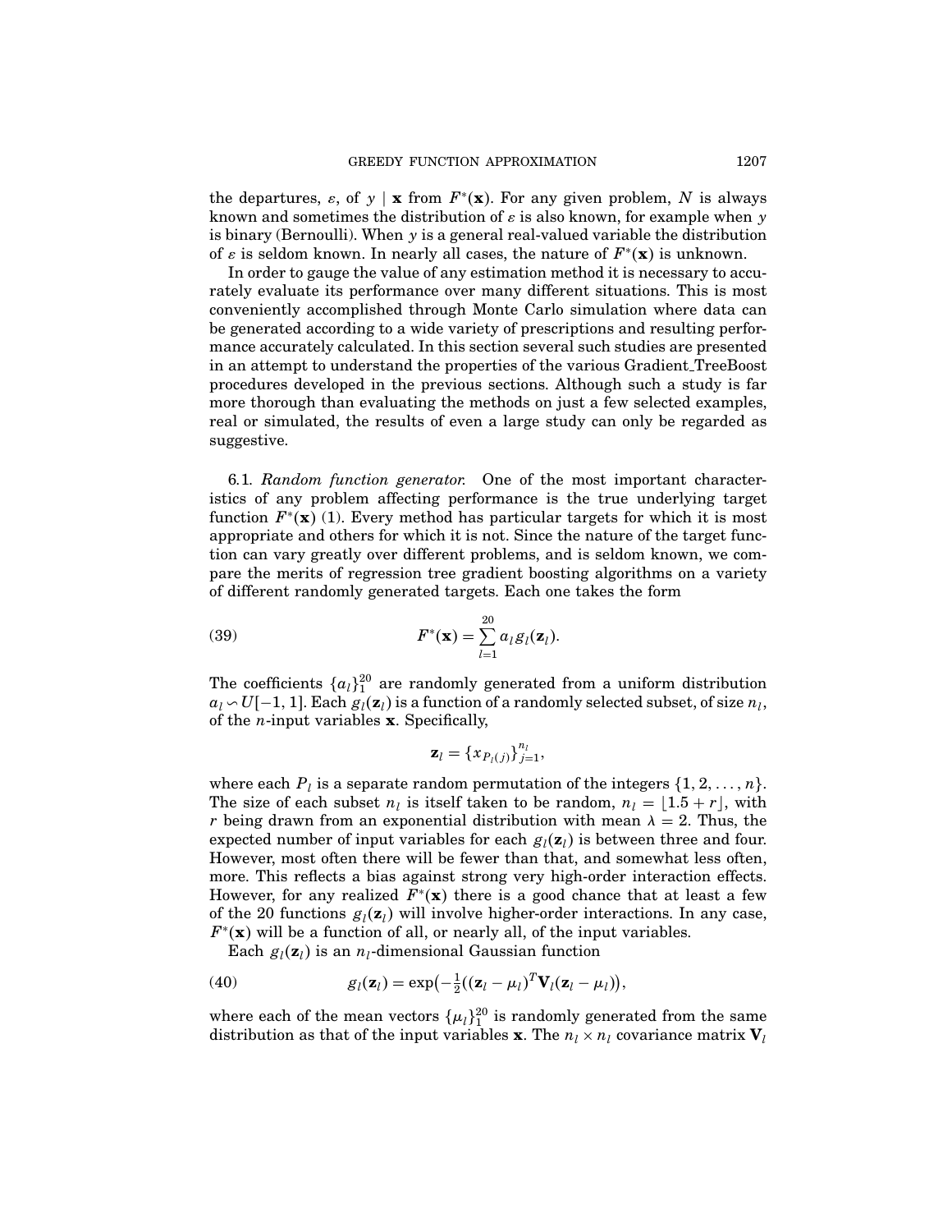the departures, $\varepsilon$, of $y \mid \mathbf{x}$ from $F^*(\mathbf{x})$. For any given problem, $N$ is always known and sometimes the distribution of $\varepsilon$ is also known, for example when $y$ is binary (Bernoulli). When $y$ is a general real-valued variable the distribution of $\varepsilon$ is seldom known. In nearly all cases, the nature of $F^*(\mathbf{x})$ is unknown.

In order to gauge the value of any estimation method it is necessary to accurately evaluate its performance over many different situations. This is most conveniently accomplished through Monte Carlo simulation where data can be generated according to a wide variety of prescriptions and resulting performance accurately calculated. In this section several such studies are presented in an attempt to understand the properties of the various Gradient_TreeBoost procedures developed in the previous sections. Although such a study is far more thorough than evaluating the methods on just a few selected examples, real or simulated, the results of even a large study can only be regarded as suggestive.

6.1. *Random function generator.* One of the most important characteristics of any problem affecting performance is the true underlying target function $F^*(\mathbf{x})$ (1). Every method has particular targets for which it is most appropriate and others for which it is not. Since the nature of the target function can vary greatly over different problems, and is seldom known, we compare the merits of regression tree gradient boosting algorithms on a variety of different randomly generated targets. Each one takes the form

$$F^*(\mathbf{x}) = \sum_{l=1}^{20} a_l g_l(\mathbf{z}_l). \tag{39}$$

The coefficients $\{a_l\}_1^{20}$ are randomly generated from a uniform distribution $a_l \backsim U[-1, 1]$. Each $g_l(\mathbf{z}_l)$ is a function of a randomly selected subset, of size $n_l$, of the $n$-input variables $\mathbf{x}$. Specifically,

$$\mathbf{z}_l = \{x_{P_l(j)}\}_{j=1}^{n_l},$$

where each $P_l$ is a separate random permutation of the integers $\{1, 2, \ldots, n\}$. The size of each subset $n_l$ is itself taken to be random, $n_l = \lfloor 1.5 + r \rfloor$, with $r$ being drawn from an exponential distribution with mean $\lambda = 2$. Thus, the expected number of input variables for each $g_l(\mathbf{z}_l)$ is between three and four. However, most often there will be fewer than that, and somewhat less often, more. This reflects a bias against strong very high-order interaction effects. However, for any realized $F^*(\mathbf{x})$ there is a good chance that at least a few of the 20 functions $g_l(\mathbf{z}_l)$ will involve higher-order interactions. In any case, $F^*(\mathbf{x})$ will be a function of all, or nearly all, of the input variables.

Each $g_l(\mathbf{z}_l)$ is an $n_l$-dimensional Gaussian function

$$g_l(\mathbf{z}_l) = \exp\left(-\tfrac{1}{2}((\mathbf{z}_l - \mu_l)^T \mathbf{V}_l (\mathbf{z}_l - \mu_l)\right), \tag{40}$$

where each of the mean vectors $\{\mu_l\}_1^{20}$ is randomly generated from the same distribution as that of the input variables $\mathbf{x}$. The $n_l \times n_l$ covariance matrix $\mathbf{V}_l$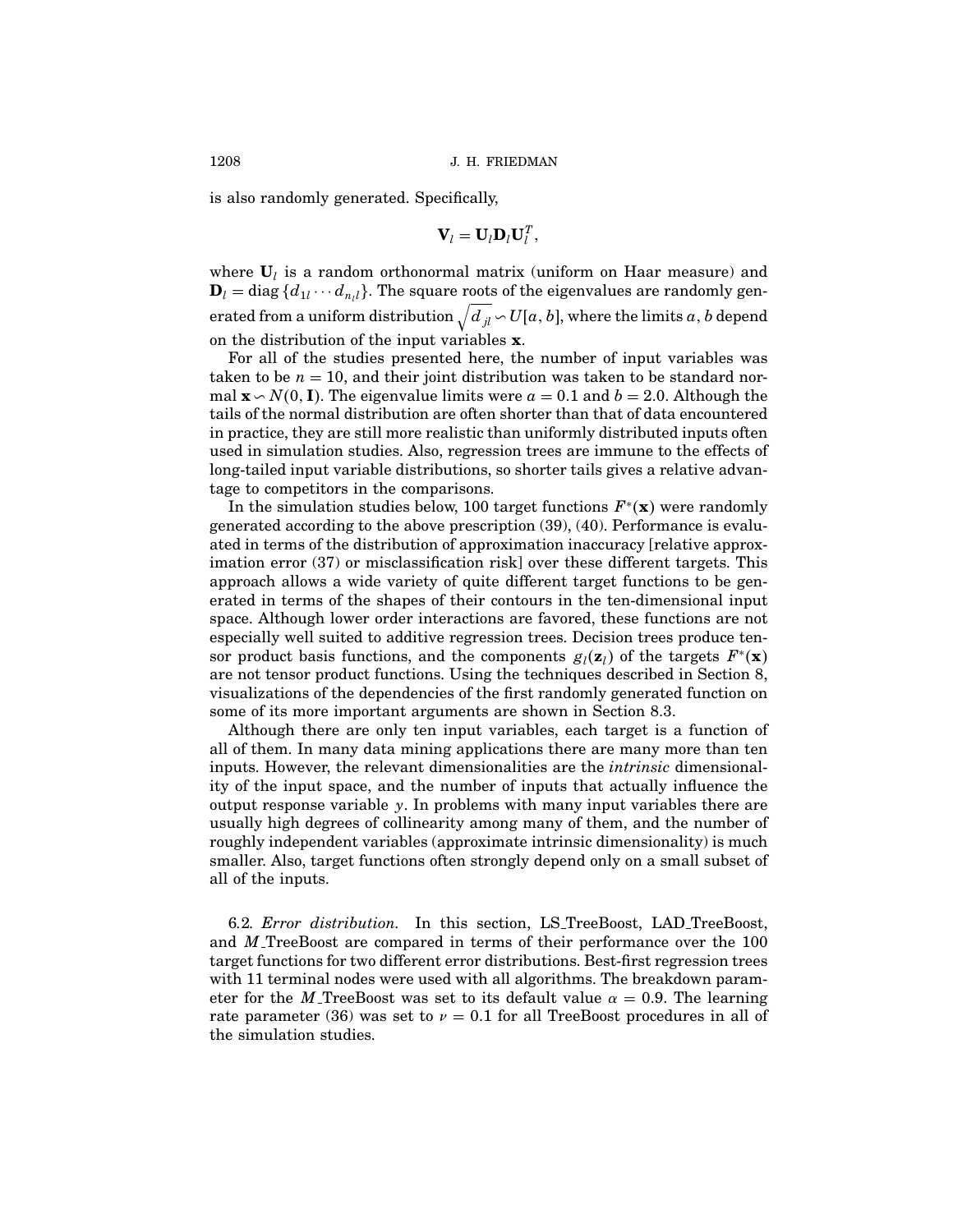is also randomly generated. Specifically,

$$\mathbf{V}_l = \mathbf{U}_l \mathbf{D}_l \mathbf{U}_l^T,$$

where $\mathbf{U}_l$ is a random orthonormal matrix (uniform on Haar measure) and $\mathbf{D}_l = \text{diag}\,\{d_{1l} \cdots d_{n_l l}\}$. The square roots of the eigenvalues are randomly generated from a uniform distribution $\sqrt{d_{jl}} \backsim U[a, b]$, where the limits $a, b$ depend on the distribution of the input variables $\mathbf{x}$.

For all of the studies presented here, the number of input variables was taken to be $n = 10$, and their joint distribution was taken to be standard normal $\mathbf{x} \backsim N(0, \mathbf{I})$. The eigenvalue limits were $a = 0.1$ and $b = 2.0$. Although the tails of the normal distribution are often shorter than that of data encountered in practice, they are still more realistic than uniformly distributed inputs often used in simulation studies. Also, regression trees are immune to the effects of long-tailed input variable distributions, so shorter tails gives a relative advantage to competitors in the comparisons.

In the simulation studies below, 100 target functions $F^*(\mathbf{x})$ were randomly generated according to the above prescription (39), (40). Performance is evaluated in terms of the distribution of approximation inaccuracy [relative approximation error (37) or misclassification risk] over these different targets. This approach allows a wide variety of quite different target functions to be generated in terms of the shapes of their contours in the ten-dimensional input space. Although lower order interactions are favored, these functions are not especially well suited to additive regression trees. Decision trees produce tensor product basis functions, and the components $g_l(\mathbf{z}_l)$ of the targets $F^*(\mathbf{x})$ are not tensor product functions. Using the techniques described in Section 8, visualizations of the dependencies of the first randomly generated function on some of its more important arguments are shown in Section 8.3.

Although there are only ten input variables, each target is a function of all of them. In many data mining applications there are many more than ten inputs. However, the relevant dimensionalities are the *intrinsic* dimensionality of the input space, and the number of inputs that actually influence the output response variable $y$. In problems with many input variables there are usually high degrees of collinearity among many of them, and the number of roughly independent variables (approximate intrinsic dimensionality) is much smaller. Also, target functions often strongly depend only on a small subset of all of the inputs.

6.2. *Error distribution.* In this section, LS_TreeBoost, LAD_TreeBoost, and *M*_TreeBoost are compared in terms of their performance over the 100 target functions for two different error distributions. Best-first regression trees with 11 terminal nodes were used with all algorithms. The breakdown parameter for the *M*_TreeBoost was set to its default value $\alpha = 0.9$. The learning rate parameter (36) was set to $\nu = 0.1$ for all TreeBoost procedures in all of the simulation studies.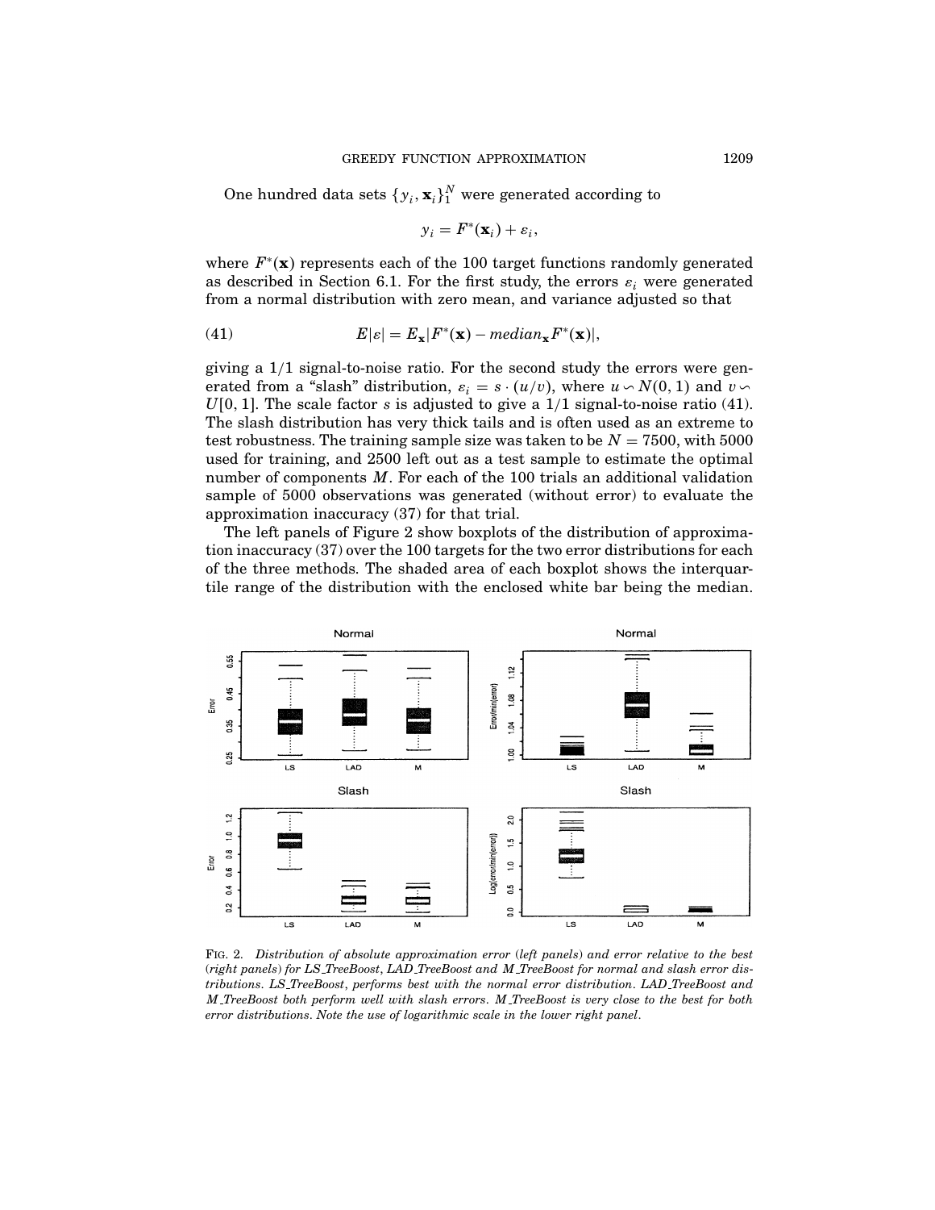One hundred data sets $\{y_i, \mathbf{x}_i\}_1^N$ were generated according to

$$y_i = F^*(\mathbf{x}_i) + \varepsilon_i,$$

where $F^*(\mathbf{x})$ represents each of the 100 target functions randomly generated as described in Section 6.1. For the first study, the errors $\varepsilon_i$ were generated from a normal distribution with zero mean, and variance adjusted so that

$$E|\varepsilon| = E_{\mathbf{x}}|F^*(\mathbf{x}) - \mathit{median}_{\mathbf{x}} F^*(\mathbf{x})|, \tag{41}$$

giving a 1/1 signal-to-noise ratio. For the second study the errors were generated from a "slash" distribution, $\varepsilon_i = s \cdot (u/v)$, where $u \backsim N(0, 1)$ and $v \backsim U[0, 1]$. The scale factor $s$ is adjusted to give a 1/1 signal-to-noise ratio (41). The slash distribution has very thick tails and is often used as an extreme to test robustness. The training sample size was taken to be $N = 7500$, with 5000 used for training, and 2500 left out as a test sample to estimate the optimal number of components $M$. For each of the 100 trials an additional validation sample of 5000 observations was generated (without error) to evaluate the approximation inaccuracy (37) for that trial.

The left panels of Figure 2 show boxplots of the distribution of approximation inaccuracy (37) over the 100 targets for the two error distributions for each of the three methods. The shaded area of each boxplot shows the interquartile range of the distribution with the enclosed white bar being the median.

FIG. 2. *Distribution of absolute approximation error (left panels) and error relative to the best (right panels) for LS_TreeBoost, LAD_TreeBoost and M_TreeBoost for normal and slash error distributions. LS_TreeBoost, performs best with the normal error distribution. LAD_TreeBoost and M_TreeBoost both perform well with slash errors. M_TreeBoost is very close to the best for both error distributions. Note the use of logarithmic scale in the lower right panel.*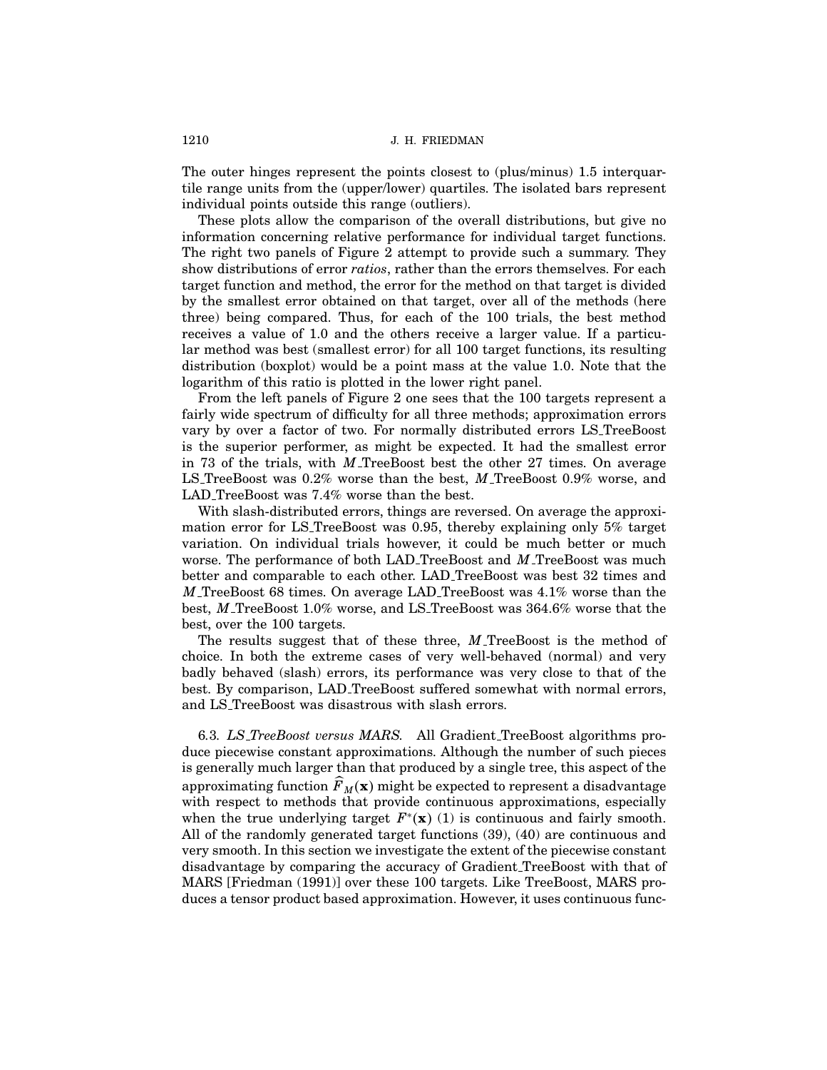The outer hinges represent the points closest to (plus/minus) 1.5 interquartile range units from the (upper/lower) quartiles. The isolated bars represent individual points outside this range (outliers).

These plots allow the comparison of the overall distributions, but give no information concerning relative performance for individual target functions. The right two panels of Figure 2 attempt to provide such a summary. They show distributions of error *ratios*, rather than the errors themselves. For each target function and method, the error for the method on that target is divided by the smallest error obtained on that target, over all of the methods (here three) being compared. Thus, for each of the 100 trials, the best method receives a value of 1.0 and the others receive a larger value. If a particular method was best (smallest error) for all 100 target functions, its resulting distribution (boxplot) would be a point mass at the value 1.0. Note that the logarithm of this ratio is plotted in the lower right panel.

From the left panels of Figure 2 one sees that the 100 targets represent a fairly wide spectrum of difficulty for all three methods; approximation errors vary by over a factor of two. For normally distributed errors LS_TreeBoost is the superior performer, as might be expected. It had the smallest error in 73 of the trials, with $M$_TreeBoost best the other 27 times. On average LS_TreeBoost was 0.2% worse than the best, $M$_TreeBoost 0.9% worse, and LAD_TreeBoost was 7.4% worse than the best.

With slash-distributed errors, things are reversed. On average the approximation error for LS_TreeBoost was 0.95, thereby explaining only 5% target variation. On individual trials however, it could be much better or much worse. The performance of both LAD_TreeBoost and $M$_TreeBoost was much better and comparable to each other. LAD_TreeBoost was best 32 times and $M$_TreeBoost 68 times. On average LAD_TreeBoost was 4.1% worse than the best, $M$_TreeBoost 1.0% worse, and LS_TreeBoost was 364.6% worse that the best, over the 100 targets.

The results suggest that of these three, $M$_TreeBoost is the method of choice. In both the extreme cases of very well-behaved (normal) and very badly behaved (slash) errors, its performance was very close to that of the best. By comparison, LAD_TreeBoost suffered somewhat with normal errors, and LS_TreeBoost was disastrous with slash errors.

6.3. *LS_TreeBoost versus MARS.* All Gradient_TreeBoost algorithms produce piecewise constant approximations. Although the number of such pieces is generally much larger than that produced by a single tree, this aspect of the approximating function $\widehat{F}_M(\mathbf{x})$ might be expected to represent a disadvantage with respect to methods that provide continuous approximations, especially when the true underlying target $F^*(\mathbf{x})$ (1) is continuous and fairly smooth. All of the randomly generated target functions (39), (40) are continuous and very smooth. In this section we investigate the extent of the piecewise constant disadvantage by comparing the accuracy of Gradient_TreeBoost with that of MARS [Friedman (1991)] over these 100 targets. Like TreeBoost, MARS produces a tensor product based approximation. However, it uses continuous func-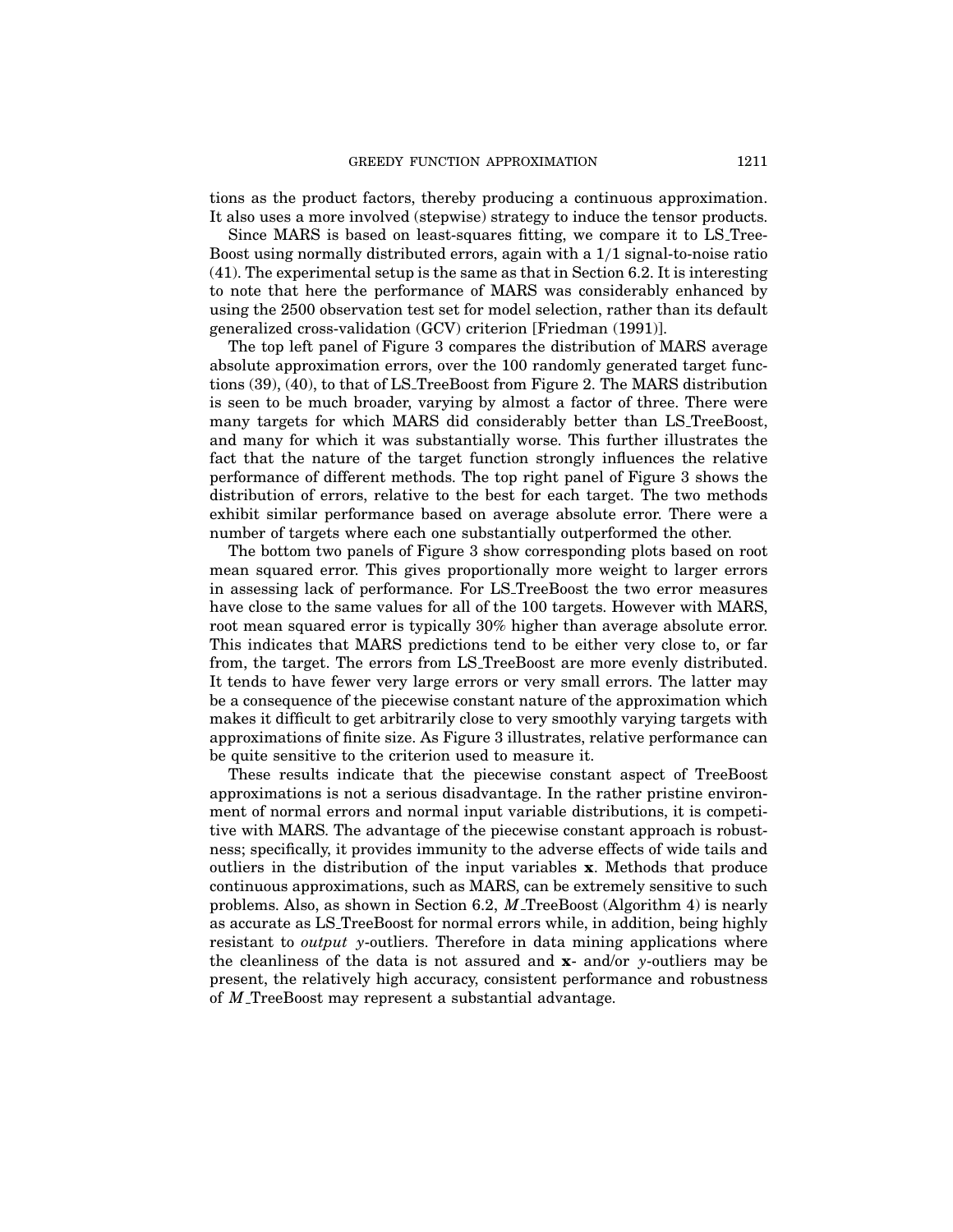tions as the product factors, thereby producing a continuous approximation. It also uses a more involved (stepwise) strategy to induce the tensor products.

Since MARS is based on least-squares fitting, we compare it to LS_TreeBoost using normally distributed errors, again with a 1/1 signal-to-noise ratio (41). The experimental setup is the same as that in Section 6.2. It is interesting to note that here the performance of MARS was considerably enhanced by using the 2500 observation test set for model selection, rather than its default generalized cross-validation (GCV) criterion [Friedman (1991)].

The top left panel of Figure 3 compares the distribution of MARS average absolute approximation errors, over the 100 randomly generated target functions (39), (40), to that of LS_TreeBoost from Figure 2. The MARS distribution is seen to be much broader, varying by almost a factor of three. There were many targets for which MARS did considerably better than LS_TreeBoost, and many for which it was substantially worse. This further illustrates the fact that the nature of the target function strongly influences the relative performance of different methods. The top right panel of Figure 3 shows the distribution of errors, relative to the best for each target. The two methods exhibit similar performance based on average absolute error. There were a number of targets where each one substantially outperformed the other.

The bottom two panels of Figure 3 show corresponding plots based on root mean squared error. This gives proportionally more weight to larger errors in assessing lack of performance. For LS_TreeBoost the two error measures have close to the same values for all of the 100 targets. However with MARS, root mean squared error is typically 30% higher than average absolute error. This indicates that MARS predictions tend to be either very close to, or far from, the target. The errors from LS_TreeBoost are more evenly distributed. It tends to have fewer very large errors or very small errors. The latter may be a consequence of the piecewise constant nature of the approximation which makes it difficult to get arbitrarily close to very smoothly varying targets with approximations of finite size. As Figure 3 illustrates, relative performance can be quite sensitive to the criterion used to measure it.

These results indicate that the piecewise constant aspect of TreeBoost approximations is not a serious disadvantage. In the rather pristine environment of normal errors and normal input variable distributions, it is competitive with MARS. The advantage of the piecewise constant approach is robustness; specifically, it provides immunity to the adverse effects of wide tails and outliers in the distribution of the input variables $\mathbf{x}$. Methods that produce continuous approximations, such as MARS, can be extremely sensitive to such problems. Also, as shown in Section 6.2, $M$_TreeBoost (Algorithm 4) is nearly as accurate as LS_TreeBoost for normal errors while, in addition, being highly resistant to *output* $y$-outliers. Therefore in data mining applications where the cleanliness of the data is not assured and $\mathbf{x}$- and/or $y$-outliers may be present, the relatively high accuracy, consistent performance and robustness of $M$_TreeBoost may represent a substantial advantage.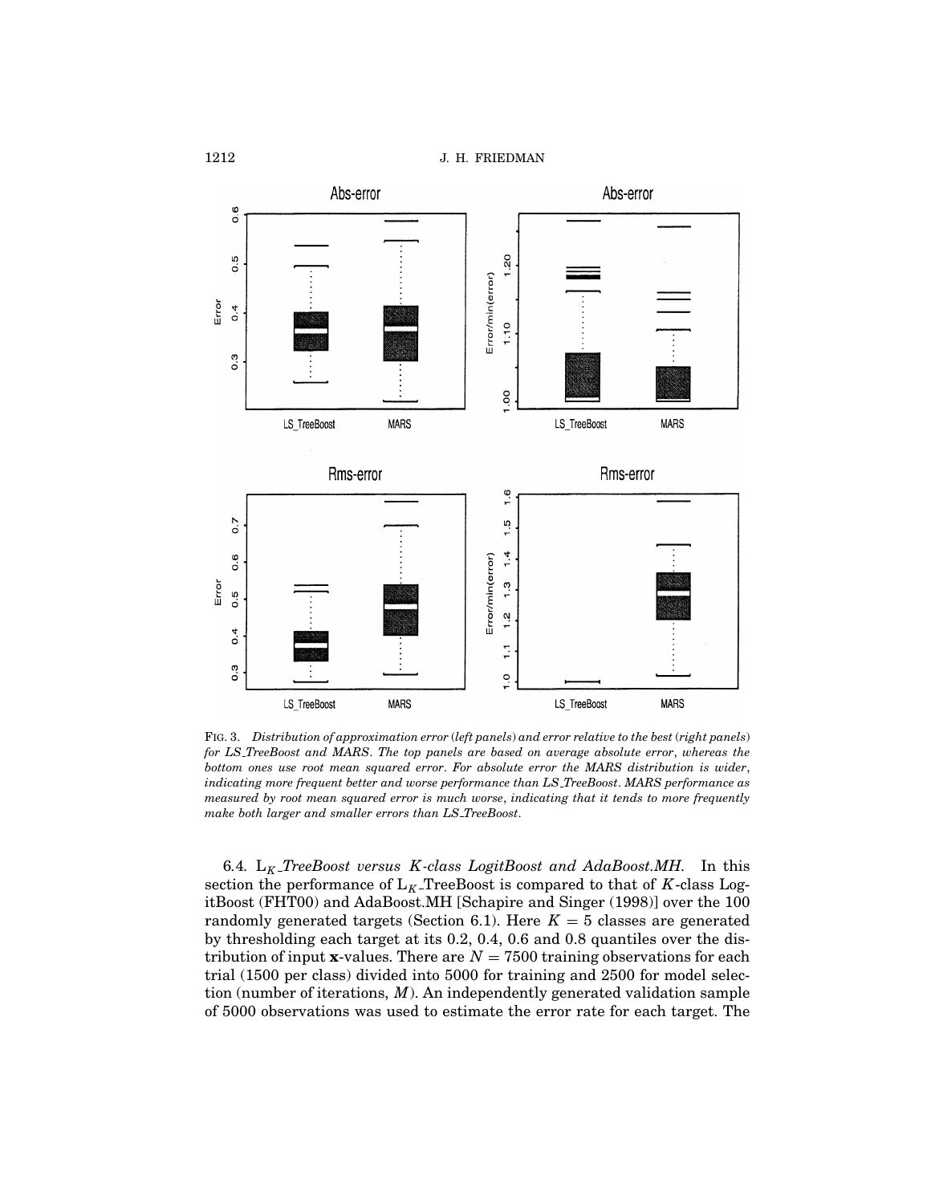FIG. 3. *Distribution of approximation error (left panels) and error relative to the best (right panels) for LS_TreeBoost and MARS. The top panels are based on average absolute error, whereas the bottom ones use root mean squared error. For absolute error the MARS distribution is wider, indicating more frequent better and worse performance than LS_TreeBoost. MARS performance as measured by root mean squared error is much worse, indicating that it tends to more frequently make both larger and smaller errors than LS_TreeBoost.*

6.4. $L_K$*_TreeBoost versus K-class LogitBoost and AdaBoost.MH.* In this section the performance of $L_K$_TreeBoost is compared to that of $K$-class LogitBoost (FHT00) and AdaBoost.MH [Schapire and Singer (1998)] over the 100 randomly generated targets (Section 6.1). Here $K = 5$ classes are generated by thresholding each target at its 0.2, 0.4, 0.6 and 0.8 quantiles over the distribution of input $\mathbf{x}$-values. There are $N = 7500$ training observations for each trial (1500 per class) divided into 5000 for training and 2500 for model selection (number of iterations, $M$). An independently generated validation sample of 5000 observations was used to estimate the error rate for each target. The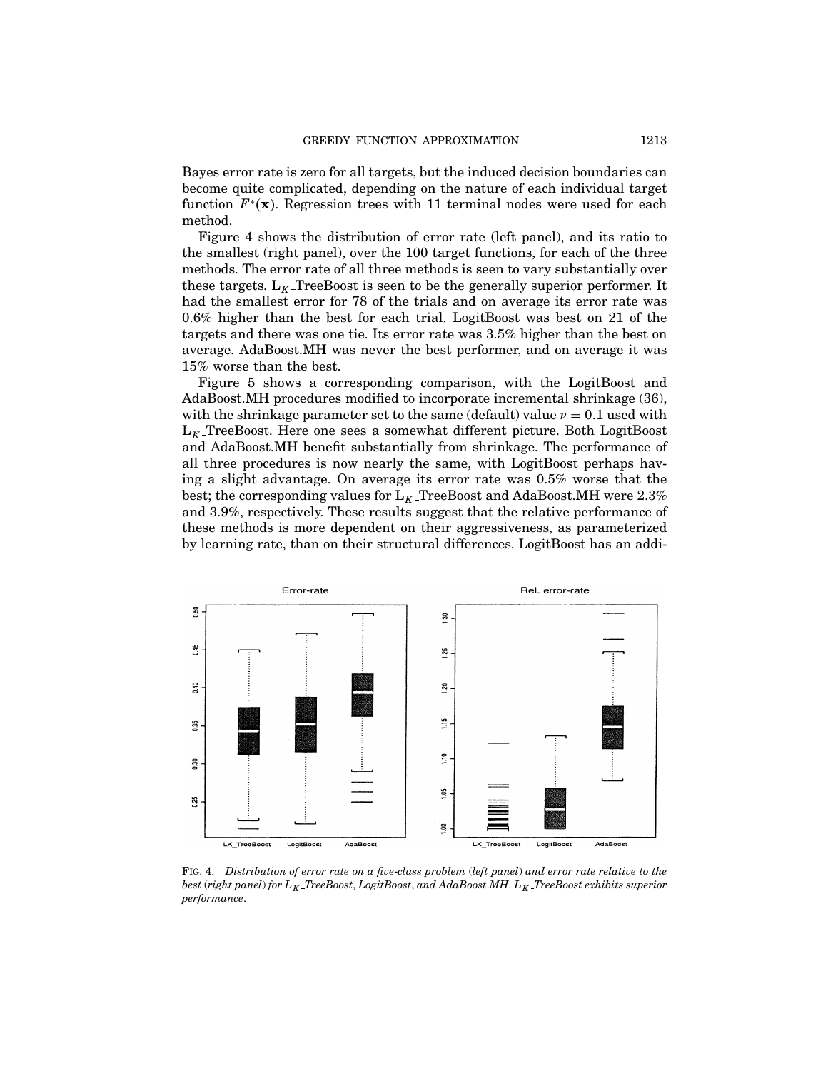Bayes error rate is zero for all targets, but the induced decision boundaries can become quite complicated, depending on the nature of each individual target function $F^*(\mathbf{x})$. Regression trees with 11 terminal nodes were used for each method.

Figure 4 shows the distribution of error rate (left panel), and its ratio to the smallest (right panel), over the 100 target functions, for each of the three methods. The error rate of all three methods is seen to vary substantially over these targets. $L_K$_TreeBoost is seen to be the generally superior performer. It had the smallest error for 78 of the trials and on average its error rate was 0.6% higher than the best for each trial. LogitBoost was best on 21 of the targets and there was one tie. Its error rate was 3.5% higher than the best on average. AdaBoost.MH was never the best performer, and on average it was 15% worse than the best.

Figure 5 shows a corresponding comparison, with the LogitBoost and AdaBoost.MH procedures modified to incorporate incremental shrinkage (36), with the shrinkage parameter set to the same (default) value $\nu = 0.1$ used with $L_K$_TreeBoost. Here one sees a somewhat different picture. Both LogitBoost and AdaBoost.MH benefit substantially from shrinkage. The performance of all three procedures is now nearly the same, with LogitBoost perhaps having a slight advantage. On average its error rate was 0.5% worse that the best; the corresponding values for $L_K$_TreeBoost and AdaBoost.MH were 2.3% and 3.9%, respectively. These results suggest that the relative performance of these methods is more dependent on their aggressiveness, as parameterized by learning rate, than on their structural differences. LogitBoost has an addi-

FIG. 4. *Distribution of error rate on a five-class problem (left panel) and error rate relative to the best (right panel) for $L_K$_TreeBoost, LogitBoost, and AdaBoost.MH. $L_K$_TreeBoost exhibits superior performance.*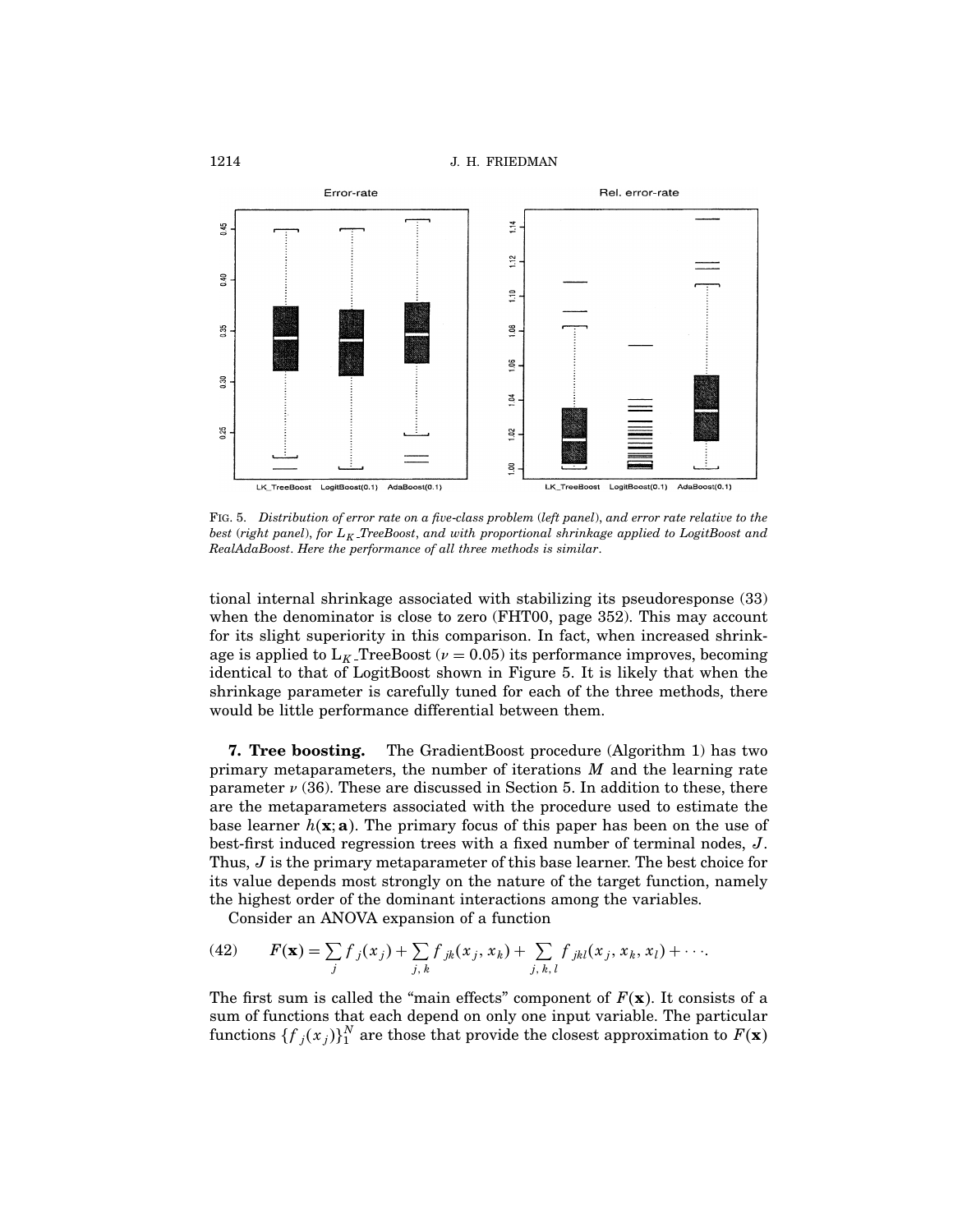FIG. 5. *Distribution of error rate on a five-class problem (left panel), and error rate relative to the best (right panel), for $L_K$_TreeBoost, and with proportional shrinkage applied to LogitBoost and RealAdaBoost. Here the performance of all three methods is similar.*

tional internal shrinkage associated with stabilizing its pseudoresponse (33) when the denominator is close to zero (FHT00, page 352). This may account for its slight superiority in this comparison. In fact, when increased shrinkage is applied to $L_K$_TreeBoost ($\nu = 0.05$) its performance improves, becoming identical to that of LogitBoost shown in Figure 5. It is likely that when the shrinkage parameter is carefully tuned for each of the three methods, there would be little performance differential between them.

**7. Tree boosting.** The GradientBoost procedure (Algorithm 1) has two primary metaparameters, the number of iterations $M$ and the learning rate parameter $\nu$ (36). These are discussed in Section 5. In addition to these, there are the metaparameters associated with the procedure used to estimate the base learner $h(\mathbf{x}; \mathbf{a})$. The primary focus of this paper has been on the use of best-first induced regression trees with a fixed number of terminal nodes, $J$. Thus, $J$ is the primary metaparameter of this base learner. The best choice for its value depends most strongly on the nature of the target function, namely the highest order of the dominant interactions among the variables.

Consider an ANOVA expansion of a function

$$F(\mathbf{x}) = \sum_j f_j(x_j) + \sum_{j,k} f_{jk}(x_j, x_k) + \sum_{j,k,l} f_{jkl}(x_j, x_k, x_l) + \cdots. \tag{42}$$

The first sum is called the "main effects" component of $F(\mathbf{x})$. It consists of a sum of functions that each depend on only one input variable. The particular functions $\{f_j(x_j)\}_1^N$ are those that provide the closest approximation to $F(\mathbf{x})$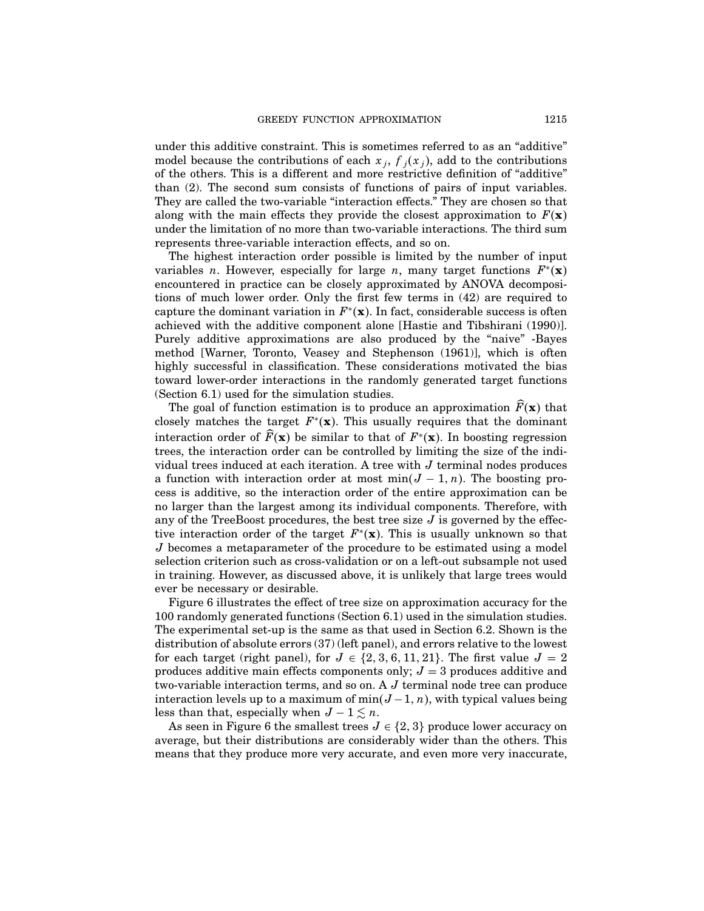under this additive constraint. This is sometimes referred to as an "additive" model because the contributions of each $x_j$, $f_j(x_j)$, add to the contributions of the others. This is a different and more restrictive definition of "additive" than (2). The second sum consists of functions of pairs of input variables. They are called the two-variable "interaction effects." They are chosen so that along with the main effects they provide the closest approximation to $F(\mathbf{x})$ under the limitation of no more than two-variable interactions. The third sum represents three-variable interaction effects, and so on.

The highest interaction order possible is limited by the number of input variables $n$. However, especially for large $n$, many target functions $F^*(\mathbf{x})$ encountered in practice can be closely approximated by ANOVA decompositions of much lower order. Only the first few terms in (42) are required to capture the dominant variation in $F^*(\mathbf{x})$. In fact, considerable success is often achieved with the additive component alone [Hastie and Tibshirani (1990)]. Purely additive approximations are also produced by the "naive" -Bayes method [Warner, Toronto, Veasey and Stephenson (1961)], which is often highly successful in classification. These considerations motivated the bias toward lower-order interactions in the randomly generated target functions (Section 6.1) used for the simulation studies.

The goal of function estimation is to produce an approximation $\widehat{F}(\mathbf{x})$ that closely matches the target $F^*(\mathbf{x})$. This usually requires that the dominant interaction order of $\widehat{F}(\mathbf{x})$ be similar to that of $F^*(\mathbf{x})$. In boosting regression trees, the interaction order can be controlled by limiting the size of the individual trees induced at each iteration. A tree with $J$ terminal nodes produces a function with interaction order at most $\min(J-1, n)$. The boosting process is additive, so the interaction order of the entire approximation can be no larger than the largest among its individual components. Therefore, with any of the TreeBoost procedures, the best tree size $J$ is governed by the effective interaction order of the target $F^*(\mathbf{x})$. This is usually unknown so that $J$ becomes a metaparameter of the procedure to be estimated using a model selection criterion such as cross-validation or on a left-out subsample not used in training. However, as discussed above, it is unlikely that large trees would ever be necessary or desirable.

Figure 6 illustrates the effect of tree size on approximation accuracy for the 100 randomly generated functions (Section 6.1) used in the simulation studies. The experimental set-up is the same as that used in Section 6.2. Shown is the distribution of absolute errors (37) (left panel), and errors relative to the lowest for each target (right panel), for $J \in \{2, 3, 6, 11, 21\}$. The first value $J = 2$ produces additive main effects components only; $J = 3$ produces additive and two-variable interaction terms, and so on. A $J$ terminal node tree can produce interaction levels up to a maximum of $\min(J-1, n)$, with typical values being less than that, especially when $J - 1 \lesssim n$.

As seen in Figure 6 the smallest trees $J \in \{2, 3\}$ produce lower accuracy on average, but their distributions are considerably wider than the others. This means that they produce more very accurate, and even more very inaccurate,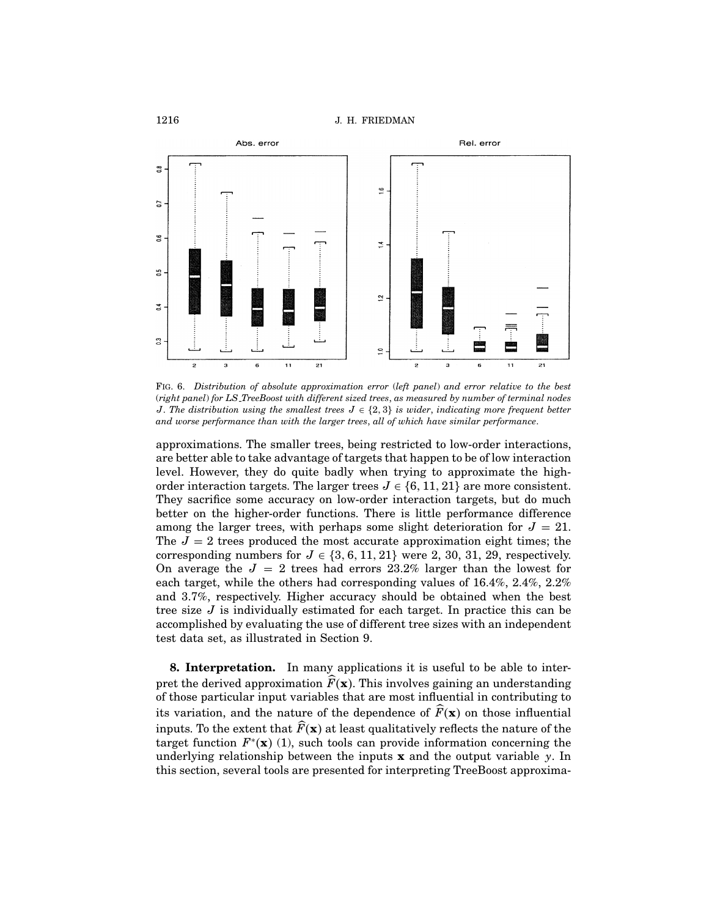FIG. 6. *Distribution of absolute approximation error (left panel) and error relative to the best (right panel) for LS_TreeBoost with different sized trees, as measured by number of terminal nodes $J$. The distribution using the smallest trees $J \in \{2, 3\}$ is wider, indicating more frequent better and worse performance than with the larger trees, all of which have similar performance.*

approximations. The smaller trees, being restricted to low-order interactions, are better able to take advantage of targets that happen to be of low interaction level. However, they do quite badly when trying to approximate the high-order interaction targets. The larger trees $J \in \{6, 11, 21\}$ are more consistent. They sacrifice some accuracy on low-order interaction targets, but do much better on the higher-order functions. There is little performance difference among the larger trees, with perhaps some slight deterioration for $J = 21$. The $J = 2$ trees produced the most accurate approximation eight times; the corresponding numbers for $J \in \{3, 6, 11, 21\}$ were 2, 30, 31, 29, respectively. On average the $J = 2$ trees had errors 23.2% larger than the lowest for each target, while the others had corresponding values of 16.4%, 2.4%, 2.2% and 3.7%, respectively. Higher accuracy should be obtained when the best tree size $J$ is individually estimated for each target. In practice this can be accomplished by evaluating the use of different tree sizes with an independent test data set, as illustrated in Section 9.

## 8. Interpretation.

In many applications it is useful to be able to interpret the derived approximation $\widehat{F}(\mathbf{x})$. This involves gaining an understanding of those particular input variables that are most influential in contributing to its variation, and the nature of the dependence of $\widehat{F}(\mathbf{x})$ on those influential inputs. To the extent that $\widehat{F}(\mathbf{x})$ at least qualitatively reflects the nature of the target function $F^*(\mathbf{x})$ (1), such tools can provide information concerning the underlying relationship between the inputs $\mathbf{x}$ and the output variable $y$. In this section, several tools are presented for interpreting TreeBoost approxima-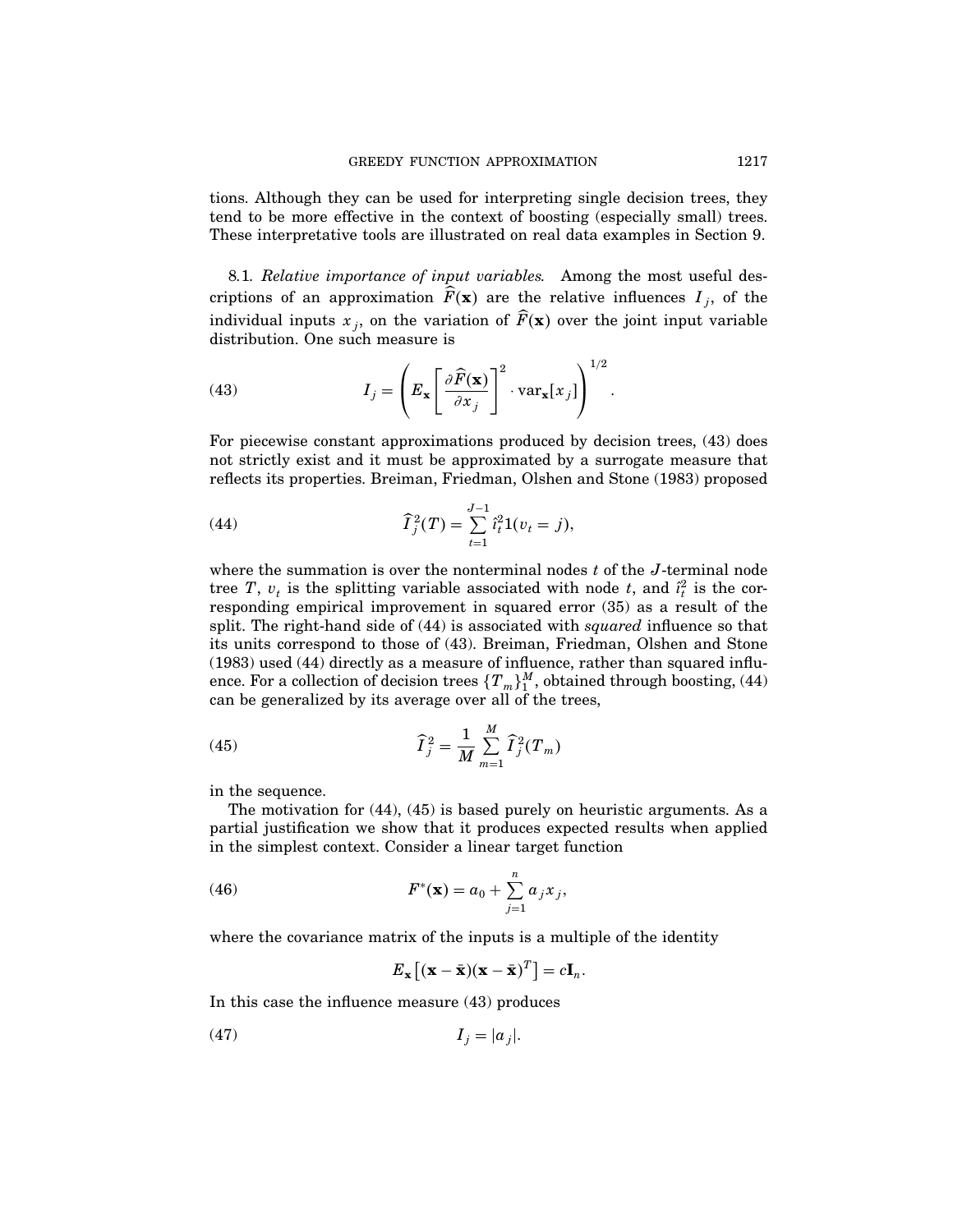tions. Although they can be used for interpreting single decision trees, they tend to be more effective in the context of boosting (especially small) trees. These interpretative tools are illustrated on real data examples in Section 9.

8.1. *Relative importance of input variables.* Among the most useful descriptions of an approximation $\widehat{F}(\mathbf{x})$ are the relative influences $I_j$, of the individual inputs $x_j$, on the variation of $\widehat{F}(\mathbf{x})$ over the joint input variable distribution. One such measure is

$$I_j = \left( E_{\mathbf{x}} \left[ \frac{\partial \widehat{F}(\mathbf{x})}{\partial x_j} \right]^2 \cdot \mathrm{var}_{\mathbf{x}}[x_j] \right)^{1/2}. \tag{43}$$

For piecewise constant approximations produced by decision trees, (43) does not strictly exist and it must be approximated by a surrogate measure that reflects its properties. Breiman, Friedman, Olshen and Stone (1983) proposed

$$\widehat{I}_j^2(T) = \sum_{t=1}^{J-1} \hat{\imath}_t^2 1(v_t = j), \tag{44}$$

where the summation is over the nonterminal nodes $t$ of the $J$-terminal node tree $T$, $v_t$ is the splitting variable associated with node $t$, and $\hat{\imath}_t^2$ is the corresponding empirical improvement in squared error (35) as a result of the split. The right-hand side of (44) is associated with *squared* influence so that its units correspond to those of (43). Breiman, Friedman, Olshen and Stone (1983) used (44) directly as a measure of influence, rather than squared influence. For a collection of decision trees $\{T_m\}_1^M$, obtained through boosting, (44) can be generalized by its average over all of the trees,

$$\widehat{I}_j^2 = \frac{1}{M} \sum_{m=1}^{M} \widehat{I}_j^2(T_m) \tag{45}$$

in the sequence.

The motivation for (44), (45) is based purely on heuristic arguments. As a partial justification we show that it produces expected results when applied in the simplest context. Consider a linear target function

$$F^*(\mathbf{x}) = a_0 + \sum_{j=1}^{n} a_j x_j, \tag{46}$$

where the covariance matrix of the inputs is a multiple of the identity

$$E_{\mathbf{x}}\left[(\mathbf{x} - \bar{\mathbf{x}})(\mathbf{x} - \bar{\mathbf{x}})^T\right] = c\mathbf{I}_n.$$

In this case the influence measure (43) produces

$$I_j = |a_j|. \tag{47}$$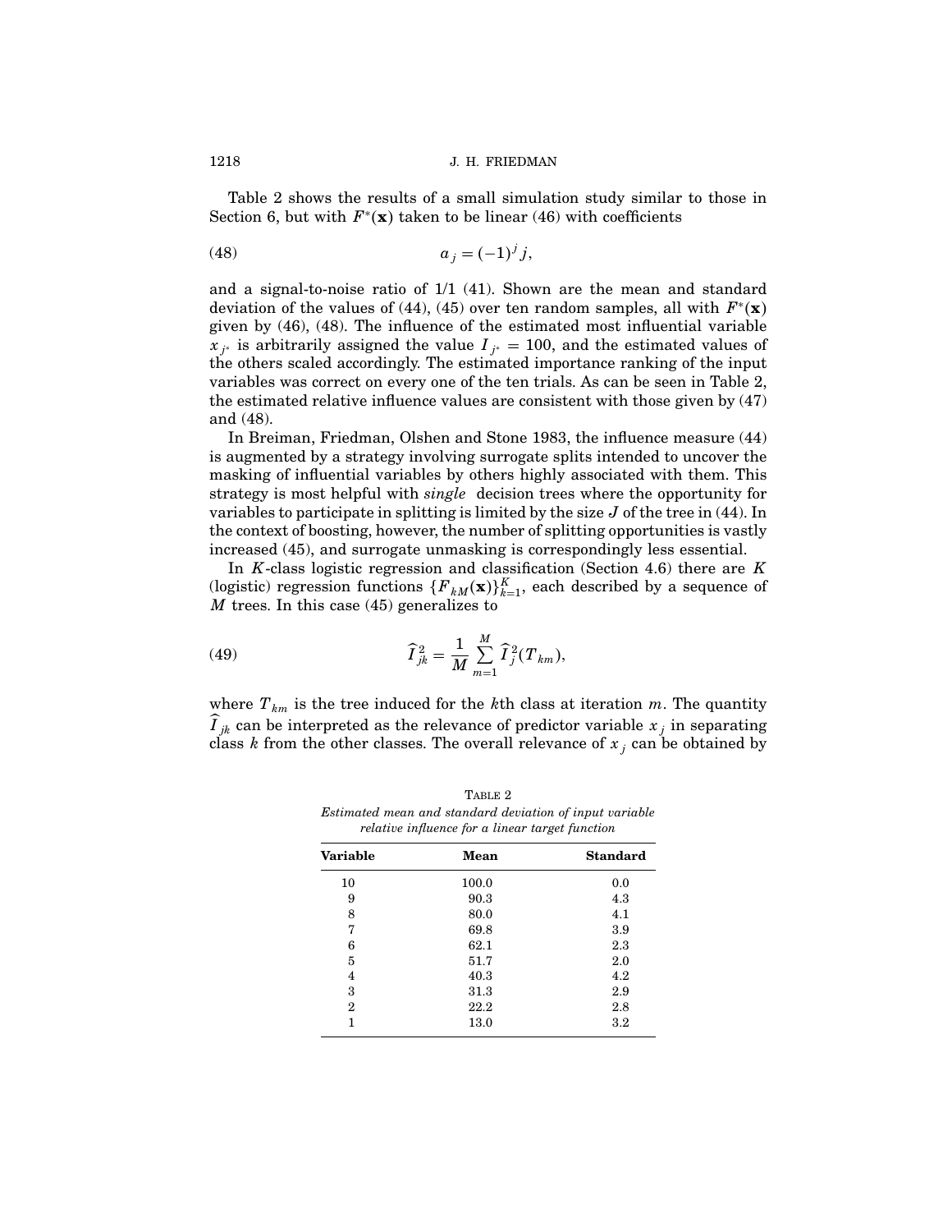Table 2 shows the results of a small simulation study similar to those in Section 6, but with $F^*(\mathbf{x})$ taken to be linear (46) with coefficients

$$a_j = (-1)^j j, \tag{48}$$

and a signal-to-noise ratio of 1/1 (41). Shown are the mean and standard deviation of the values of (44), (45) over ten random samples, all with $F^*(\mathbf{x})$ given by (46), (48). The influence of the estimated most influential variable $x_{j^*}$ is arbitrarily assigned the value $I_{j^*} = 100$, and the estimated values of the others scaled accordingly. The estimated importance ranking of the input variables was correct on every one of the ten trials. As can be seen in Table 2, the estimated relative influence values are consistent with those given by (47) and (48).

In Breiman, Friedman, Olshen and Stone 1983, the influence measure (44) is augmented by a strategy involving surrogate splits intended to uncover the masking of influential variables by others highly associated with them. This strategy is most helpful with *single* decision trees where the opportunity for variables to participate in splitting is limited by the size $J$ of the tree in (44). In the context of boosting, however, the number of splitting opportunities is vastly increased (45), and surrogate unmasking is correspondingly less essential.

In $K$-class logistic regression and classification (Section 4.6) there are $K$ (logistic) regression functions $\{F_{kM}(\mathbf{x})\}_{k=1}^{K}$, each described by a sequence of $M$ trees. In this case (45) generalizes to

$$\widehat{I}_{jk}^2 = \frac{1}{M} \sum_{m=1}^{M} \widehat{I}_j^2(T_{km}), \tag{49}$$

where $T_{km}$ is the tree induced for the $k$th class at iteration $m$. The quantity $\widehat{I}_{jk}$ can be interpreted as the relevance of predictor variable $x_j$ in separating class $k$ from the other classes. The overall relevance of $x_j$ can be obtained by

TABLE 2
*Estimated mean and standard deviation of input variable relative influence for a linear target function*

| Variable | Mean | Standard |
|---|---|---|
| 10 | 100.0 | 0.0 |
| 9 | 90.3 | 4.3 |
| 8 | 80.0 | 4.1 |
| 7 | 69.8 | 3.9 |
| 6 | 62.1 | 2.3 |
| 5 | 51.7 | 2.0 |
| 4 | 40.3 | 4.2 |
| 3 | 31.3 | 2.9 |
| 2 | 22.2 | 2.8 |
| 1 | 13.0 | 3.2 |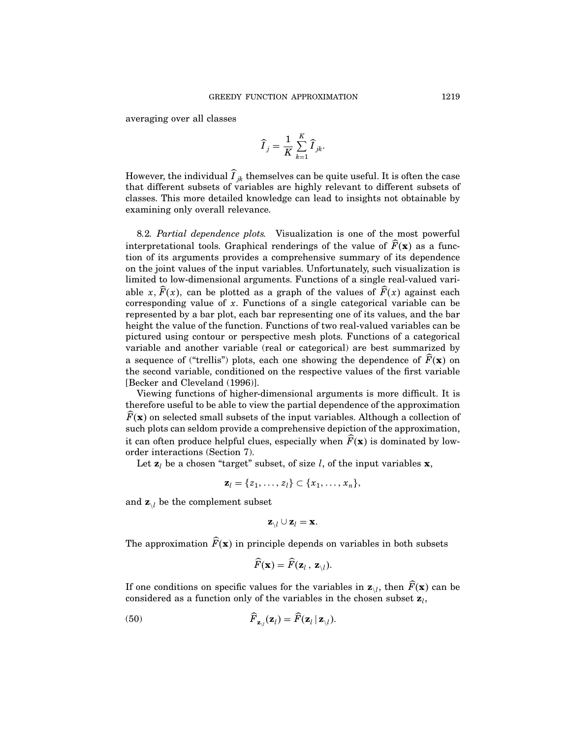averaging over all classes

$$\widehat{I}_j = \frac{1}{K} \sum_{k=1}^{K} \widehat{I}_{jk}.$$

However, the individual $\widehat{I}_{jk}$ themselves can be quite useful. It is often the case that different subsets of variables are highly relevant to different subsets of classes. This more detailed knowledge can lead to insights not obtainable by examining only overall relevance.

8.2. *Partial dependence plots.* Visualization is one of the most powerful interpretational tools. Graphical renderings of the value of $\widehat{F}(\mathbf{x})$ as a function of its arguments provides a comprehensive summary of its dependence on the joint values of the input variables. Unfortunately, such visualization is limited to low-dimensional arguments. Functions of a single real-valued variable $x$, $\widehat{F}(x)$, can be plotted as a graph of the values of $\widehat{F}(x)$ against each corresponding value of $x$. Functions of a single categorical variable can be represented by a bar plot, each bar representing one of its values, and the bar height the value of the function. Functions of two real-valued variables can be pictured using contour or perspective mesh plots. Functions of a categorical variable and another variable (real or categorical) are best summarized by a sequence of ("trellis") plots, each one showing the dependence of $\widehat{F}(\mathbf{x})$ on the second variable, conditioned on the respective values of the first variable [Becker and Cleveland (1996)].

Viewing functions of higher-dimensional arguments is more difficult. It is therefore useful to be able to view the partial dependence of the approximation $\widehat{F}(\mathbf{x})$ on selected small subsets of the input variables. Although a collection of such plots can seldom provide a comprehensive depiction of the approximation, it can often produce helpful clues, especially when $\widehat{F}(\mathbf{x})$ is dominated by low-order interactions (Section 7).

Let $\mathbf{z}_l$ be a chosen "target" subset, of size $l$, of the input variables $\mathbf{x}$,

$$\mathbf{z}_l = \{z_1, \ldots, z_l\} \subset \{x_1, \ldots, x_n\},$$

and $\mathbf{z}_{\backslash l}$ be the complement subset

$$\mathbf{z}_{\backslash l} \cup \mathbf{z}_l = \mathbf{x}.$$

The approximation $\widehat{F}(\mathbf{x})$ in principle depends on variables in both subsets

$$\widehat{F}(\mathbf{x}) = \widehat{F}(\mathbf{z}_l\,,\ \mathbf{z}_{\backslash l}).$$

If one conditions on specific values for the variables in $\mathbf{z}_{\backslash l}$, then $\widehat{F}(\mathbf{x})$ can be considered as a function only of the variables in the chosen subset $\mathbf{z}_l$,

$$\widehat{F}_{\mathbf{z}_{\backslash l}}(\mathbf{z}_l) = \widehat{F}(\mathbf{z}_l \mid \mathbf{z}_{\backslash l}). \tag{50}$$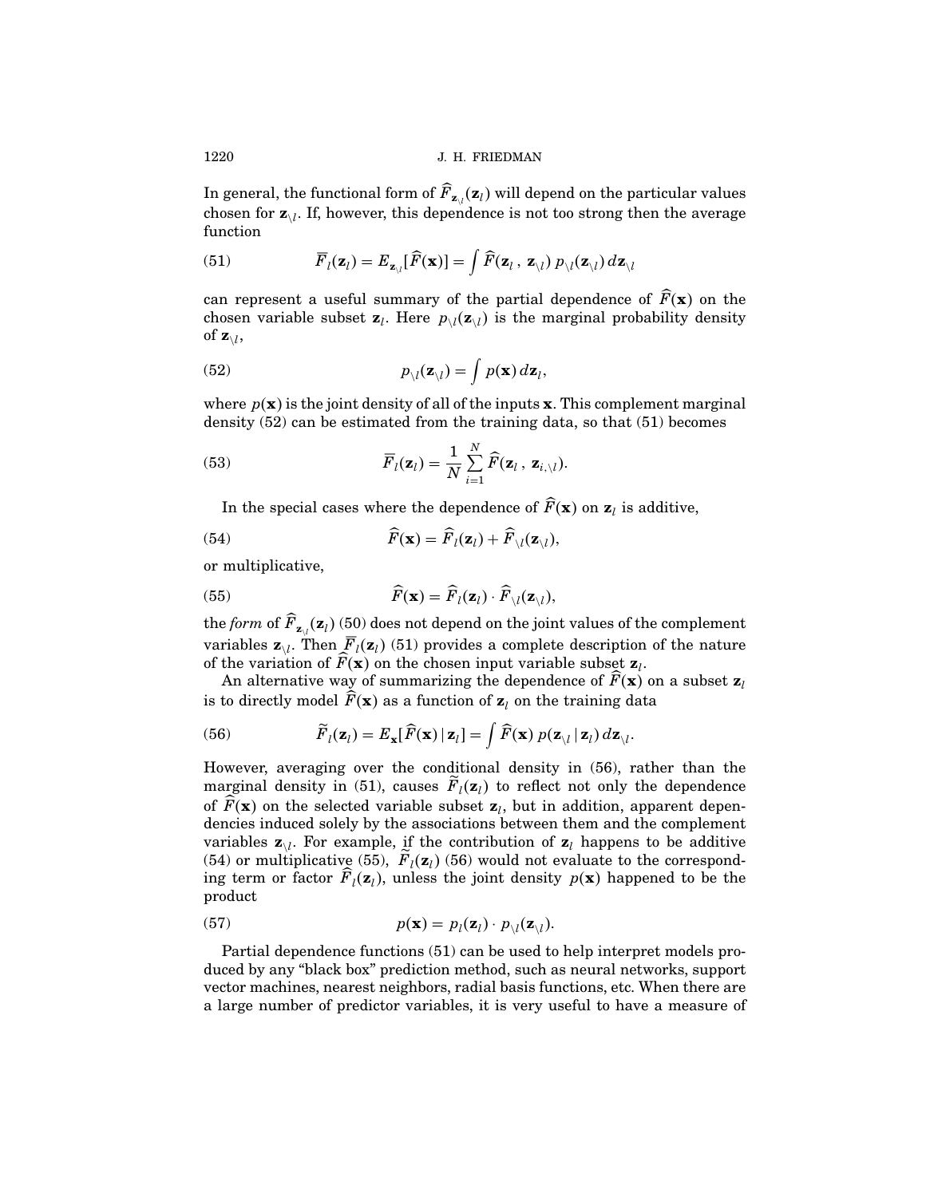In general, the functional form of $\widehat{F}_{\mathbf{z}_{\setminus l}}(\mathbf{z}_l)$ will depend on the particular values chosen for $\mathbf{z}_{\setminus l}$. If, however, this dependence is not too strong then the average function

$$
\overline{F}_l(\mathbf{z}_l) = E_{\mathbf{z}_{\setminus l}}[\widehat{F}(\mathbf{x})] = \int \widehat{F}(\mathbf{z}_l\,,\ \mathbf{z}_{\setminus l})\, p_{\setminus l}(\mathbf{z}_{\setminus l})\, d\mathbf{z}_{\setminus l} \tag{51}
$$

can represent a useful summary of the partial dependence of $\widehat{F}(\mathbf{x})$ on the chosen variable subset $\mathbf{z}_l$. Here $p_{\setminus l}(\mathbf{z}_{\setminus l})$ is the marginal probability density of $\mathbf{z}_{\setminus l}$,

$$
p_{\setminus l}(\mathbf{z}_{\setminus l}) = \int p(\mathbf{x})\, d\mathbf{z}_l, \tag{52}
$$

where $p(\mathbf{x})$ is the joint density of all of the inputs $\mathbf{x}$. This complement marginal density (52) can be estimated from the training data, so that (51) becomes

$$
\overline{F}_l(\mathbf{z}_l) = \frac{1}{N} \sum_{i=1}^{N} \widehat{F}(\mathbf{z}_l\,,\ \mathbf{z}_{i,\setminus l}). \tag{53}
$$

In the special cases where the dependence of $\widehat{F}(\mathbf{x})$ on $\mathbf{z}_l$ is additive,

$$
\widehat{F}(\mathbf{x}) = \widehat{F}_l(\mathbf{z}_l) + \widehat{F}_{\setminus l}(\mathbf{z}_{\setminus l}), \tag{54}
$$

or multiplicative,

$$
\widehat{F}(\mathbf{x}) = \widehat{F}_l(\mathbf{z}_l) \cdot \widehat{F}_{\setminus l}(\mathbf{z}_{\setminus l}), \tag{55}
$$

the *form* of $\widehat{F}_{\mathbf{z}_{\setminus l}}(\mathbf{z}_l)$ (50) does not depend on the joint values of the complement variables $\mathbf{z}_{\setminus l}$. Then $\overline{F}_l(\mathbf{z}_l)$ (51) provides a complete description of the nature of the variation of $\widehat{F}(\mathbf{x})$ on the chosen input variable subset $\mathbf{z}_l$.

An alternative way of summarizing the dependence of $\widehat{F}(\mathbf{x})$ on a subset $\mathbf{z}_l$ is to directly model $\widehat{F}(\mathbf{x})$ as a function of $\mathbf{z}_l$ on the training data

$$
\widetilde{F}_l(\mathbf{z}_l) = E_{\mathbf{x}}[\widehat{F}(\mathbf{x}) \mid \mathbf{z}_l] = \int \widehat{F}(\mathbf{x})\, p(\mathbf{z}_{\setminus l} \mid \mathbf{z}_l)\, d\mathbf{z}_{\setminus l}. \tag{56}
$$

However, averaging over the conditional density in (56), rather than the marginal density in (51), causes $\widetilde{F}_l(\mathbf{z}_l)$ to reflect not only the dependence of $\widehat{F}(\mathbf{x})$ on the selected variable subset $\mathbf{z}_l$, but in addition, apparent dependencies induced solely by the associations between them and the complement variables $\mathbf{z}_{\setminus l}$. For example, if the contribution of $\mathbf{z}_l$ happens to be additive (54) or multiplicative (55), $\widetilde{F}_l(\mathbf{z}_l)$ (56) would not evaluate to the corresponding term or factor $\widehat{F}_l(\mathbf{z}_l)$, unless the joint density $p(\mathbf{x})$ happened to be the product

$$
p(\mathbf{x}) = p_l(\mathbf{z}_l) \cdot p_{\setminus l}(\mathbf{z}_{\setminus l}). \tag{57}
$$

Partial dependence functions (51) can be used to help interpret models produced by any "black box" prediction method, such as neural networks, support vector machines, nearest neighbors, radial basis functions, etc. When there are a large number of predictor variables, it is very useful to have a measure of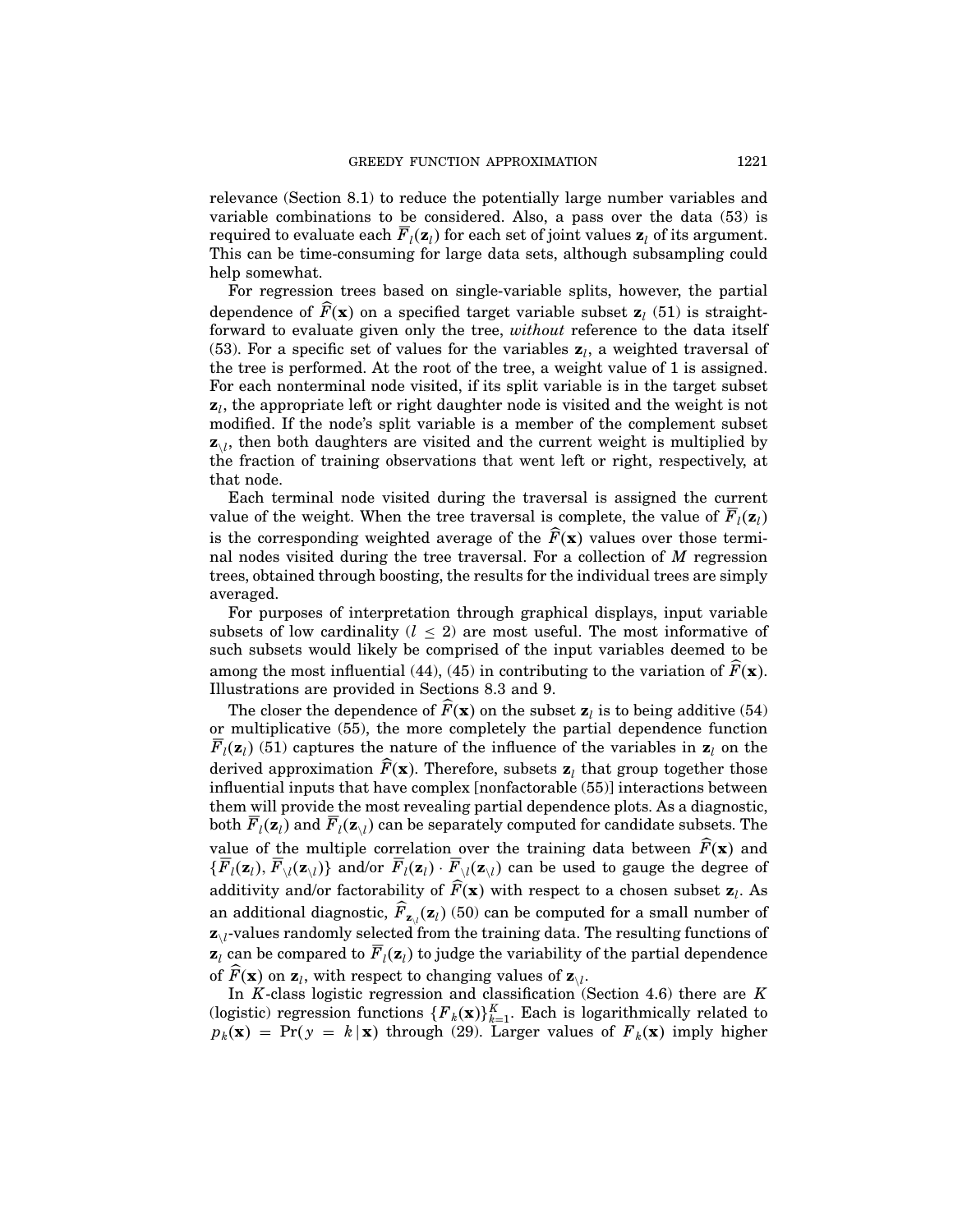relevance (Section 8.1) to reduce the potentially large number variables and variable combinations to be considered. Also, a pass over the data (53) is required to evaluate each $\bar{F}_l(\mathbf{z}_l)$ for each set of joint values $\mathbf{z}_l$ of its argument. This can be time-consuming for large data sets, although subsampling could help somewhat.

For regression trees based on single-variable splits, however, the partial dependence of $\widehat{F}(\mathbf{x})$ on a specified target variable subset $\mathbf{z}_l$ (51) is straightforward to evaluate given only the tree, *without* reference to the data itself (53). For a specific set of values for the variables $\mathbf{z}_l$, a weighted traversal of the tree is performed. At the root of the tree, a weight value of 1 is assigned. For each nonterminal node visited, if its split variable is in the target subset $\mathbf{z}_l$, the appropriate left or right daughter node is visited and the weight is not modified. If the node's split variable is a member of the complement subset $\mathbf{z}_{\backslash l}$, then both daughters are visited and the current weight is multiplied by the fraction of training observations that went left or right, respectively, at that node.

Each terminal node visited during the traversal is assigned the current value of the weight. When the tree traversal is complete, the value of $\bar{F}_l(\mathbf{z}_l)$ is the corresponding weighted average of the $\widehat{F}(\mathbf{x})$ values over those terminal nodes visited during the tree traversal. For a collection of $M$ regression trees, obtained through boosting, the results for the individual trees are simply averaged.

For purposes of interpretation through graphical displays, input variable subsets of low cardinality ($l \leq 2$) are most useful. The most informative of such subsets would likely be comprised of the input variables deemed to be among the most influential (44), (45) in contributing to the variation of $\widehat{F}(\mathbf{x})$. Illustrations are provided in Sections 8.3 and 9.

The closer the dependence of $\widehat{F}(\mathbf{x})$ on the subset $\mathbf{z}_l$ is to being additive (54) or multiplicative (55), the more completely the partial dependence function $\bar{F}_l(\mathbf{z}_l)$ (51) captures the nature of the influence of the variables in $\mathbf{z}_l$ on the derived approximation $\widehat{F}(\mathbf{x})$. Therefore, subsets $\mathbf{z}_l$ that group together those influential inputs that have complex [nonfactorable (55)] interactions between them will provide the most revealing partial dependence plots. As a diagnostic, both $\bar{F}_l(\mathbf{z}_l)$ and $\bar{F}_l(\mathbf{z}_{\backslash l})$ can be separately computed for candidate subsets. The value of the multiple correlation over the training data between $\widehat{F}(\mathbf{x})$ and $\{\bar{F}_l(\mathbf{z}_l), \bar{F}_{\backslash l}(\mathbf{z}_{\backslash l})\}$ and/or $\bar{F}_l(\mathbf{z}_l) \cdot \bar{F}_{\backslash l}(\mathbf{z}_{\backslash l})$ can be used to gauge the degree of additivity and/or factorability of $\widehat{F}(\mathbf{x})$ with respect to a chosen subset $\mathbf{z}_l$. As an additional diagnostic, $\widehat{F}_{\mathbf{z}_{\backslash l}}(\mathbf{z}_l)$ (50) can be computed for a small number of $\mathbf{z}_{\backslash l}$-values randomly selected from the training data. The resulting functions of $\mathbf{z}_l$ can be compared to $\bar{F}_l(\mathbf{z}_l)$ to judge the variability of the partial dependence of $\widehat{F}(\mathbf{x})$ on $\mathbf{z}_l$, with respect to changing values of $\mathbf{z}_{\backslash l}$.

In $K$-class logistic regression and classification (Section 4.6) there are $K$ (logistic) regression functions $\{F_k(\mathbf{x})\}_{k=1}^{K}$. Each is logarithmically related to $p_k(\mathbf{x}) = \Pr(y = k \mid \mathbf{x})$ through (29). Larger values of $F_k(\mathbf{x})$ imply higher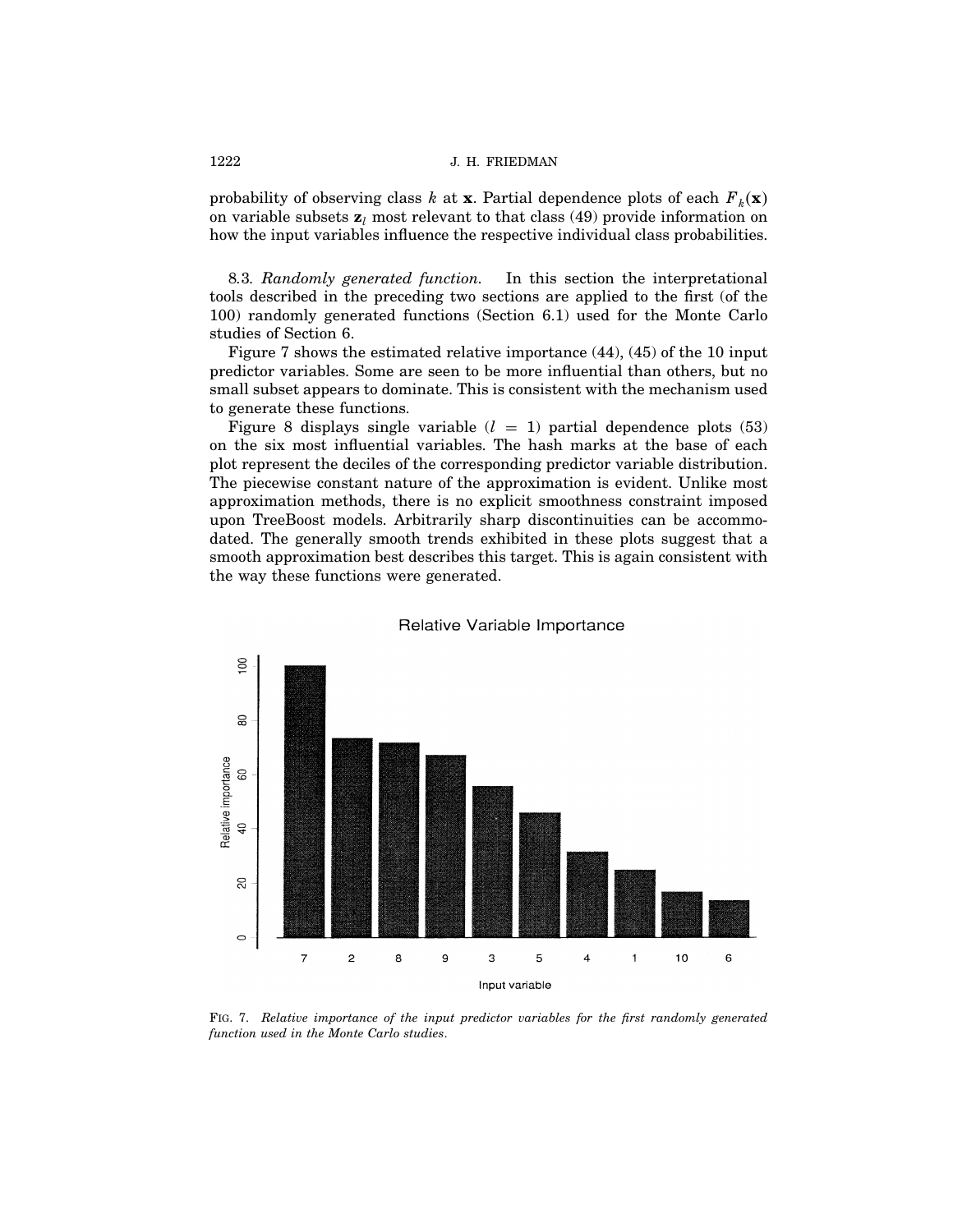probability of observing class $k$ at $\mathbf{x}$. Partial dependence plots of each $F_k(\mathbf{x})$ on variable subsets $\mathbf{z}_l$ most relevant to that class (49) provide information on how the input variables influence the respective individual class probabilities.

8.3. *Randomly generated function.* In this section the interpretational tools described in the preceding two sections are applied to the first (of the 100) randomly generated functions (Section 6.1) used for the Monte Carlo studies of Section 6.

Figure 7 shows the estimated relative importance (44), (45) of the 10 input predictor variables. Some are seen to be more influential than others, but no small subset appears to dominate. This is consistent with the mechanism used to generate these functions.

Figure 8 displays single variable ($l = 1$) partial dependence plots (53) on the six most influential variables. The hash marks at the base of each plot represent the deciles of the corresponding predictor variable distribution. The piecewise constant nature of the approximation is evident. Unlike most approximation methods, there is no explicit smoothness constraint imposed upon TreeBoost models. Arbitrarily sharp discontinuities can be accommodated. The generally smooth trends exhibited in these plots suggest that a smooth approximation best describes this target. This is again consistent with the way these functions were generated.

FIG. 7. *Relative importance of the input predictor variables for the first randomly generated function used in the Monte Carlo studies.*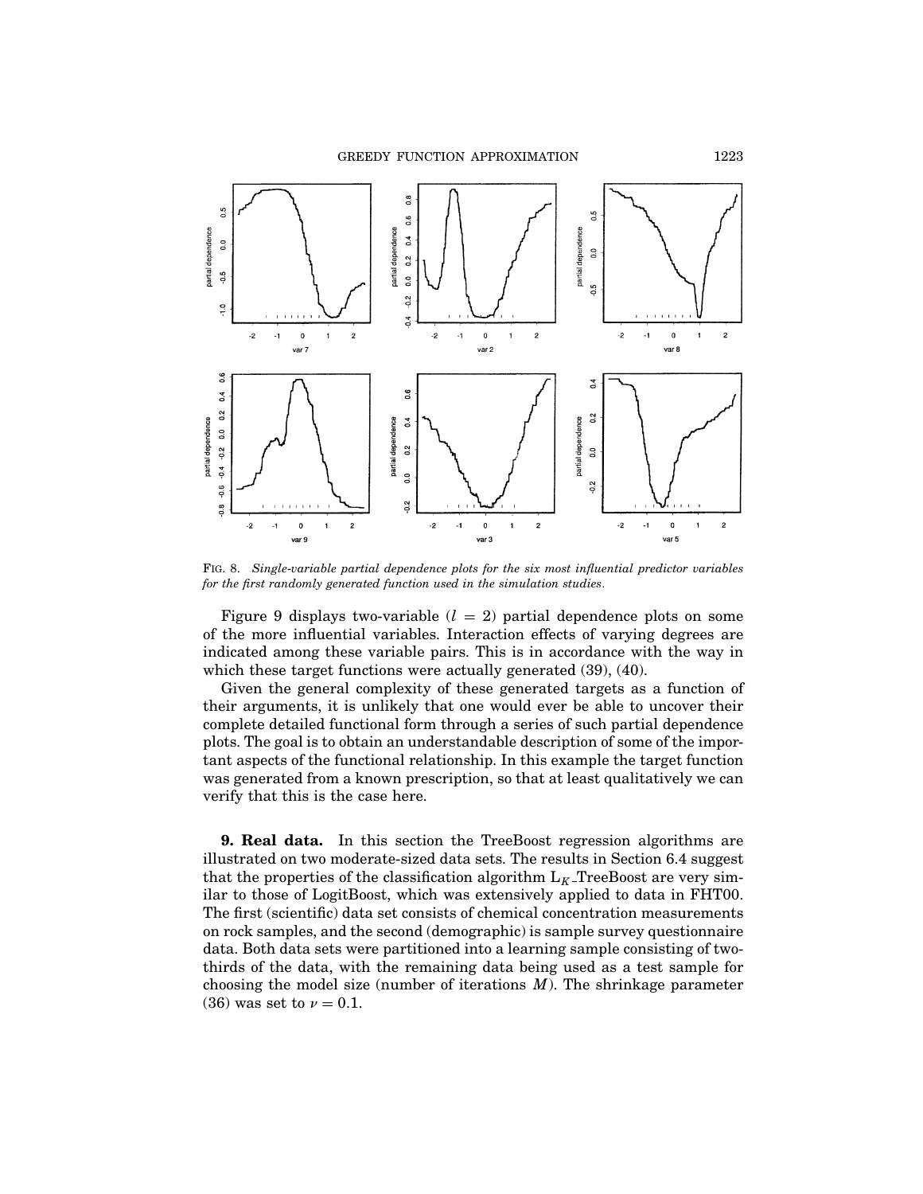FIG. 8. *Single-variable partial dependence plots for the six most influential predictor variables for the first randomly generated function used in the simulation studies.*

Figure 9 displays two-variable ($l = 2$) partial dependence plots on some of the more influential variables. Interaction effects of varying degrees are indicated among these variable pairs. This is in accordance with the way in which these target functions were actually generated (39), (40).

Given the general complexity of these generated targets as a function of their arguments, it is unlikely that one would ever be able to uncover their complete detailed functional form through a series of such partial dependence plots. The goal is to obtain an understandable description of some of the important aspects of the functional relationship. In this example the target function was generated from a known prescription, so that at least qualitatively we can verify that this is the case here.

**9. Real data.** In this section the TreeBoost regression algorithms are illustrated on two moderate-sized data sets. The results in Section 6.4 suggest that the properties of the classification algorithm $L_K$_TreeBoost are very similar to those of LogitBoost, which was extensively applied to data in FHT00. The first (scientific) data set consists of chemical concentration measurements on rock samples, and the second (demographic) is sample survey questionnaire data. Both data sets were partitioned into a learning sample consisting of two-thirds of the data, with the remaining data being used as a test sample for choosing the model size (number of iterations $M$). The shrinkage parameter (36) was set to $\nu = 0.1$.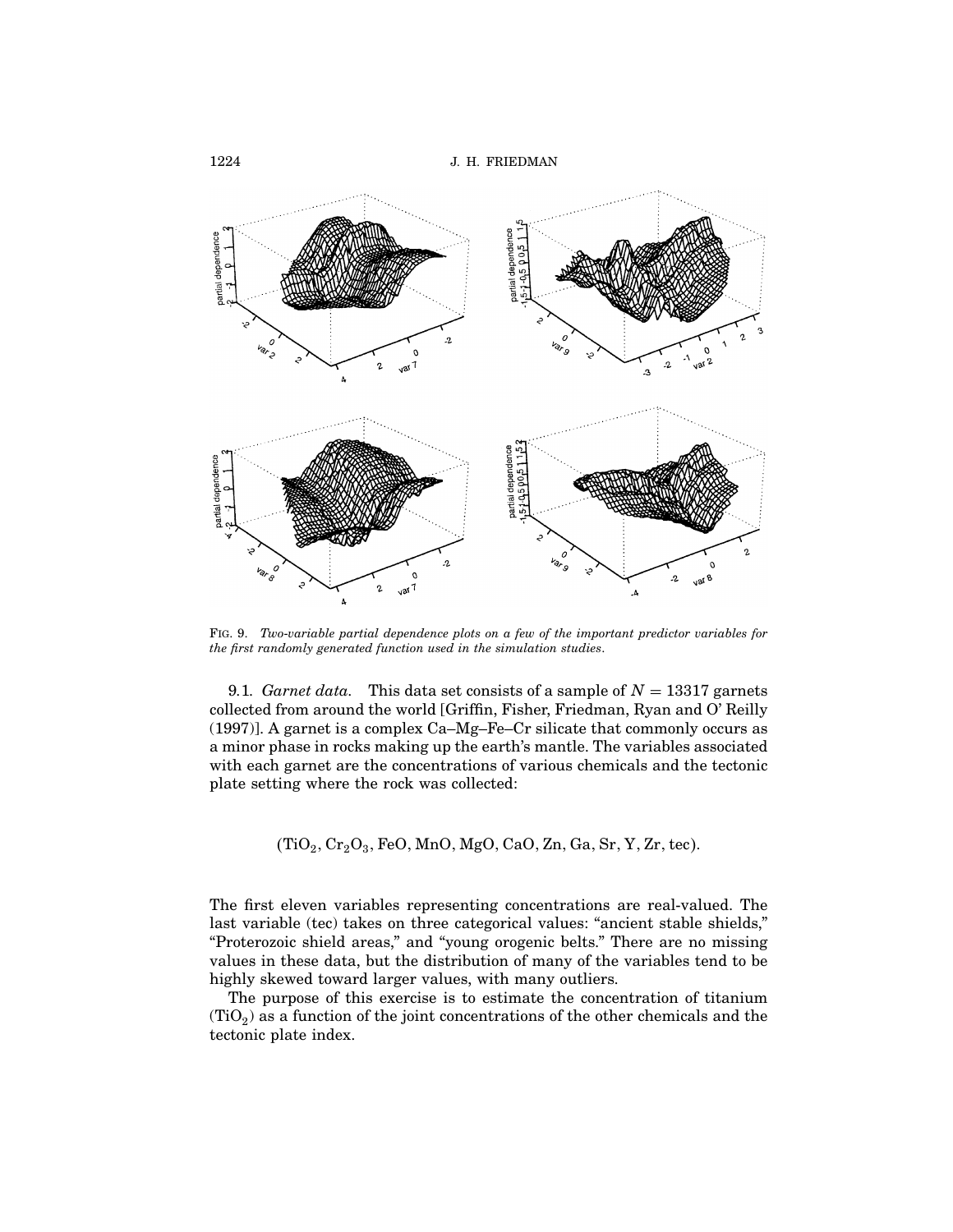FIG. 9. *Two-variable partial dependence plots on a few of the important predictor variables for the first randomly generated function used in the simulation studies.*

9.1. *Garnet data.* This data set consists of a sample of $N = 13317$ garnets collected from around the world [Griffin, Fisher, Friedman, Ryan and O' Reilly (1997)]. A garnet is a complex Ca–Mg–Fe–Cr silicate that commonly occurs as a minor phase in rocks making up the earth's mantle. The variables associated with each garnet are the concentrations of various chemicals and the tectonic plate setting where the rock was collected:

$$(\mathrm{TiO_2}, \mathrm{Cr_2O_3}, \mathrm{FeO}, \mathrm{MnO}, \mathrm{MgO}, \mathrm{CaO}, \mathrm{Zn}, \mathrm{Ga}, \mathrm{Sr}, \mathrm{Y}, \mathrm{Zr}, \mathrm{tec}).$$

The first eleven variables representing concentrations are real-valued. The last variable (tec) takes on three categorical values: "ancient stable shields," "Proterozoic shield areas," and "young orogenic belts." There are no missing values in these data, but the distribution of many of the variables tend to be highly skewed toward larger values, with many outliers.

The purpose of this exercise is to estimate the concentration of titanium ($\mathrm{TiO_2}$) as a function of the joint concentrations of the other chemicals and the tectonic plate index.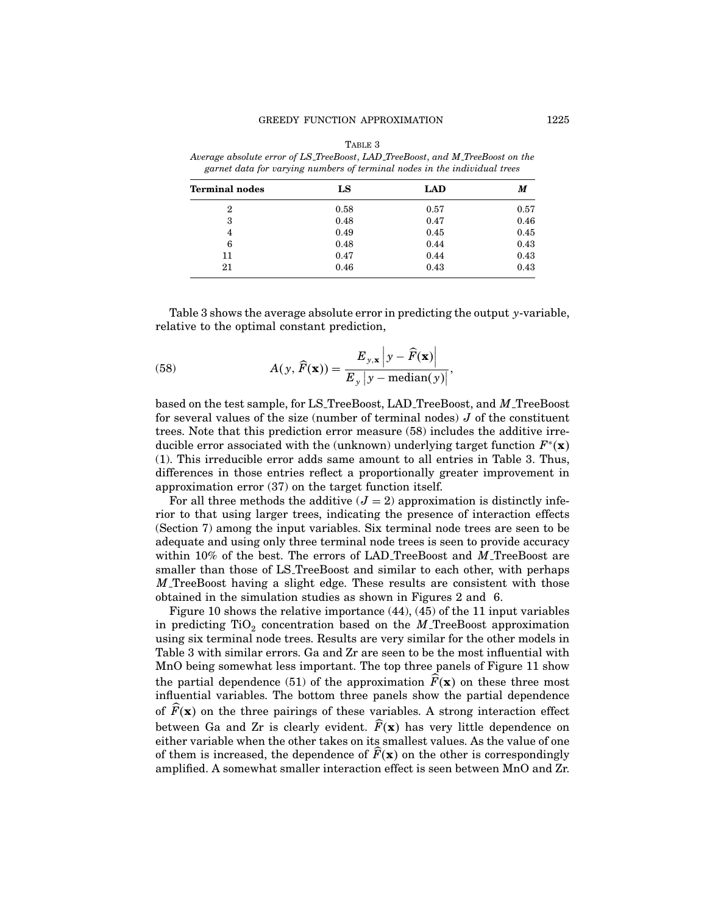TABLE 3

*Average absolute error of LS_TreeBoost, LAD_TreeBoost, and M_TreeBoost on the garnet data for varying numbers of terminal nodes in the individual trees*

| **Terminal nodes** | **LS** | **LAD** | ***M*** |
|---|---|---|---|
| 2 | 0.58 | 0.57 | 0.57 |
| 3 | 0.48 | 0.47 | 0.46 |
| 4 | 0.49 | 0.45 | 0.45 |
| 6 | 0.48 | 0.44 | 0.43 |
| 11 | 0.47 | 0.44 | 0.43 |
| 21 | 0.46 | 0.43 | 0.43 |

Table 3 shows the average absolute error in predicting the output $y$-variable, relative to the optimal constant prediction,

$$A(y, \widehat{F}(\mathbf{x})) = \frac{E_{y,\mathbf{x}} \left| y - \widehat{F}(\mathbf{x}) \right|}{E_y \left| y - \text{median}(y) \right|}, \tag{58}$$

based on the test sample, for LS_TreeBoost, LAD_TreeBoost, and $M$_TreeBoost for several values of the size (number of terminal nodes) $J$ of the constituent trees. Note that this prediction error measure (58) includes the additive irreducible error associated with the (unknown) underlying target function $F^*(\mathbf{x})$ (1). This irreducible error adds same amount to all entries in Table 3. Thus, differences in those entries reflect a proportionally greater improvement in approximation error (37) on the target function itself.

For all three methods the additive ($J = 2$) approximation is distinctly inferior to that using larger trees, indicating the presence of interaction effects (Section 7) among the input variables. Six terminal node trees are seen to be adequate and using only three terminal node trees is seen to provide accuracy within 10% of the best. The errors of LAD_TreeBoost and $M$_TreeBoost are smaller than those of LS_TreeBoost and similar to each other, with perhaps $M$_TreeBoost having a slight edge. These results are consistent with those obtained in the simulation studies as shown in Figures 2 and 6.

Figure 10 shows the relative importance (44), (45) of the 11 input variables in predicting $TiO_2$ concentration based on the $M$_TreeBoost approximation using six terminal node trees. Results are very similar for the other models in Table 3 with similar errors. Ga and Zr are seen to be the most influential with MnO being somewhat less important. The top three panels of Figure 11 show the partial dependence (51) of the approximation $\widehat{F}(\mathbf{x})$ on these three most influential variables. The bottom three panels show the partial dependence of $\widehat{F}(\mathbf{x})$ on the three pairings of these variables. A strong interaction effect between Ga and Zr is clearly evident. $\widehat{F}(\mathbf{x})$ has very little dependence on either variable when the other takes on its smallest values. As the value of one of them is increased, the dependence of $\widehat{F}(\mathbf{x})$ on the other is correspondingly amplified. A somewhat smaller interaction effect is seen between MnO and Zr.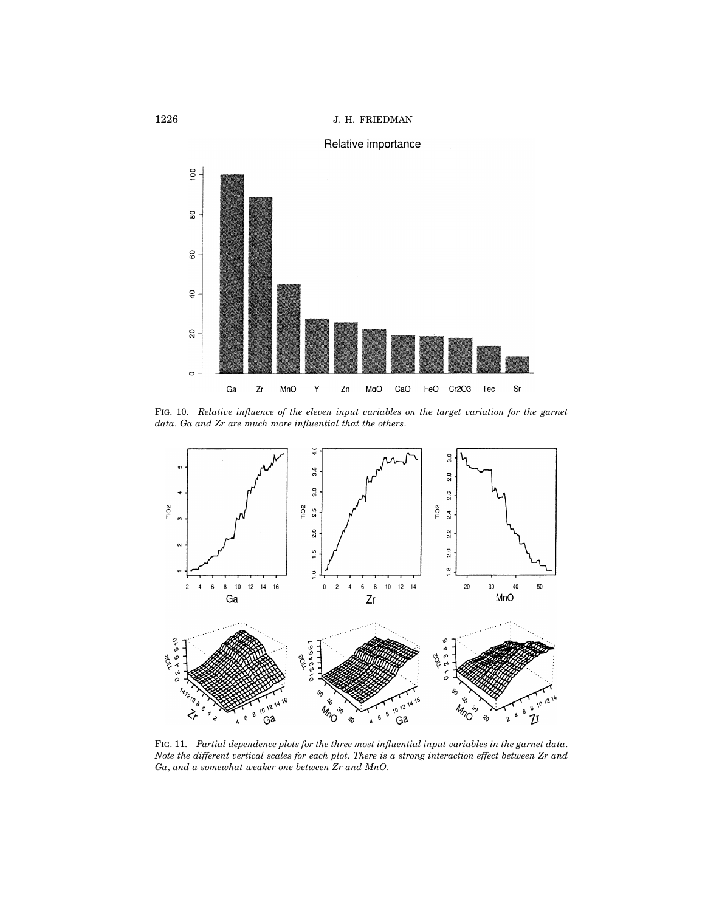FIG. 10. *Relative influence of the eleven input variables on the target variation for the garnet data. Ga and Zr are much more influential that the others.*

FIG. 11. *Partial dependence plots for the three most influential input variables in the garnet data. Note the different vertical scales for each plot. There is a strong interaction effect between Zr and Ga, and a somewhat weaker one between Zr and MnO.*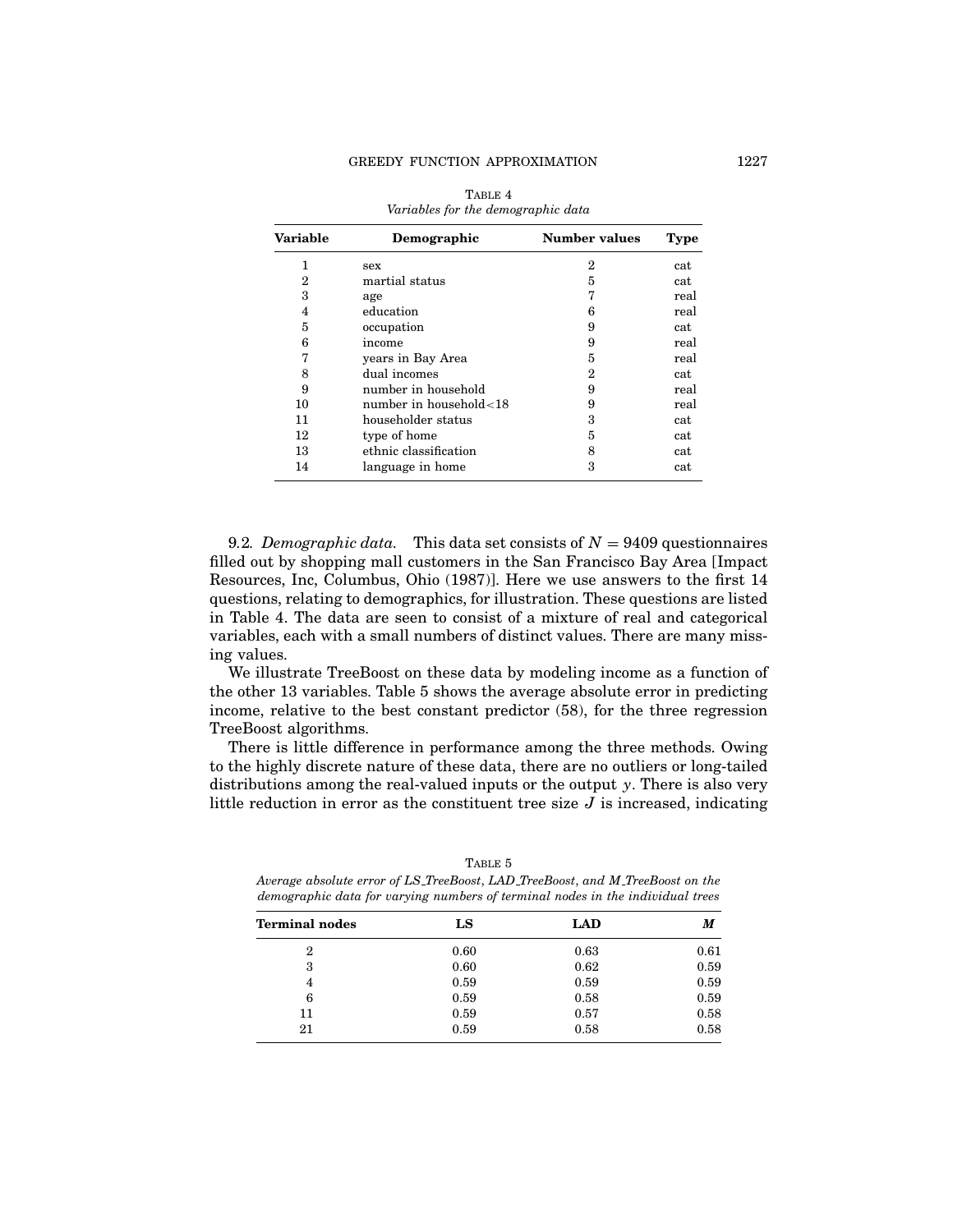TABLE 4
*Variables for the demographic data*

| Variable | Demographic | Number values | Type |
|---|---|---|---|
| 1 | sex | 2 | cat |
| 2 | martial status | 5 | cat |
| 3 | age | 7 | real |
| 4 | education | 6 | real |
| 5 | occupation | 9 | cat |
| 6 | income | 9 | real |
| 7 | years in Bay Area | 5 | real |
| 8 | dual incomes | 2 | cat |
| 9 | number in household | 9 | real |
| 10 | number in household<18 | 9 | real |
| 11 | householder status | 3 | cat |
| 12 | type of home | 5 | cat |
| 13 | ethnic classification | 8 | cat |
| 14 | language in home | 3 | cat |

9.2. *Demographic data.* This data set consists of $N = 9409$ questionnaires filled out by shopping mall customers in the San Francisco Bay Area [Impact Resources, Inc, Columbus, Ohio (1987)]. Here we use answers to the first 14 questions, relating to demographics, for illustration. These questions are listed in Table 4. The data are seen to consist of a mixture of real and categorical variables, each with a small numbers of distinct values. There are many missing values.

We illustrate TreeBoost on these data by modeling income as a function of the other 13 variables. Table 5 shows the average absolute error in predicting income, relative to the best constant predictor (58), for the three regression TreeBoost algorithms.

There is little difference in performance among the three methods. Owing to the highly discrete nature of these data, there are no outliers or long-tailed distributions among the real-valued inputs or the output $y$. There is also very little reduction in error as the constituent tree size $J$ is increased, indicating

TABLE 5
*Average absolute error of LS_TreeBoost, LAD_TreeBoost, and M_TreeBoost on the demographic data for varying numbers of terminal nodes in the individual trees*

| Terminal nodes | LS | LAD | *M* |
|---|---|---|---|
| 2 | 0.60 | 0.63 | 0.61 |
| 3 | 0.60 | 0.62 | 0.59 |
| 4 | 0.59 | 0.59 | 0.59 |
| 6 | 0.59 | 0.58 | 0.59 |
| 11 | 0.59 | 0.57 | 0.58 |
| 21 | 0.59 | 0.58 | 0.58 |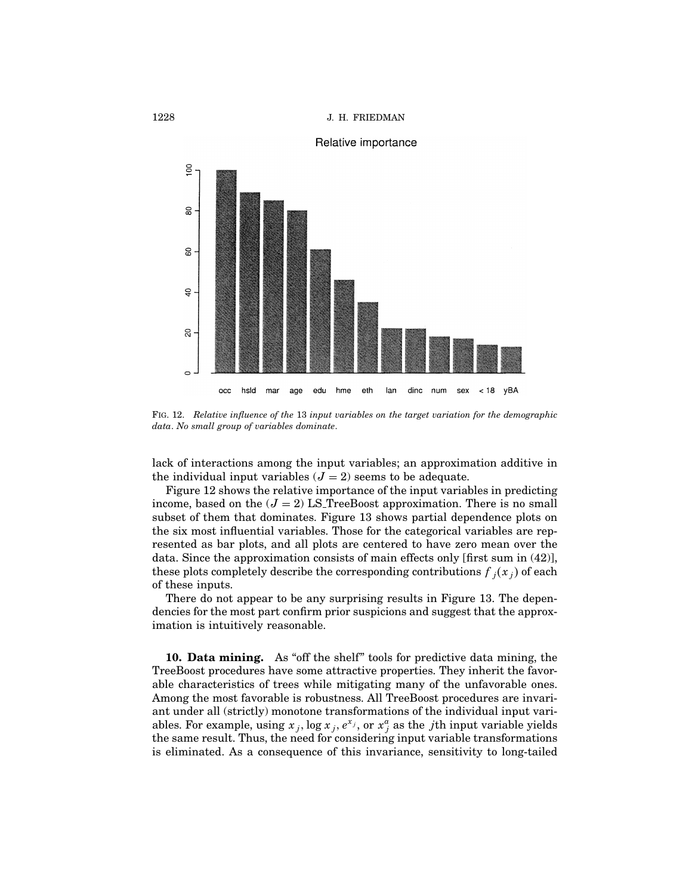FIG. 12. *Relative influence of the* 13 *input variables on the target variation for the demographic data. No small group of variables dominate.*

lack of interactions among the input variables; an approximation additive in the individual input variables ($J = 2$) seems to be adequate.

Figure 12 shows the relative importance of the input variables in predicting income, based on the ($J = 2$) LS_TreeBoost approximation. There is no small subset of them that dominates. Figure 13 shows partial dependence plots on the six most influential variables. Those for the categorical variables are represented as bar plots, and all plots are centered to have zero mean over the data. Since the approximation consists of main effects only [first sum in (42)], these plots completely describe the corresponding contributions $f_j(x_j)$ of each of these inputs.

There do not appear to be any surprising results in Figure 13. The dependencies for the most part confirm prior suspicions and suggest that the approximation is intuitively reasonable.

**10. Data mining.** As "off the shelf" tools for predictive data mining, the TreeBoost procedures have some attractive properties. They inherit the favorable characteristics of trees while mitigating many of the unfavorable ones. Among the most favorable is robustness. All TreeBoost procedures are invariant under all (strictly) monotone transformations of the individual input variables. For example, using $x_j$, $\log x_j$, $e^{x_j}$, or $x_j^a$ as the $j$th input variable yields the same result. Thus, the need for considering input variable transformations is eliminated. As a consequence of this invariance, sensitivity to long-tailed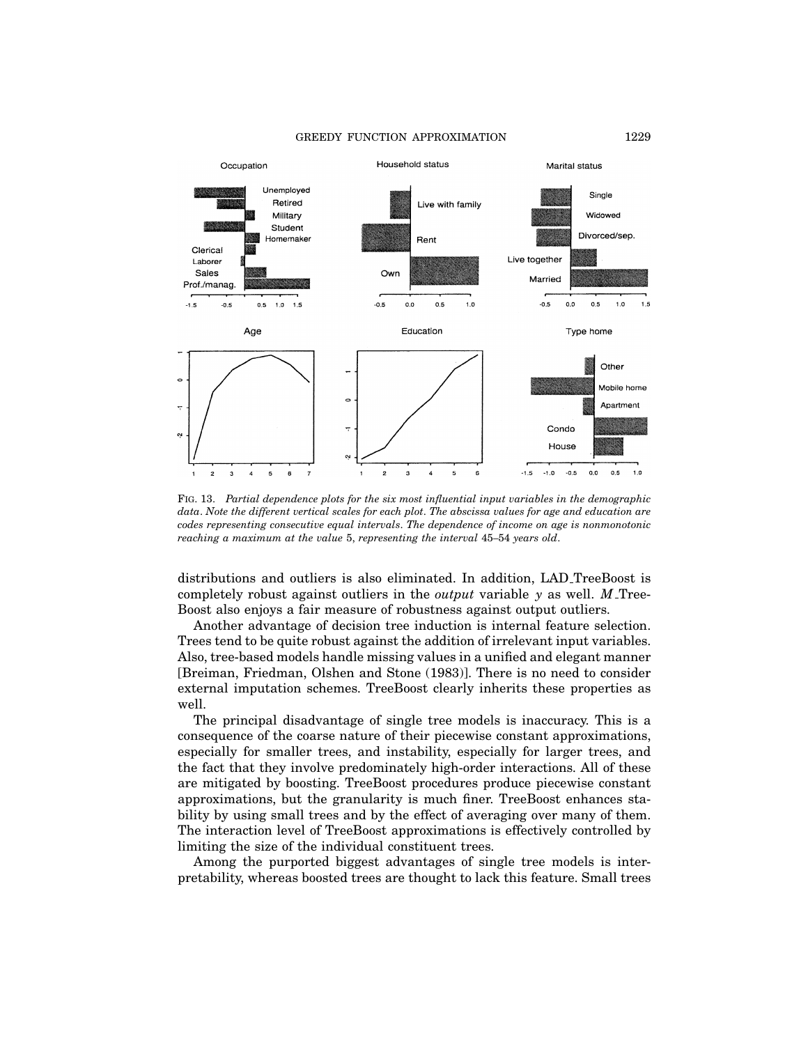FIG. 13. *Partial dependence plots for the six most influential input variables in the demographic data. Note the different vertical scales for each plot. The abscissa values for age and education are codes representing consecutive equal intervals. The dependence of income on age is nonmonotonic reaching a maximum at the value* 5, *representing the interval* 45–54 *years old*.

distributions and outliers is also eliminated. In addition, LAD_TreeBoost is completely robust against outliers in the *output* variable $y$ as well. $M$_TreeBoost also enjoys a fair measure of robustness against output outliers.

Another advantage of decision tree induction is internal feature selection. Trees tend to be quite robust against the addition of irrelevant input variables. Also, tree-based models handle missing values in a unified and elegant manner [Breiman, Friedman, Olshen and Stone (1983)]. There is no need to consider external imputation schemes. TreeBoost clearly inherits these properties as well.

The principal disadvantage of single tree models is inaccuracy. This is a consequence of the coarse nature of their piecewise constant approximations, especially for smaller trees, and instability, especially for larger trees, and the fact that they involve predominately high-order interactions. All of these are mitigated by boosting. TreeBoost procedures produce piecewise constant approximations, but the granularity is much finer. TreeBoost enhances stability by using small trees and by the effect of averaging over many of them. The interaction level of TreeBoost approximations is effectively controlled by limiting the size of the individual constituent trees.

Among the purported biggest advantages of single tree models is interpretability, whereas boosted trees are thought to lack this feature. Small trees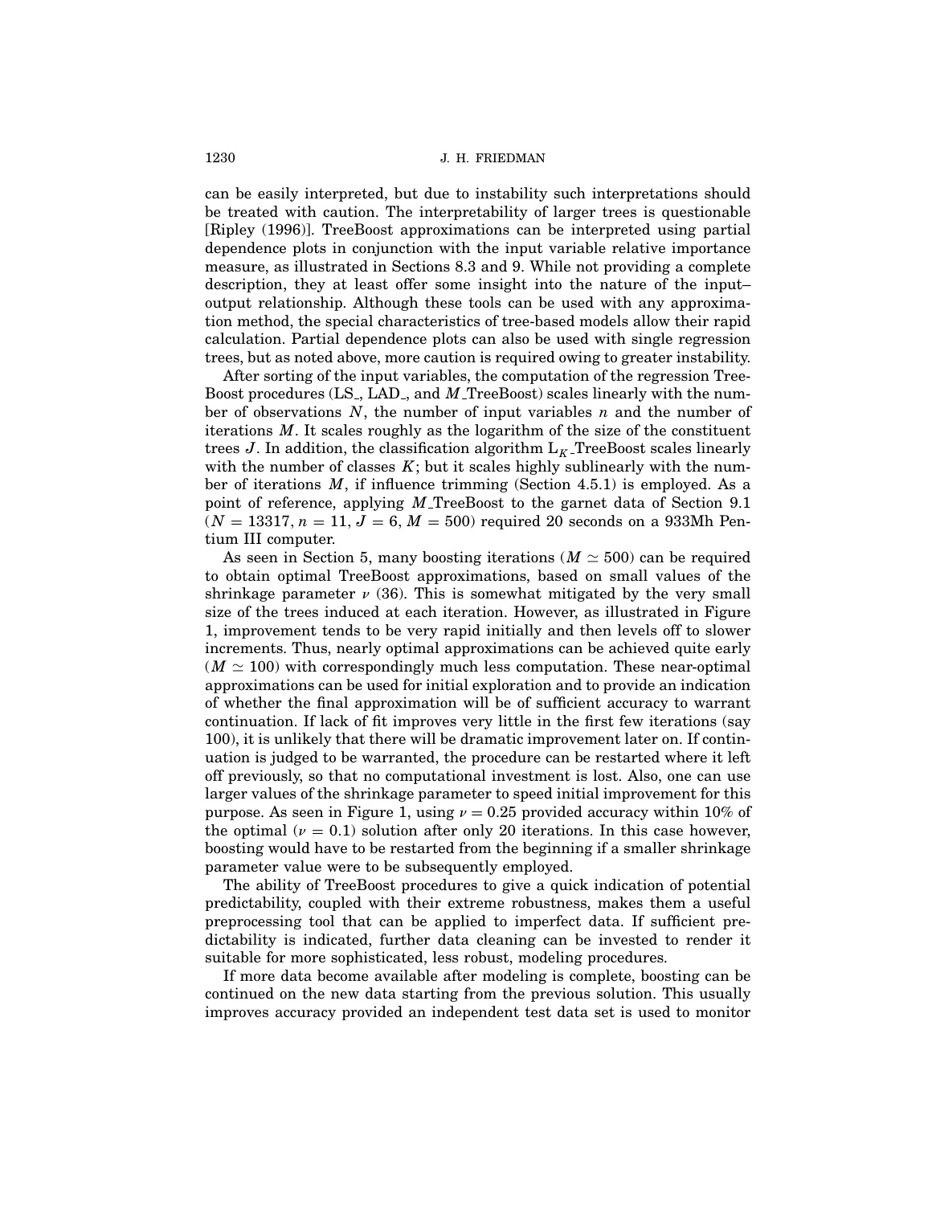can be easily interpreted, but due to instability such interpretations should be treated with caution. The interpretability of larger trees is questionable [Ripley (1996)]. TreeBoost approximations can be interpreted using partial dependence plots in conjunction with the input variable relative importance measure, as illustrated in Sections 8.3 and 9. While not providing a complete description, they at least offer some insight into the nature of the input–output relationship. Although these tools can be used with any approximation method, the special characteristics of tree-based models allow their rapid calculation. Partial dependence plots can also be used with single regression trees, but as noted above, more caution is required owing to greater instability.

After sorting of the input variables, the computation of the regression TreeBoost procedures (LS_, LAD_, and $M$_TreeBoost) scales linearly with the number of observations $N$, the number of input variables $n$ and the number of iterations $M$. It scales roughly as the logarithm of the size of the constituent trees $J$. In addition, the classification algorithm $L_K$_TreeBoost scales linearly with the number of classes $K$; but it scales highly sublinearly with the number of iterations $M$, if influence trimming (Section 4.5.1) is employed. As a point of reference, applying $M$_TreeBoost to the garnet data of Section 9.1 ($N = 13317$, $n = 11$, $J = 6$, $M = 500$) required 20 seconds on a 933Mh Pentium III computer.

As seen in Section 5, many boosting iterations ($M \simeq 500$) can be required to obtain optimal TreeBoost approximations, based on small values of the shrinkage parameter $\nu$ (36). This is somewhat mitigated by the very small size of the trees induced at each iteration. However, as illustrated in Figure 1, improvement tends to be very rapid initially and then levels off to slower increments. Thus, nearly optimal approximations can be achieved quite early ($M \simeq 100$) with correspondingly much less computation. These near-optimal approximations can be used for initial exploration and to provide an indication of whether the final approximation will be of sufficient accuracy to warrant continuation. If lack of fit improves very little in the first few iterations (say 100), it is unlikely that there will be dramatic improvement later on. If continuation is judged to be warranted, the procedure can be restarted where it left off previously, so that no computational investment is lost. Also, one can use larger values of the shrinkage parameter to speed initial improvement for this purpose. As seen in Figure 1, using $\nu = 0.25$ provided accuracy within 10% of the optimal ($\nu = 0.1$) solution after only 20 iterations. In this case however, boosting would have to be restarted from the beginning if a smaller shrinkage parameter value were to be subsequently employed.

The ability of TreeBoost procedures to give a quick indication of potential predictability, coupled with their extreme robustness, makes them a useful preprocessing tool that can be applied to imperfect data. If sufficient predictability is indicated, further data cleaning can be invested to render it suitable for more sophisticated, less robust, modeling procedures.

If more data become available after modeling is complete, boosting can be continued on the new data starting from the previous solution. This usually improves accuracy provided an independent test data set is used to monitor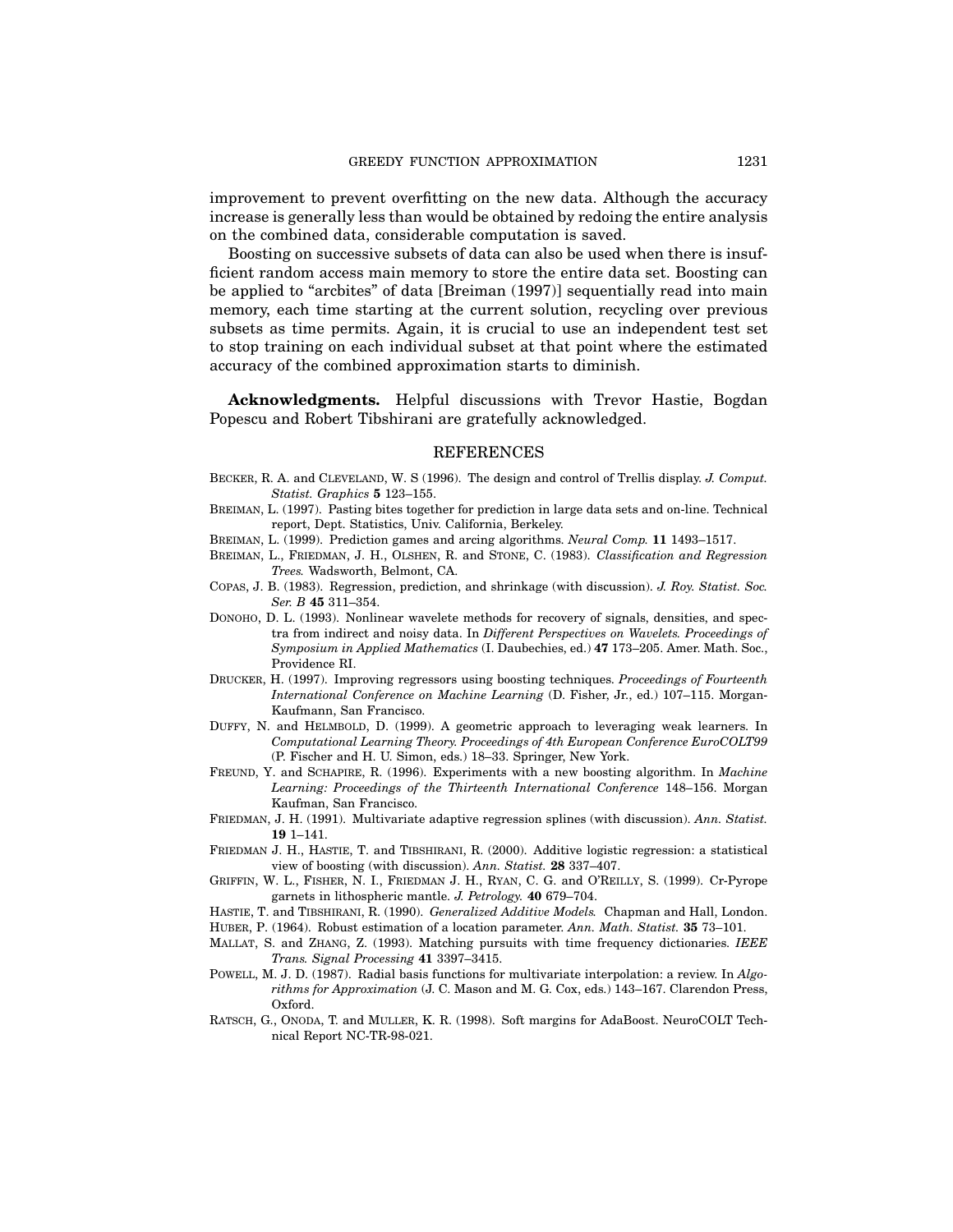improvement to prevent overfitting on the new data. Although the accuracy increase is generally less than would be obtained by redoing the entire analysis on the combined data, considerable computation is saved.

Boosting on successive subsets of data can also be used when there is insufficient random access main memory to store the entire data set. Boosting can be applied to "arcbites" of data [Breiman (1997)] sequentially read into main memory, each time starting at the current solution, recycling over previous subsets as time permits. Again, it is crucial to use an independent test set to stop training on each individual subset at that point where the estimated accuracy of the combined approximation starts to diminish.

**Acknowledgments.** Helpful discussions with Trevor Hastie, Bogdan Popescu and Robert Tibshirani are gratefully acknowledged.

## REFERENCES

BECKER, R. A. and CLEVELAND, W. S (1996). The design and control of Trellis display. *J. Comput. Statist. Graphics* **5** 123–155.

BREIMAN, L. (1997). Pasting bites together for prediction in large data sets and on-line. Technical report, Dept. Statistics, Univ. California, Berkeley.

BREIMAN, L. (1999). Prediction games and arcing algorithms. *Neural Comp.* **11** 1493–1517.

BREIMAN, L., FRIEDMAN, J. H., OLSHEN, R. and STONE, C. (1983). *Classification and Regression Trees.* Wadsworth, Belmont, CA.

COPAS, J. B. (1983). Regression, prediction, and shrinkage (with discussion). *J. Roy. Statist. Soc. Ser. B* **45** 311–354.

DONOHO, D. L. (1993). Nonlinear wavelete methods for recovery of signals, densities, and spectra from indirect and noisy data. In *Different Perspectives on Wavelets. Proceedings of Symposium in Applied Mathematics* (I. Daubechies, ed.) **47** 173–205. Amer. Math. Soc., Providence RI.

DRUCKER, H. (1997). Improving regressors using boosting techniques. *Proceedings of Fourteenth International Conference on Machine Learning* (D. Fisher, Jr., ed.) 107–115. Morgan-Kaufmann, San Francisco.

DUFFY, N. and HELMBOLD, D. (1999). A geometric approach to leveraging weak learners. In *Computational Learning Theory. Proceedings of 4th European Conference EuroCOLT99* (P. Fischer and H. U. Simon, eds.) 18–33. Springer, New York.

FREUND, Y. and SCHAPIRE, R. (1996). Experiments with a new boosting algorithm. In *Machine Learning: Proceedings of the Thirteenth International Conference* 148–156. Morgan Kaufman, San Francisco.

FRIEDMAN, J. H. (1991). Multivariate adaptive regression splines (with discussion). *Ann. Statist.* **19** 1–141.

FRIEDMAN J. H., HASTIE, T. and TIBSHIRANI, R. (2000). Additive logistic regression: a statistical view of boosting (with discussion). *Ann. Statist.* **28** 337–407.

GRIFFIN, W. L., FISHER, N. I., FRIEDMAN J. H., RYAN, C. G. and O'REILLY, S. (1999). Cr-Pyrope garnets in lithospheric mantle. *J. Petrology.* **40** 679–704.

HASTIE, T. and TIBSHIRANI, R. (1990). *Generalized Additive Models.* Chapman and Hall, London.

HUBER, P. (1964). Robust estimation of a location parameter. *Ann. Math. Statist.* **35** 73–101.

MALLAT, S. and ZHANG, Z. (1993). Matching pursuits with time frequency dictionaries. *IEEE Trans. Signal Processing* **41** 3397–3415.

POWELL, M. J. D. (1987). Radial basis functions for multivariate interpolation: a review. In *Algorithms for Approximation* (J. C. Mason and M. G. Cox, eds.) 143–167. Clarendon Press, Oxford.

RATSCH, G., ONODA, T. and MULLER, K. R. (1998). Soft margins for AdaBoost. NeuroCOLT Technical Report NC-TR-98-021.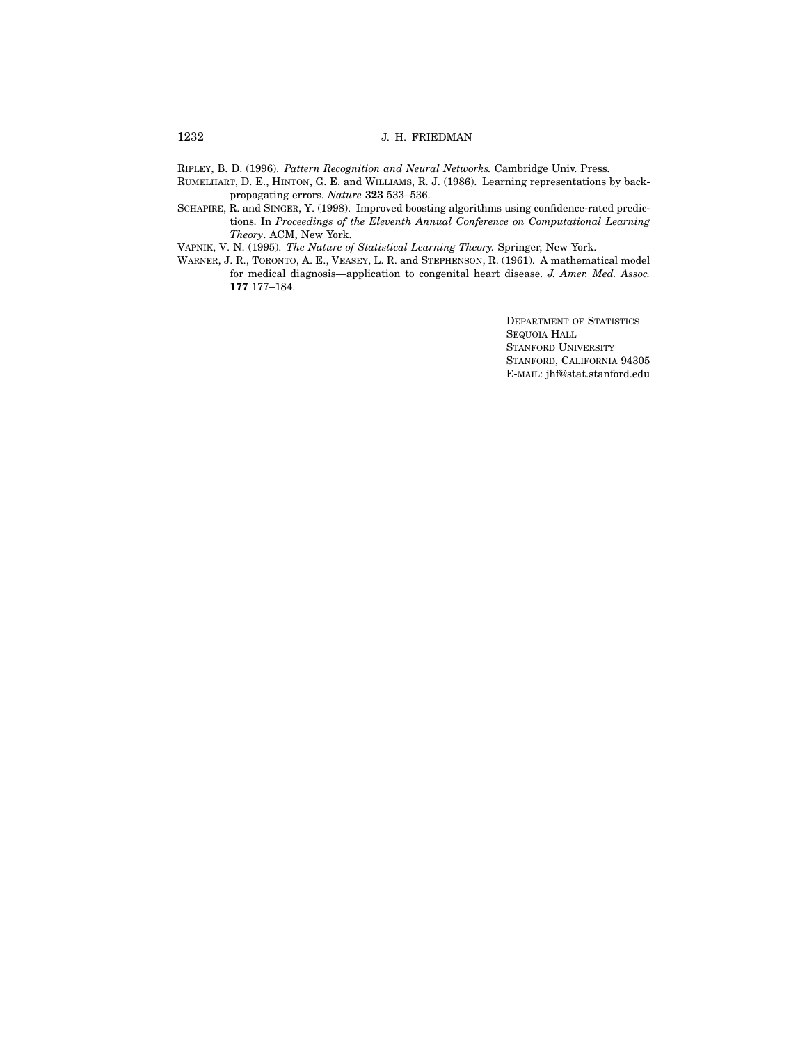RIPLEY, B. D. (1996). *Pattern Recognition and Neural Networks.* Cambridge Univ. Press.

RUMELHART, D. E., HINTON, G. E. and WILLIAMS, R. J. (1986). Learning representations by back-propagating errors. *Nature* **323** 533–536.

SCHAPIRE, R. and SINGER, Y. (1998). Improved boosting algorithms using confidence-rated predictions. In *Proceedings of the Eleventh Annual Conference on Computational Learning Theory*. ACM, New York.

VAPNIK, V. N. (1995). *The Nature of Statistical Learning Theory.* Springer, New York.

WARNER, J. R., TORONTO, A. E., VEASEY, L. R. and STEPHENSON, R. (1961). A mathematical model for medical diagnosis—application to congenital heart disease. *J. Amer. Med. Assoc.* **177** 177–184.

DEPARTMENT OF STATISTICS
SEQUOIA HALL
STANFORD UNIVERSITY
STANFORD, CALIFORNIA 94305
E-MAIL: jhf@stat.stanford.edu